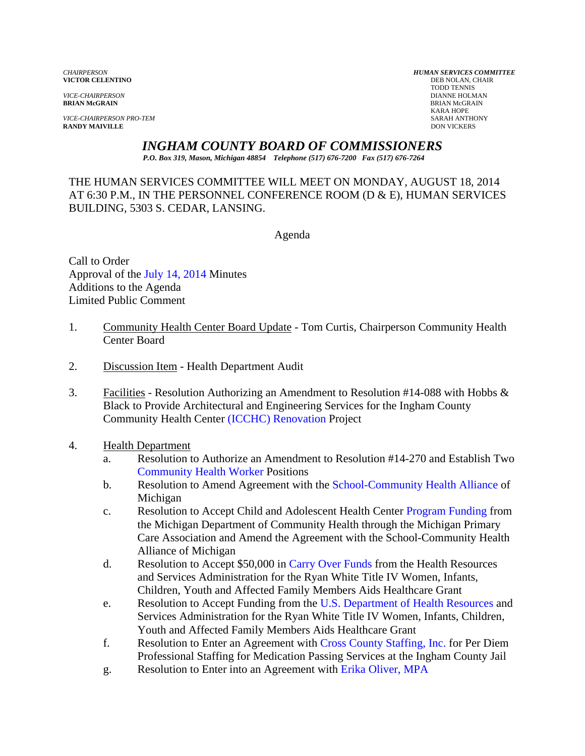*CHAIRPERSON*
**VICTOR CELENTINO**

*VICE-CHAIRPERSON*
**BRIAN McGRAIN**

*VICE-CHAIRPERSON PRO-TEM*
**RANDY MAIVILLE**

***HUMAN SERVICES COMMITTEE***
DEB NOLAN, CHAIR
TODD TENNIS
DIANNE HOLMAN
BRIAN McGRAIN
KARA HOPE
SARAH ANTHONY
DON VICKERS

# *INGHAM COUNTY BOARD OF COMMISSIONERS*

***P.O. Box 319, Mason, Michigan 48854 Telephone (517) 676-7200 Fax (517) 676-7264***

THE HUMAN SERVICES COMMITTEE WILL MEET ON MONDAY, AUGUST 18, 2014 AT 6:30 P.M., IN THE PERSONNEL CONFERENCE ROOM (D & E), HUMAN SERVICES BUILDING, 5303 S. CEDAR, LANSING.

Agenda

Call to Order
Approval of the July 14, 2014 Minutes
Additions to the Agenda
Limited Public Comment

1. Community Health Center Board Update - Tom Curtis, Chairperson Community Health Center Board

2. Discussion Item - Health Department Audit

3. Facilities - Resolution Authorizing an Amendment to Resolution #14-088 with Hobbs & Black to Provide Architectural and Engineering Services for the Ingham County Community Health Center (ICCHC) Renovation Project

4. Health Department
   a. Resolution to Authorize an Amendment to Resolution #14-270 and Establish Two Community Health Worker Positions
   b. Resolution to Amend Agreement with the School-Community Health Alliance of Michigan
   c. Resolution to Accept Child and Adolescent Health Center Program Funding from the Michigan Department of Community Health through the Michigan Primary Care Association and Amend the Agreement with the School-Community Health Alliance of Michigan
   d. Resolution to Accept $50,000 in Carry Over Funds from the Health Resources and Services Administration for the Ryan White Title IV Women, Infants, Children, Youth and Affected Family Members Aids Healthcare Grant
   e. Resolution to Accept Funding from the U.S. Department of Health Resources and Services Administration for the Ryan White Title IV Women, Infants, Children, Youth and Affected Family Members Aids Healthcare Grant
   f. Resolution to Enter an Agreement with Cross County Staffing, Inc. for Per Diem Professional Staffing for Medication Passing Services at the Ingham County Jail
   g. Resolution to Enter into an Agreement with Erika Oliver, MPA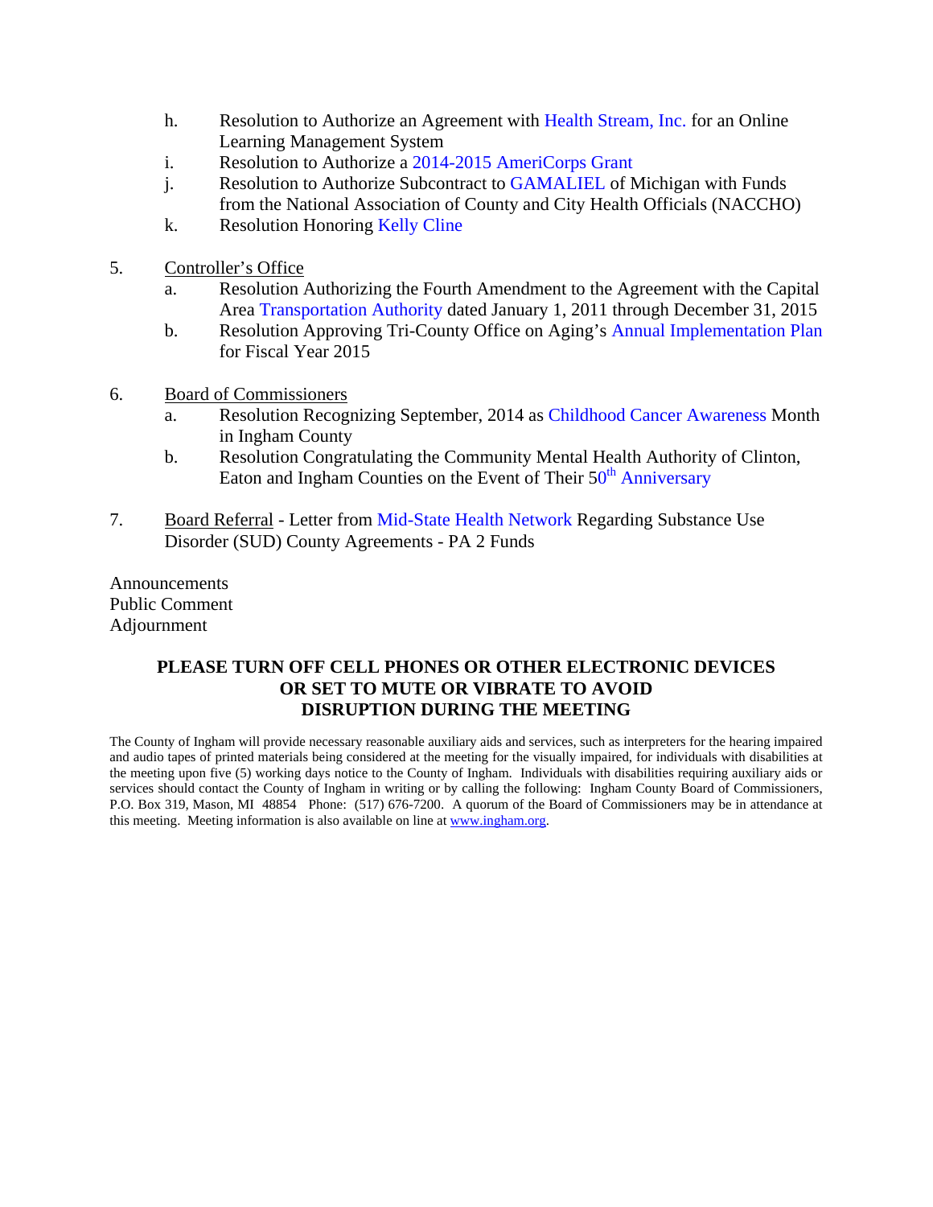h. Resolution to Authorize an Agreement with Health Stream, Inc. for an Online Learning Management System

i. Resolution to Authorize a 2014-2015 AmeriCorps Grant

j. Resolution to Authorize Subcontract to GAMALIEL of Michigan with Funds from the National Association of County and City Health Officials (NACCHO)

k. Resolution Honoring Kelly Cline

5. Controller's Office

   a. Resolution Authorizing the Fourth Amendment to the Agreement with the Capital Area Transportation Authority dated January 1, 2011 through December 31, 2015

   b. Resolution Approving Tri-County Office on Aging's Annual Implementation Plan for Fiscal Year 2015

6. Board of Commissioners

   a. Resolution Recognizing September, 2014 as Childhood Cancer Awareness Month in Ingham County

   b. Resolution Congratulating the Community Mental Health Authority of Clinton, Eaton and Ingham Counties on the Event of Their 50th Anniversary

7. Board Referral - Letter from Mid-State Health Network Regarding Substance Use Disorder (SUD) County Agreements - PA 2 Funds

Announcements
Public Comment
Adjournment

**PLEASE TURN OFF CELL PHONES OR OTHER ELECTRONIC DEVICES OR SET TO MUTE OR VIBRATE TO AVOID DISRUPTION DURING THE MEETING**

The County of Ingham will provide necessary reasonable auxiliary aids and services, such as interpreters for the hearing impaired and audio tapes of printed materials being considered at the meeting for the visually impaired, for individuals with disabilities at the meeting upon five (5) working days notice to the County of Ingham. Individuals with disabilities requiring auxiliary aids or services should contact the County of Ingham in writing or by calling the following: Ingham County Board of Commissioners, P.O. Box 319, Mason, MI 48854 Phone: (517) 676-7200. A quorum of the Board of Commissioners may be in attendance at this meeting. Meeting information is also available on line at www.ingham.org.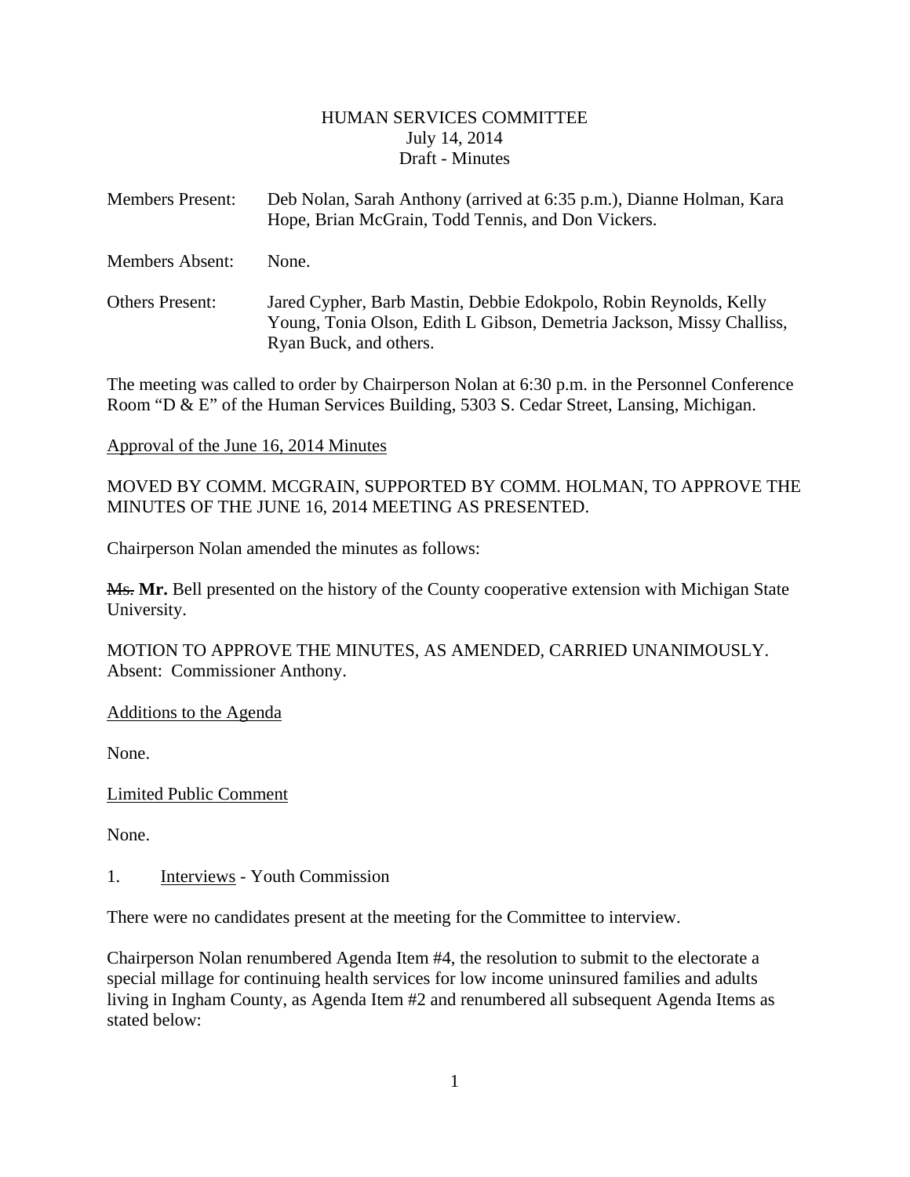HUMAN SERVICES COMMITTEE
July 14, 2014
Draft - Minutes

Members Present: Deb Nolan, Sarah Anthony (arrived at 6:35 p.m.), Dianne Holman, Kara Hope, Brian McGrain, Todd Tennis, and Don Vickers.

Members Absent: None.

Others Present: Jared Cypher, Barb Mastin, Debbie Edokpolo, Robin Reynolds, Kelly Young, Tonia Olson, Edith L Gibson, Demetria Jackson, Missy Challiss, Ryan Buck, and others.

The meeting was called to order by Chairperson Nolan at 6:30 p.m. in the Personnel Conference Room "D & E" of the Human Services Building, 5303 S. Cedar Street, Lansing, Michigan.

Approval of the June 16, 2014 Minutes

MOVED BY COMM. MCGRAIN, SUPPORTED BY COMM. HOLMAN, TO APPROVE THE MINUTES OF THE JUNE 16, 2014 MEETING AS PRESENTED.

Chairperson Nolan amended the minutes as follows:

~~Ms.~~ **Mr.** Bell presented on the history of the County cooperative extension with Michigan State University.

MOTION TO APPROVE THE MINUTES, AS AMENDED, CARRIED UNANIMOUSLY. Absent: Commissioner Anthony.

Additions to the Agenda

None.

Limited Public Comment

None.

1. Interviews - Youth Commission

There were no candidates present at the meeting for the Committee to interview.

Chairperson Nolan renumbered Agenda Item #4, the resolution to submit to the electorate a special millage for continuing health services for low income uninsured families and adults living in Ingham County, as Agenda Item #2 and renumbered all subsequent Agenda Items as stated below: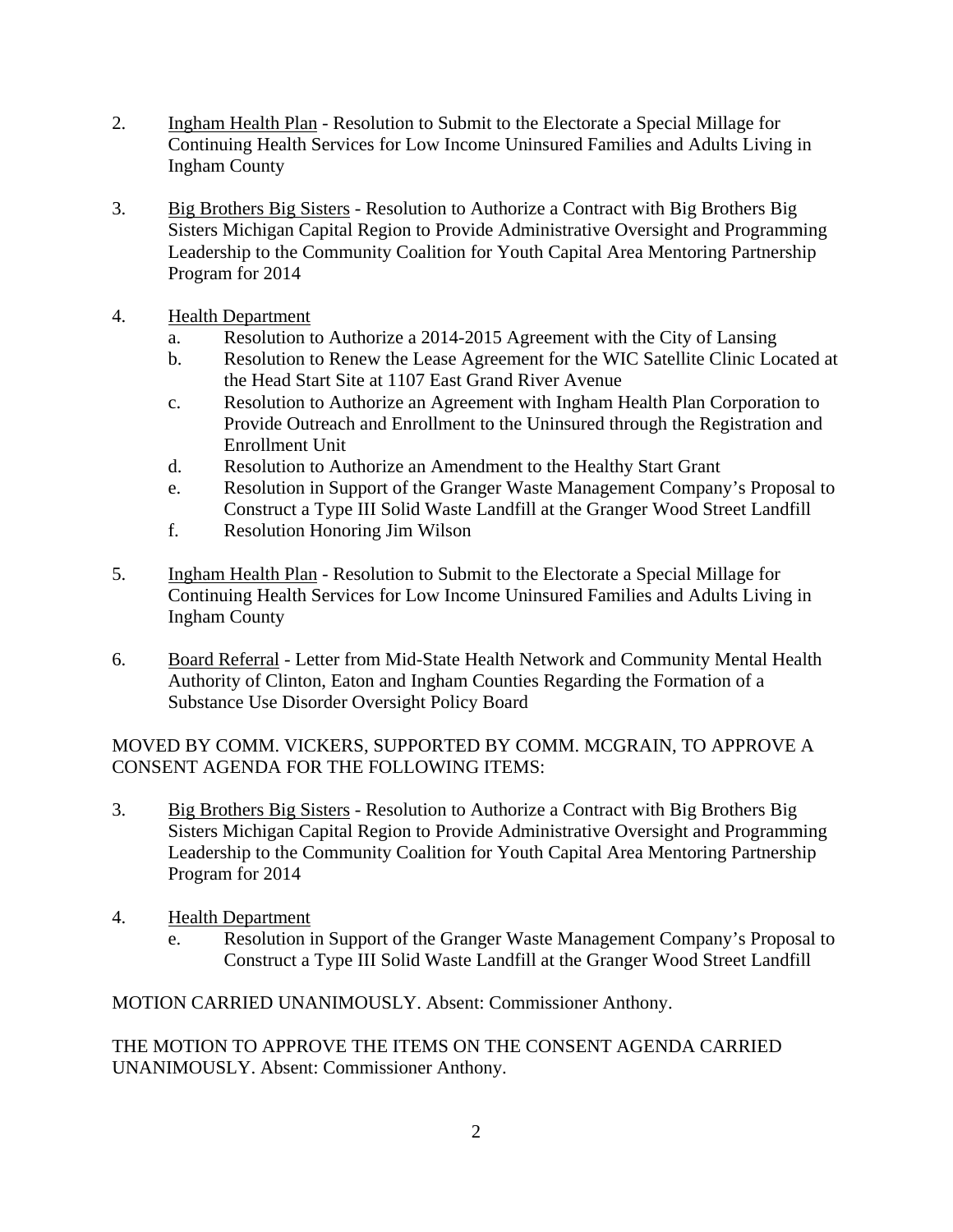2. Ingham Health Plan - Resolution to Submit to the Electorate a Special Millage for Continuing Health Services for Low Income Uninsured Families and Adults Living in Ingham County

3. Big Brothers Big Sisters - Resolution to Authorize a Contract with Big Brothers Big Sisters Michigan Capital Region to Provide Administrative Oversight and Programming Leadership to the Community Coalition for Youth Capital Area Mentoring Partnership Program for 2014

4. Health Department
   a. Resolution to Authorize a 2014-2015 Agreement with the City of Lansing
   b. Resolution to Renew the Lease Agreement for the WIC Satellite Clinic Located at the Head Start Site at 1107 East Grand River Avenue
   c. Resolution to Authorize an Agreement with Ingham Health Plan Corporation to Provide Outreach and Enrollment to the Uninsured through the Registration and Enrollment Unit
   d. Resolution to Authorize an Amendment to the Healthy Start Grant
   e. Resolution in Support of the Granger Waste Management Company's Proposal to Construct a Type III Solid Waste Landfill at the Granger Wood Street Landfill
   f. Resolution Honoring Jim Wilson

5. Ingham Health Plan - Resolution to Submit to the Electorate a Special Millage for Continuing Health Services for Low Income Uninsured Families and Adults Living in Ingham County

6. Board Referral - Letter from Mid-State Health Network and Community Mental Health Authority of Clinton, Eaton and Ingham Counties Regarding the Formation of a Substance Use Disorder Oversight Policy Board

MOVED BY COMM. VICKERS, SUPPORTED BY COMM. MCGRAIN, TO APPROVE A CONSENT AGENDA FOR THE FOLLOWING ITEMS:

3. Big Brothers Big Sisters - Resolution to Authorize a Contract with Big Brothers Big Sisters Michigan Capital Region to Provide Administrative Oversight and Programming Leadership to the Community Coalition for Youth Capital Area Mentoring Partnership Program for 2014

4. Health Department
   e. Resolution in Support of the Granger Waste Management Company's Proposal to Construct a Type III Solid Waste Landfill at the Granger Wood Street Landfill

MOTION CARRIED UNANIMOUSLY. Absent: Commissioner Anthony.

THE MOTION TO APPROVE THE ITEMS ON THE CONSENT AGENDA CARRIED UNANIMOUSLY. Absent: Commissioner Anthony.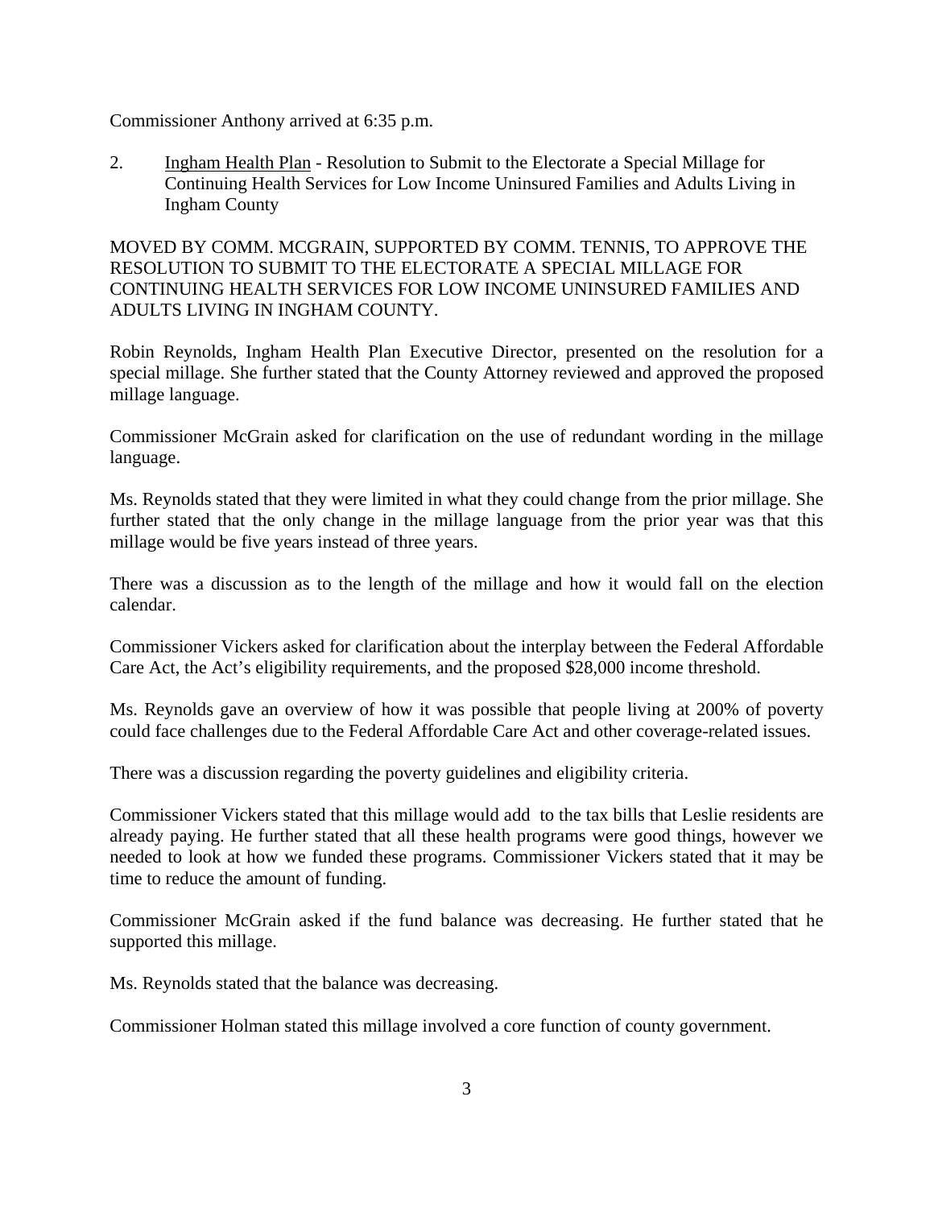Commissioner Anthony arrived at 6:35 p.m.

2. Ingham Health Plan - Resolution to Submit to the Electorate a Special Millage for Continuing Health Services for Low Income Uninsured Families and Adults Living in Ingham County

MOVED BY COMM. MCGRAIN, SUPPORTED BY COMM. TENNIS, TO APPROVE THE RESOLUTION TO SUBMIT TO THE ELECTORATE A SPECIAL MILLAGE FOR CONTINUING HEALTH SERVICES FOR LOW INCOME UNINSURED FAMILIES AND ADULTS LIVING IN INGHAM COUNTY.

Robin Reynolds, Ingham Health Plan Executive Director, presented on the resolution for a special millage. She further stated that the County Attorney reviewed and approved the proposed millage language.

Commissioner McGrain asked for clarification on the use of redundant wording in the millage language.

Ms. Reynolds stated that they were limited in what they could change from the prior millage. She further stated that the only change in the millage language from the prior year was that this millage would be five years instead of three years.

There was a discussion as to the length of the millage and how it would fall on the election calendar.

Commissioner Vickers asked for clarification about the interplay between the Federal Affordable Care Act, the Act's eligibility requirements, and the proposed $28,000 income threshold.

Ms. Reynolds gave an overview of how it was possible that people living at 200% of poverty could face challenges due to the Federal Affordable Care Act and other coverage-related issues.

There was a discussion regarding the poverty guidelines and eligibility criteria.

Commissioner Vickers stated that this millage would add to the tax bills that Leslie residents are already paying. He further stated that all these health programs were good things, however we needed to look at how we funded these programs. Commissioner Vickers stated that it may be time to reduce the amount of funding.

Commissioner McGrain asked if the fund balance was decreasing. He further stated that he supported this millage.

Ms. Reynolds stated that the balance was decreasing.

Commissioner Holman stated this millage involved a core function of county government.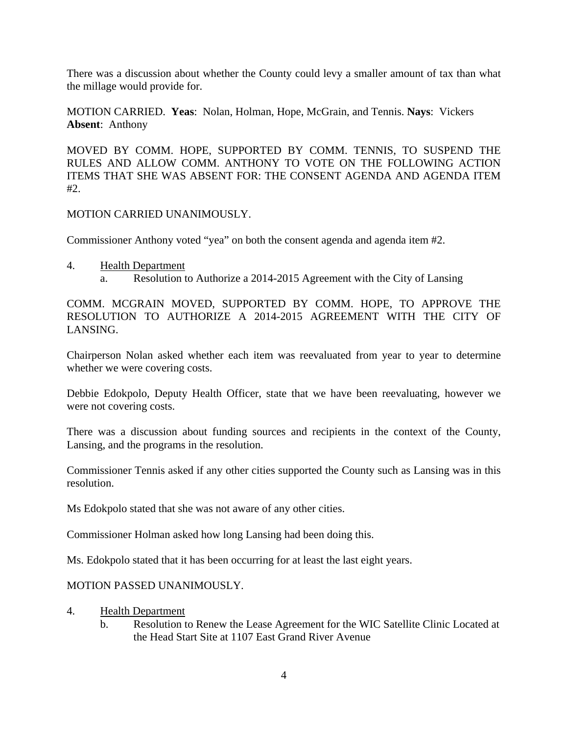There was a discussion about whether the County could levy a smaller amount of tax than what the millage would provide for.

MOTION CARRIED. **Yeas**: Nolan, Holman, Hope, McGrain, and Tennis. **Nays**: Vickers
**Absent**: Anthony

MOVED BY COMM. HOPE, SUPPORTED BY COMM. TENNIS, TO SUSPEND THE RULES AND ALLOW COMM. ANTHONY TO VOTE ON THE FOLLOWING ACTION ITEMS THAT SHE WAS ABSENT FOR: THE CONSENT AGENDA AND AGENDA ITEM #2.

MOTION CARRIED UNANIMOUSLY.

Commissioner Anthony voted "yea" on both the consent agenda and agenda item #2.

4. Health Department
   a. Resolution to Authorize a 2014-2015 Agreement with the City of Lansing

COMM. MCGRAIN MOVED, SUPPORTED BY COMM. HOPE, TO APPROVE THE RESOLUTION TO AUTHORIZE A 2014-2015 AGREEMENT WITH THE CITY OF LANSING.

Chairperson Nolan asked whether each item was reevaluated from year to year to determine whether we were covering costs.

Debbie Edokpolo, Deputy Health Officer, state that we have been reevaluating, however we were not covering costs.

There was a discussion about funding sources and recipients in the context of the County, Lansing, and the programs in the resolution.

Commissioner Tennis asked if any other cities supported the County such as Lansing was in this resolution.

Ms Edokpolo stated that she was not aware of any other cities.

Commissioner Holman asked how long Lansing had been doing this.

Ms. Edokpolo stated that it has been occurring for at least the last eight years.

MOTION PASSED UNANIMOUSLY.

4. Health Department
   b. Resolution to Renew the Lease Agreement for the WIC Satellite Clinic Located at the Head Start Site at 1107 East Grand River Avenue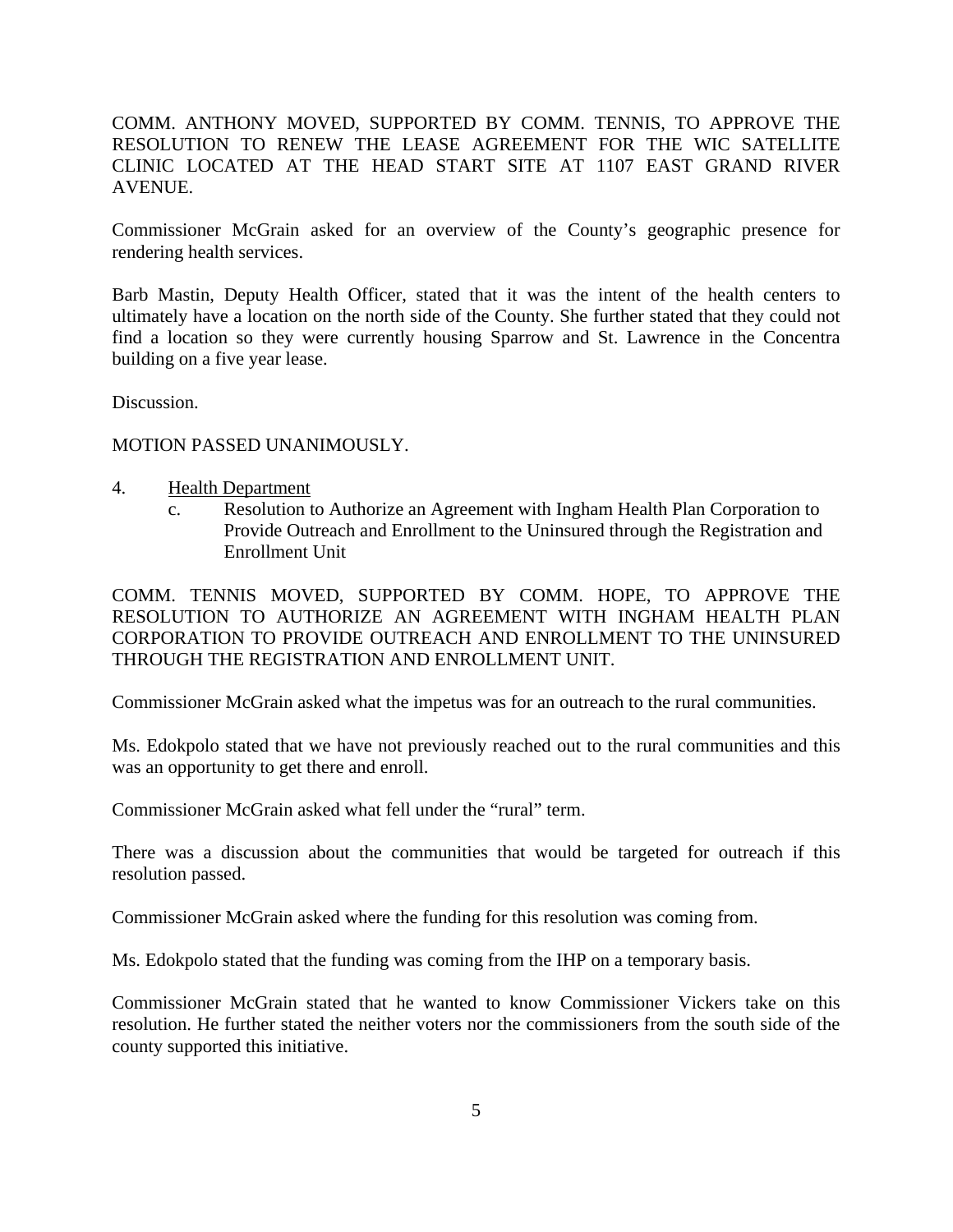COMM. ANTHONY MOVED, SUPPORTED BY COMM. TENNIS, TO APPROVE THE RESOLUTION TO RENEW THE LEASE AGREEMENT FOR THE WIC SATELLITE CLINIC LOCATED AT THE HEAD START SITE AT 1107 EAST GRAND RIVER AVENUE.

Commissioner McGrain asked for an overview of the County's geographic presence for rendering health services.

Barb Mastin, Deputy Health Officer, stated that it was the intent of the health centers to ultimately have a location on the north side of the County. She further stated that they could not find a location so they were currently housing Sparrow and St. Lawrence in the Concentra building on a five year lease.

Discussion.

MOTION PASSED UNANIMOUSLY.

4. Health Department
   c. Resolution to Authorize an Agreement with Ingham Health Plan Corporation to Provide Outreach and Enrollment to the Uninsured through the Registration and Enrollment Unit

COMM. TENNIS MOVED, SUPPORTED BY COMM. HOPE, TO APPROVE THE RESOLUTION TO AUTHORIZE AN AGREEMENT WITH INGHAM HEALTH PLAN CORPORATION TO PROVIDE OUTREACH AND ENROLLMENT TO THE UNINSURED THROUGH THE REGISTRATION AND ENROLLMENT UNIT.

Commissioner McGrain asked what the impetus was for an outreach to the rural communities.

Ms. Edokpolo stated that we have not previously reached out to the rural communities and this was an opportunity to get there and enroll.

Commissioner McGrain asked what fell under the "rural" term.

There was a discussion about the communities that would be targeted for outreach if this resolution passed.

Commissioner McGrain asked where the funding for this resolution was coming from.

Ms. Edokpolo stated that the funding was coming from the IHP on a temporary basis.

Commissioner McGrain stated that he wanted to know Commissioner Vickers take on this resolution. He further stated the neither voters nor the commissioners from the south side of the county supported this initiative.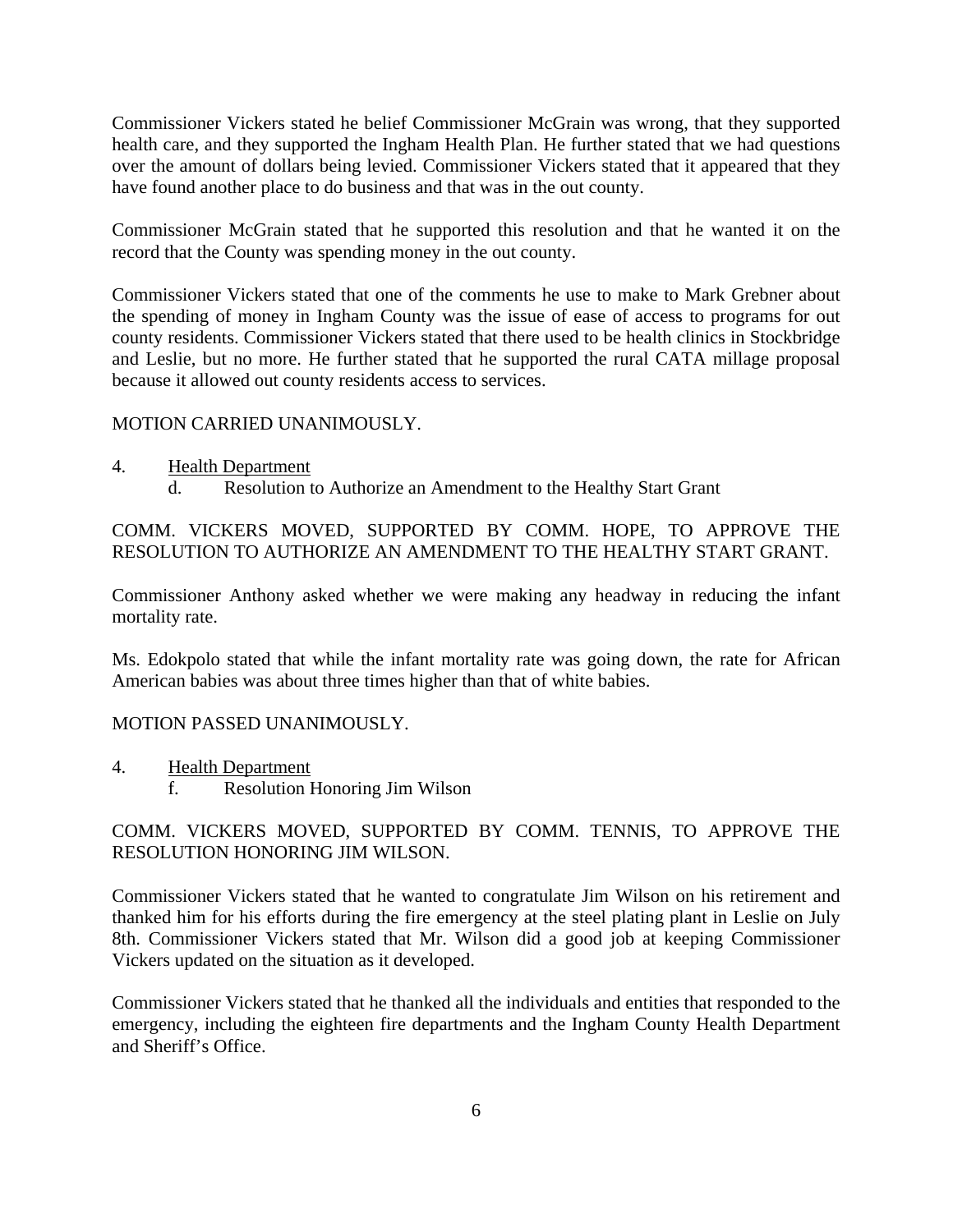Commissioner Vickers stated he belief Commissioner McGrain was wrong, that they supported health care, and they supported the Ingham Health Plan. He further stated that we had questions over the amount of dollars being levied. Commissioner Vickers stated that it appeared that they have found another place to do business and that was in the out county.

Commissioner McGrain stated that he supported this resolution and that he wanted it on the record that the County was spending money in the out county.

Commissioner Vickers stated that one of the comments he use to make to Mark Grebner about the spending of money in Ingham County was the issue of ease of access to programs for out county residents. Commissioner Vickers stated that there used to be health clinics in Stockbridge and Leslie, but no more. He further stated that he supported the rural CATA millage proposal because it allowed out county residents access to services.

MOTION CARRIED UNANIMOUSLY.

4. <u>Health Department</u>
   d. Resolution to Authorize an Amendment to the Healthy Start Grant

COMM. VICKERS MOVED, SUPPORTED BY COMM. HOPE, TO APPROVE THE RESOLUTION TO AUTHORIZE AN AMENDMENT TO THE HEALTHY START GRANT.

Commissioner Anthony asked whether we were making any headway in reducing the infant mortality rate.

Ms. Edokpolo stated that while the infant mortality rate was going down, the rate for African American babies was about three times higher than that of white babies.

MOTION PASSED UNANIMOUSLY.

4. <u>Health Department</u>
   f. Resolution Honoring Jim Wilson

COMM. VICKERS MOVED, SUPPORTED BY COMM. TENNIS, TO APPROVE THE RESOLUTION HONORING JIM WILSON.

Commissioner Vickers stated that he wanted to congratulate Jim Wilson on his retirement and thanked him for his efforts during the fire emergency at the steel plating plant in Leslie on July 8th. Commissioner Vickers stated that Mr. Wilson did a good job at keeping Commissioner Vickers updated on the situation as it developed.

Commissioner Vickers stated that he thanked all the individuals and entities that responded to the emergency, including the eighteen fire departments and the Ingham County Health Department and Sheriff's Office.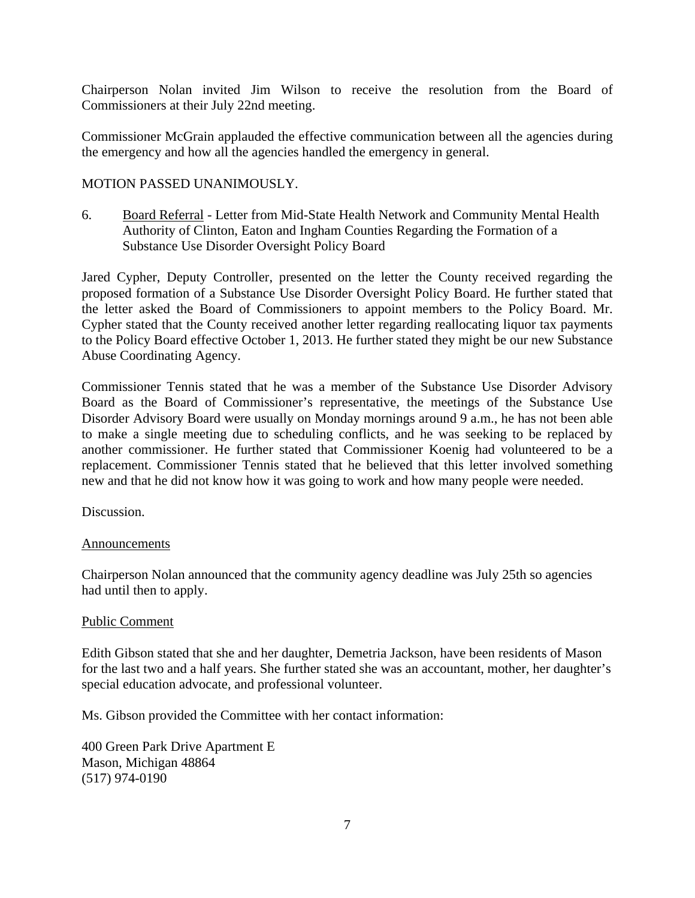Chairperson Nolan invited Jim Wilson to receive the resolution from the Board of Commissioners at their July 22nd meeting.

Commissioner McGrain applauded the effective communication between all the agencies during the emergency and how all the agencies handled the emergency in general.

MOTION PASSED UNANIMOUSLY.

6. Board Referral - Letter from Mid-State Health Network and Community Mental Health Authority of Clinton, Eaton and Ingham Counties Regarding the Formation of a Substance Use Disorder Oversight Policy Board

Jared Cypher, Deputy Controller, presented on the letter the County received regarding the proposed formation of a Substance Use Disorder Oversight Policy Board. He further stated that the letter asked the Board of Commissioners to appoint members to the Policy Board. Mr. Cypher stated that the County received another letter regarding reallocating liquor tax payments to the Policy Board effective October 1, 2013. He further stated they might be our new Substance Abuse Coordinating Agency.

Commissioner Tennis stated that he was a member of the Substance Use Disorder Advisory Board as the Board of Commissioner's representative, the meetings of the Substance Use Disorder Advisory Board were usually on Monday mornings around 9 a.m., he has not been able to make a single meeting due to scheduling conflicts, and he was seeking to be replaced by another commissioner. He further stated that Commissioner Koenig had volunteered to be a replacement. Commissioner Tennis stated that he believed that this letter involved something new and that he did not know how it was going to work and how many people were needed.

Discussion.

Announcements

Chairperson Nolan announced that the community agency deadline was July 25th so agencies had until then to apply.

Public Comment

Edith Gibson stated that she and her daughter, Demetria Jackson, have been residents of Mason for the last two and a half years. She further stated she was an accountant, mother, her daughter's special education advocate, and professional volunteer.

Ms. Gibson provided the Committee with her contact information:

400 Green Park Drive Apartment E
Mason, Michigan 48864
(517) 974-0190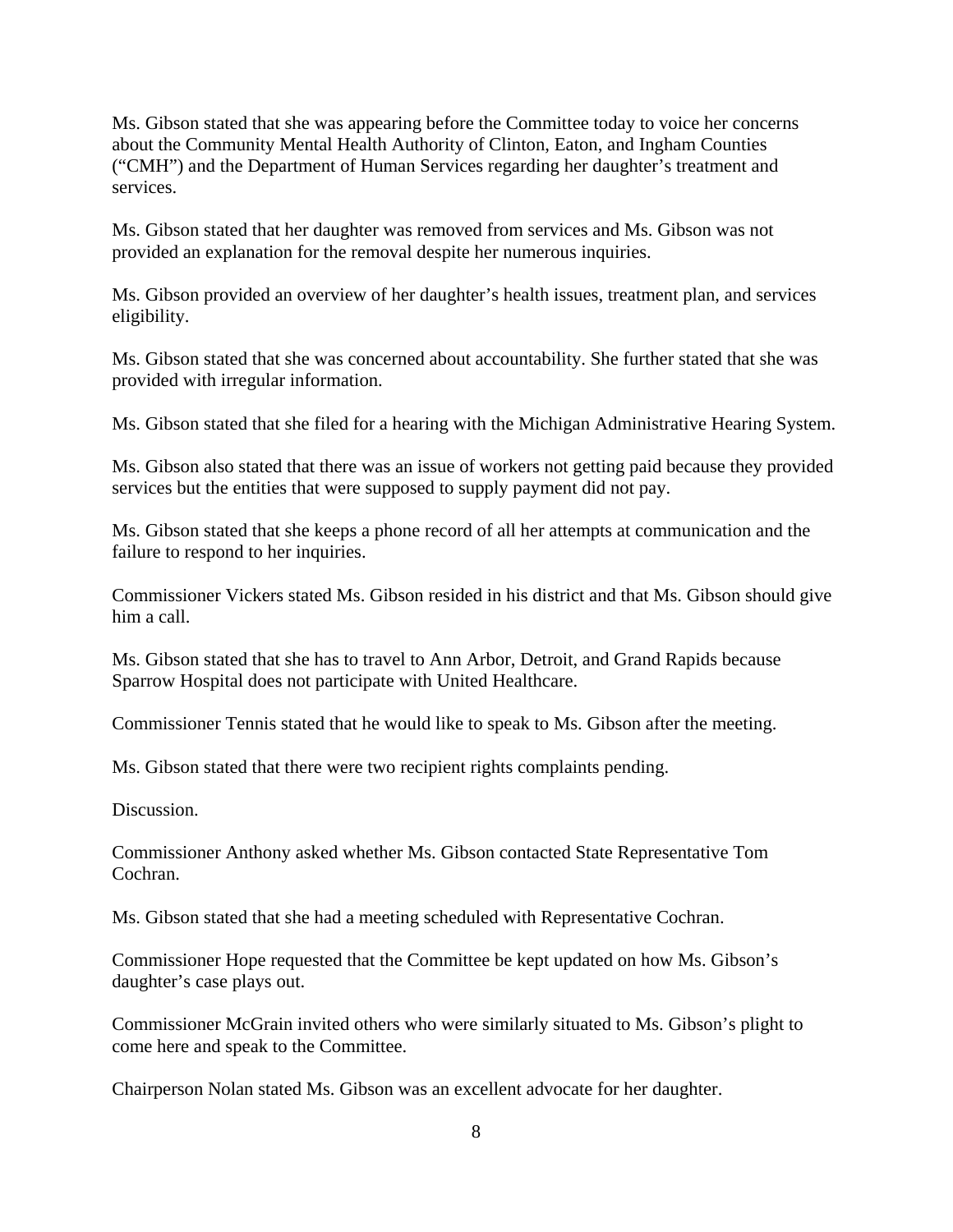Ms. Gibson stated that she was appearing before the Committee today to voice her concerns about the Community Mental Health Authority of Clinton, Eaton, and Ingham Counties ("CMH") and the Department of Human Services regarding her daughter's treatment and services.

Ms. Gibson stated that her daughter was removed from services and Ms. Gibson was not provided an explanation for the removal despite her numerous inquiries.

Ms. Gibson provided an overview of her daughter's health issues, treatment plan, and services eligibility.

Ms. Gibson stated that she was concerned about accountability. She further stated that she was provided with irregular information.

Ms. Gibson stated that she filed for a hearing with the Michigan Administrative Hearing System.

Ms. Gibson also stated that there was an issue of workers not getting paid because they provided services but the entities that were supposed to supply payment did not pay.

Ms. Gibson stated that she keeps a phone record of all her attempts at communication and the failure to respond to her inquiries.

Commissioner Vickers stated Ms. Gibson resided in his district and that Ms. Gibson should give him a call.

Ms. Gibson stated that she has to travel to Ann Arbor, Detroit, and Grand Rapids because Sparrow Hospital does not participate with United Healthcare.

Commissioner Tennis stated that he would like to speak to Ms. Gibson after the meeting.

Ms. Gibson stated that there were two recipient rights complaints pending.

Discussion.

Commissioner Anthony asked whether Ms. Gibson contacted State Representative Tom Cochran.

Ms. Gibson stated that she had a meeting scheduled with Representative Cochran.

Commissioner Hope requested that the Committee be kept updated on how Ms. Gibson's daughter's case plays out.

Commissioner McGrain invited others who were similarly situated to Ms. Gibson's plight to come here and speak to the Committee.

Chairperson Nolan stated Ms. Gibson was an excellent advocate for her daughter.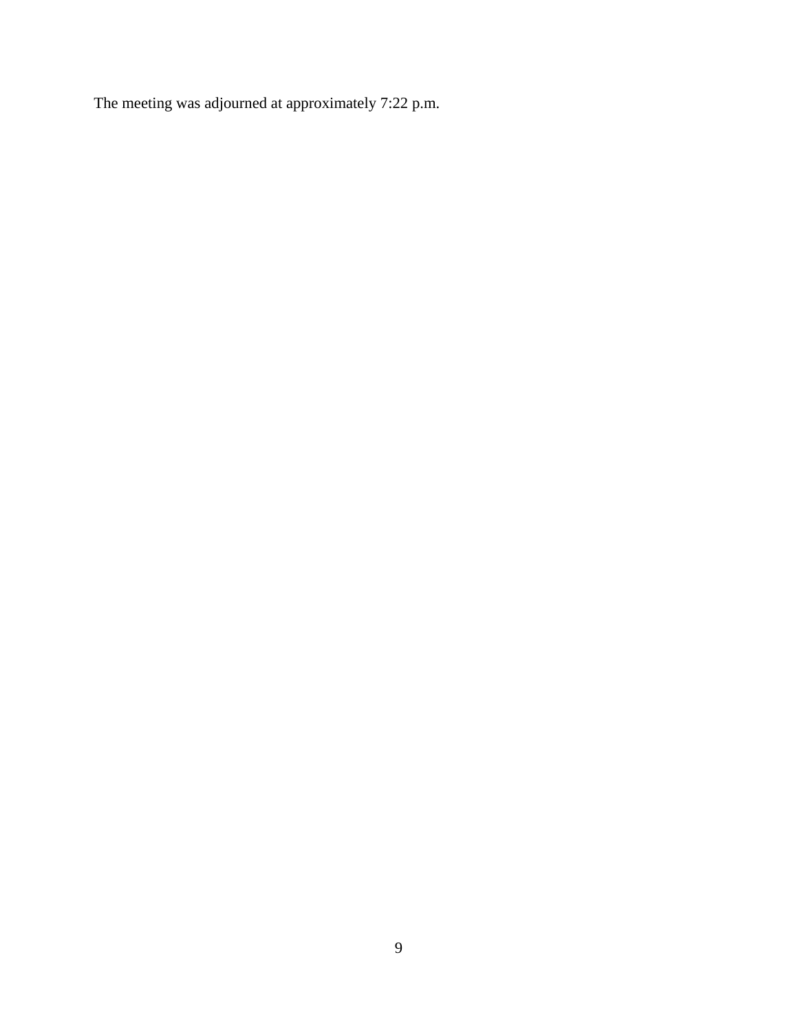The meeting was adjourned at approximately 7:22 p.m.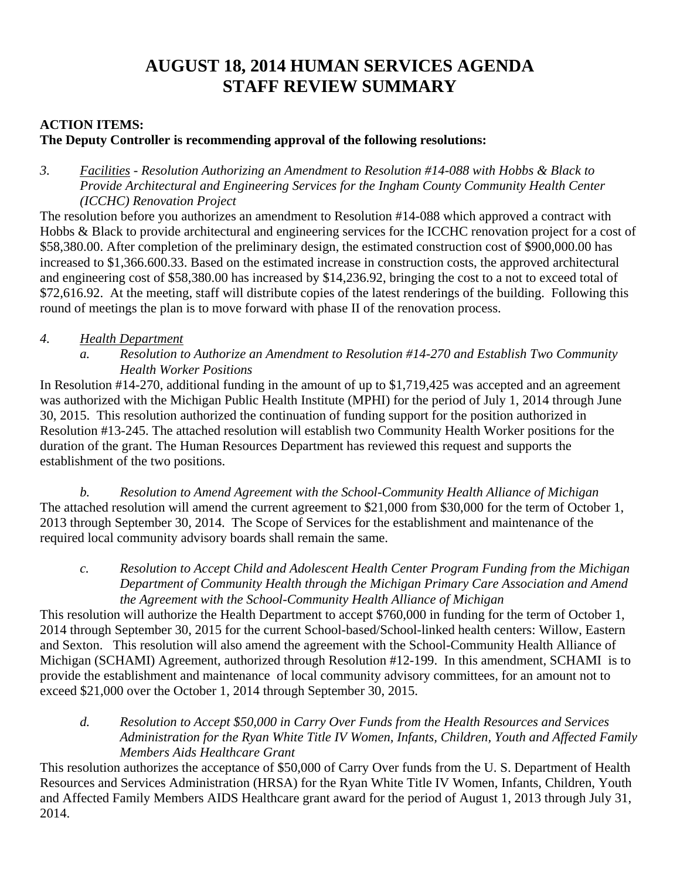# AUGUST 18, 2014 HUMAN SERVICES AGENDA
# STAFF REVIEW SUMMARY

**ACTION ITEMS:**
**The Deputy Controller is recommending approval of the following resolutions:**

3. *Facilities - Resolution Authorizing an Amendment to Resolution #14-088 with Hobbs & Black to Provide Architectural and Engineering Services for the Ingham County Community Health Center (ICCHC) Renovation Project*

The resolution before you authorizes an amendment to Resolution #14-088 which approved a contract with Hobbs & Black to provide architectural and engineering services for the ICCHC renovation project for a cost of $58,380.00. After completion of the preliminary design, the estimated construction cost of $900,000.00 has increased to $1,366.600.33. Based on the estimated increase in construction costs, the approved architectural and engineering cost of $58,380.00 has increased by $14,236.92, bringing the cost to a not to exceed total of $72,616.92. At the meeting, staff will distribute copies of the latest renderings of the building. Following this round of meetings the plan is to move forward with phase II of the renovation process.

4. *Health Department*

   a. *Resolution to Authorize an Amendment to Resolution #14-270 and Establish Two Community Health Worker Positions*

In Resolution #14-270, additional funding in the amount of up to $1,719,425 was accepted and an agreement was authorized with the Michigan Public Health Institute (MPHI) for the period of July 1, 2014 through June 30, 2015. This resolution authorized the continuation of funding support for the position authorized in Resolution #13-245. The attached resolution will establish two Community Health Worker positions for the duration of the grant. The Human Resources Department has reviewed this request and supports the establishment of the two positions.

   b. *Resolution to Amend Agreement with the School-Community Health Alliance of Michigan*

The attached resolution will amend the current agreement to $21,000 from $30,000 for the term of October 1, 2013 through September 30, 2014. The Scope of Services for the establishment and maintenance of the required local community advisory boards shall remain the same.

   c. *Resolution to Accept Child and Adolescent Health Center Program Funding from the Michigan Department of Community Health through the Michigan Primary Care Association and Amend the Agreement with the School-Community Health Alliance of Michigan*

This resolution will authorize the Health Department to accept $760,000 in funding for the term of October 1, 2014 through September 30, 2015 for the current School-based/School-linked health centers: Willow, Eastern and Sexton. This resolution will also amend the agreement with the School-Community Health Alliance of Michigan (SCHAMI) Agreement, authorized through Resolution #12-199. In this amendment, SCHAMI is to provide the establishment and maintenance of local community advisory committees, for an amount not to exceed $21,000 over the October 1, 2014 through September 30, 2015.

   d. *Resolution to Accept $50,000 in Carry Over Funds from the Health Resources and Services Administration for the Ryan White Title IV Women, Infants, Children, Youth and Affected Family Members Aids Healthcare Grant*

This resolution authorizes the acceptance of $50,000 of Carry Over funds from the U. S. Department of Health Resources and Services Administration (HRSA) for the Ryan White Title IV Women, Infants, Children, Youth and Affected Family Members AIDS Healthcare grant award for the period of August 1, 2013 through July 31, 2014.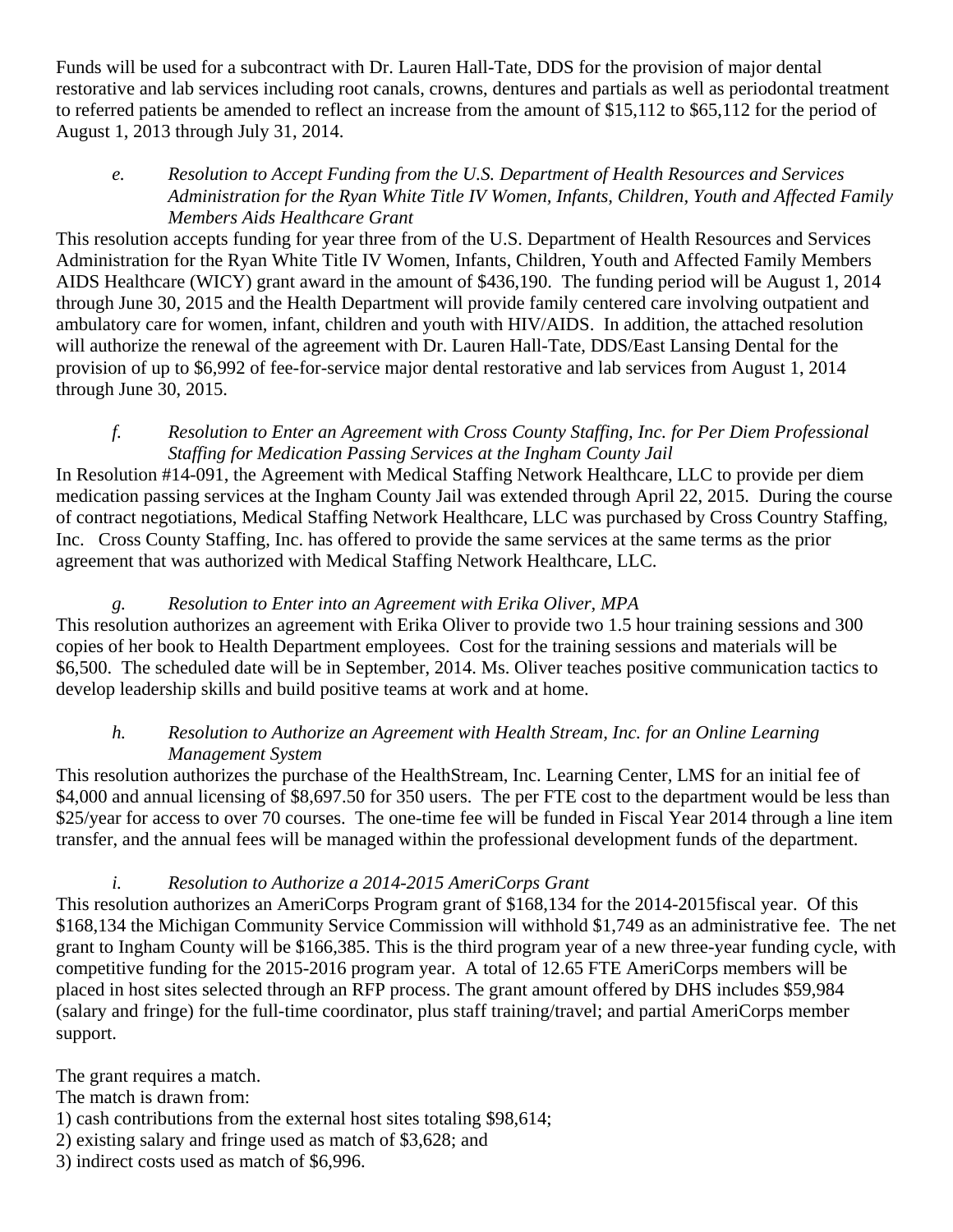Funds will be used for a subcontract with Dr. Lauren Hall-Tate, DDS for the provision of major dental restorative and lab services including root canals, crowns, dentures and partials as well as periodontal treatment to referred patients be amended to reflect an increase from the amount of $15,112 to $65,112 for the period of August 1, 2013 through July 31, 2014.

*e. Resolution to Accept Funding from the U.S. Department of Health Resources and Services Administration for the Ryan White Title IV Women, Infants, Children, Youth and Affected Family Members Aids Healthcare Grant*

This resolution accepts funding for year three from of the U.S. Department of Health Resources and Services Administration for the Ryan White Title IV Women, Infants, Children, Youth and Affected Family Members AIDS Healthcare (WICY) grant award in the amount of $436,190. The funding period will be August 1, 2014 through June 30, 2015 and the Health Department will provide family centered care involving outpatient and ambulatory care for women, infant, children and youth with HIV/AIDS. In addition, the attached resolution will authorize the renewal of the agreement with Dr. Lauren Hall-Tate, DDS/East Lansing Dental for the provision of up to $6,992 of fee-for-service major dental restorative and lab services from August 1, 2014 through June 30, 2015.

*f. Resolution to Enter an Agreement with Cross County Staffing, Inc. for Per Diem Professional Staffing for Medication Passing Services at the Ingham County Jail*

In Resolution #14-091, the Agreement with Medical Staffing Network Healthcare, LLC to provide per diem medication passing services at the Ingham County Jail was extended through April 22, 2015. During the course of contract negotiations, Medical Staffing Network Healthcare, LLC was purchased by Cross Country Staffing, Inc. Cross County Staffing, Inc. has offered to provide the same services at the same terms as the prior agreement that was authorized with Medical Staffing Network Healthcare, LLC.

*g. Resolution to Enter into an Agreement with Erika Oliver, MPA*

This resolution authorizes an agreement with Erika Oliver to provide two 1.5 hour training sessions and 300 copies of her book to Health Department employees. Cost for the training sessions and materials will be $6,500. The scheduled date will be in September, 2014. Ms. Oliver teaches positive communication tactics to develop leadership skills and build positive teams at work and at home.

*h. Resolution to Authorize an Agreement with Health Stream, Inc. for an Online Learning Management System*

This resolution authorizes the purchase of the HealthStream, Inc. Learning Center, LMS for an initial fee of $4,000 and annual licensing of $8,697.50 for 350 users. The per FTE cost to the department would be less than $25/year for access to over 70 courses. The one-time fee will be funded in Fiscal Year 2014 through a line item transfer, and the annual fees will be managed within the professional development funds of the department.

*i. Resolution to Authorize a 2014-2015 AmeriCorps Grant*

This resolution authorizes an AmeriCorps Program grant of $168,134 for the 2014-2015fiscal year. Of this $168,134 the Michigan Community Service Commission will withhold $1,749 as an administrative fee. The net grant to Ingham County will be $166,385. This is the third program year of a new three-year funding cycle, with competitive funding for the 2015-2016 program year. A total of 12.65 FTE AmeriCorps members will be placed in host sites selected through an RFP process. The grant amount offered by DHS includes $59,984 (salary and fringe) for the full-time coordinator, plus staff training/travel; and partial AmeriCorps member support.

The grant requires a match.
The match is drawn from:
1) cash contributions from the external host sites totaling $98,614;
2) existing salary and fringe used as match of $3,628; and
3) indirect costs used as match of $6,996.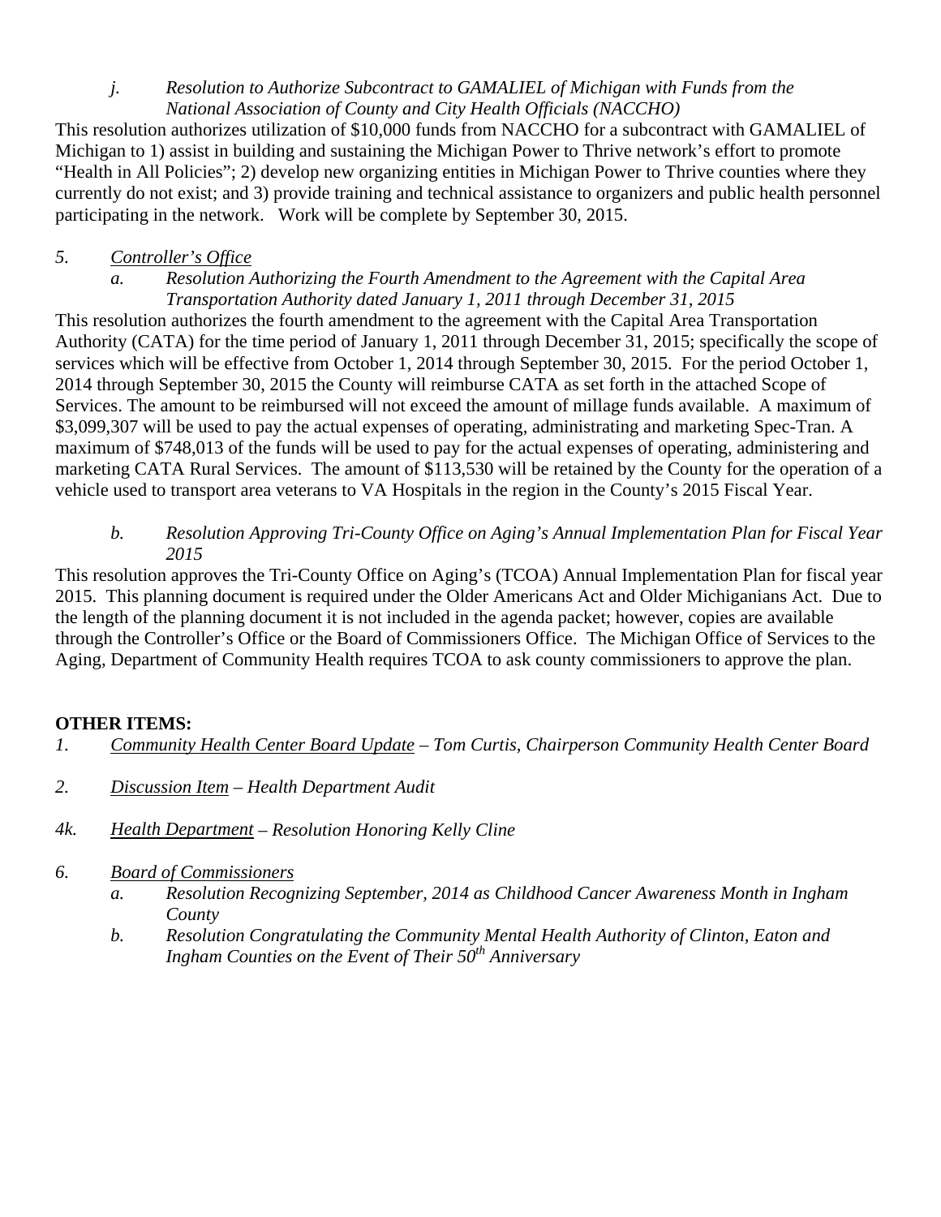*j. Resolution to Authorize Subcontract to GAMALIEL of Michigan with Funds from the National Association of County and City Health Officials (NACCHO)*

This resolution authorizes utilization of $10,000 funds from NACCHO for a subcontract with GAMALIEL of Michigan to 1) assist in building and sustaining the Michigan Power to Thrive network's effort to promote "Health in All Policies"; 2) develop new organizing entities in Michigan Power to Thrive counties where they currently do not exist; and 3) provide training and technical assistance to organizers and public health personnel participating in the network. Work will be complete by September 30, 2015.

*5. Controller's Office*

*a. Resolution Authorizing the Fourth Amendment to the Agreement with the Capital Area Transportation Authority dated January 1, 2011 through December 31, 2015*

This resolution authorizes the fourth amendment to the agreement with the Capital Area Transportation Authority (CATA) for the time period of January 1, 2011 through December 31, 2015; specifically the scope of services which will be effective from October 1, 2014 through September 30, 2015. For the period October 1, 2014 through September 30, 2015 the County will reimburse CATA as set forth in the attached Scope of Services. The amount to be reimbursed will not exceed the amount of millage funds available. A maximum of $3,099,307 will be used to pay the actual expenses of operating, administrating and marketing Spec-Tran. A maximum of $748,013 of the funds will be used to pay for the actual expenses of operating, administering and marketing CATA Rural Services. The amount of $113,530 will be retained by the County for the operation of a vehicle used to transport area veterans to VA Hospitals in the region in the County's 2015 Fiscal Year.

*b. Resolution Approving Tri-County Office on Aging's Annual Implementation Plan for Fiscal Year 2015*

This resolution approves the Tri-County Office on Aging's (TCOA) Annual Implementation Plan for fiscal year 2015. This planning document is required under the Older Americans Act and Older Michiganians Act. Due to the length of the planning document it is not included in the agenda packet; however, copies are available through the Controller's Office or the Board of Commissioners Office. The Michigan Office of Services to the Aging, Department of Community Health requires TCOA to ask county commissioners to approve the plan.

**OTHER ITEMS:**

*1. Community Health Center Board Update – Tom Curtis, Chairperson Community Health Center Board*

*2. Discussion Item – Health Department Audit*

*4k. Health Department – Resolution Honoring Kelly Cline*

*6. Board of Commissioners*

*a. Resolution Recognizing September, 2014 as Childhood Cancer Awareness Month in Ingham County*

*b. Resolution Congratulating the Community Mental Health Authority of Clinton, Eaton and Ingham Counties on the Event of Their 50th Anniversary*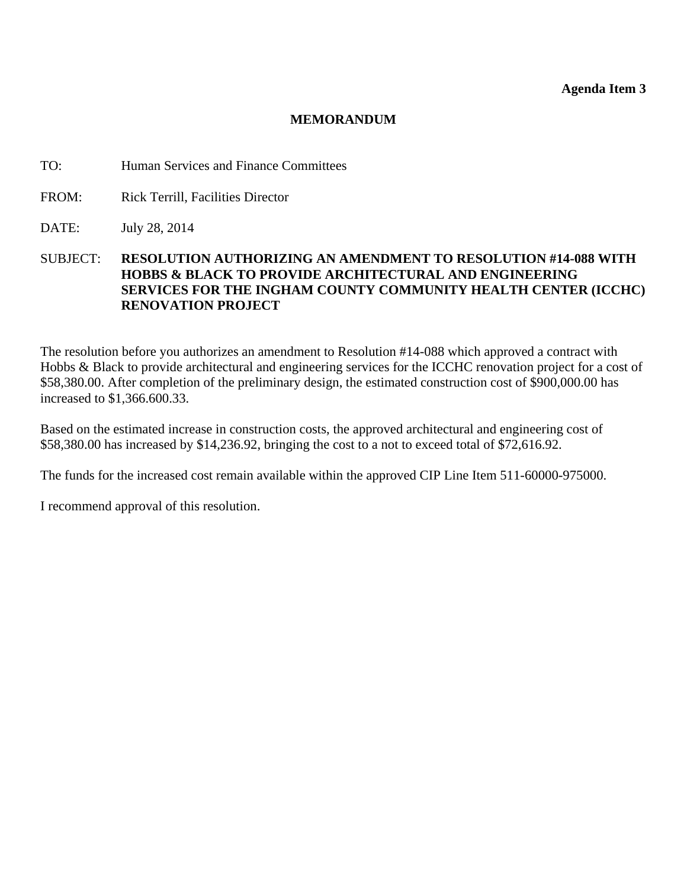**Agenda Item 3**

# MEMORANDUM

TO: Human Services and Finance Committees

FROM: Rick Terrill, Facilities Director

DATE: July 28, 2014

SUBJECT: **RESOLUTION AUTHORIZING AN AMENDMENT TO RESOLUTION #14-088 WITH HOBBS & BLACK TO PROVIDE ARCHITECTURAL AND ENGINEERING SERVICES FOR THE INGHAM COUNTY COMMUNITY HEALTH CENTER (ICCHC) RENOVATION PROJECT**

The resolution before you authorizes an amendment to Resolution #14-088 which approved a contract with Hobbs & Black to provide architectural and engineering services for the ICCHC renovation project for a cost of $58,380.00. After completion of the preliminary design, the estimated construction cost of $900,000.00 has increased to $1,366.600.33.

Based on the estimated increase in construction costs, the approved architectural and engineering cost of $58,380.00 has increased by $14,236.92, bringing the cost to a not to exceed total of $72,616.92.

The funds for the increased cost remain available within the approved CIP Line Item 511-60000-975000.

I recommend approval of this resolution.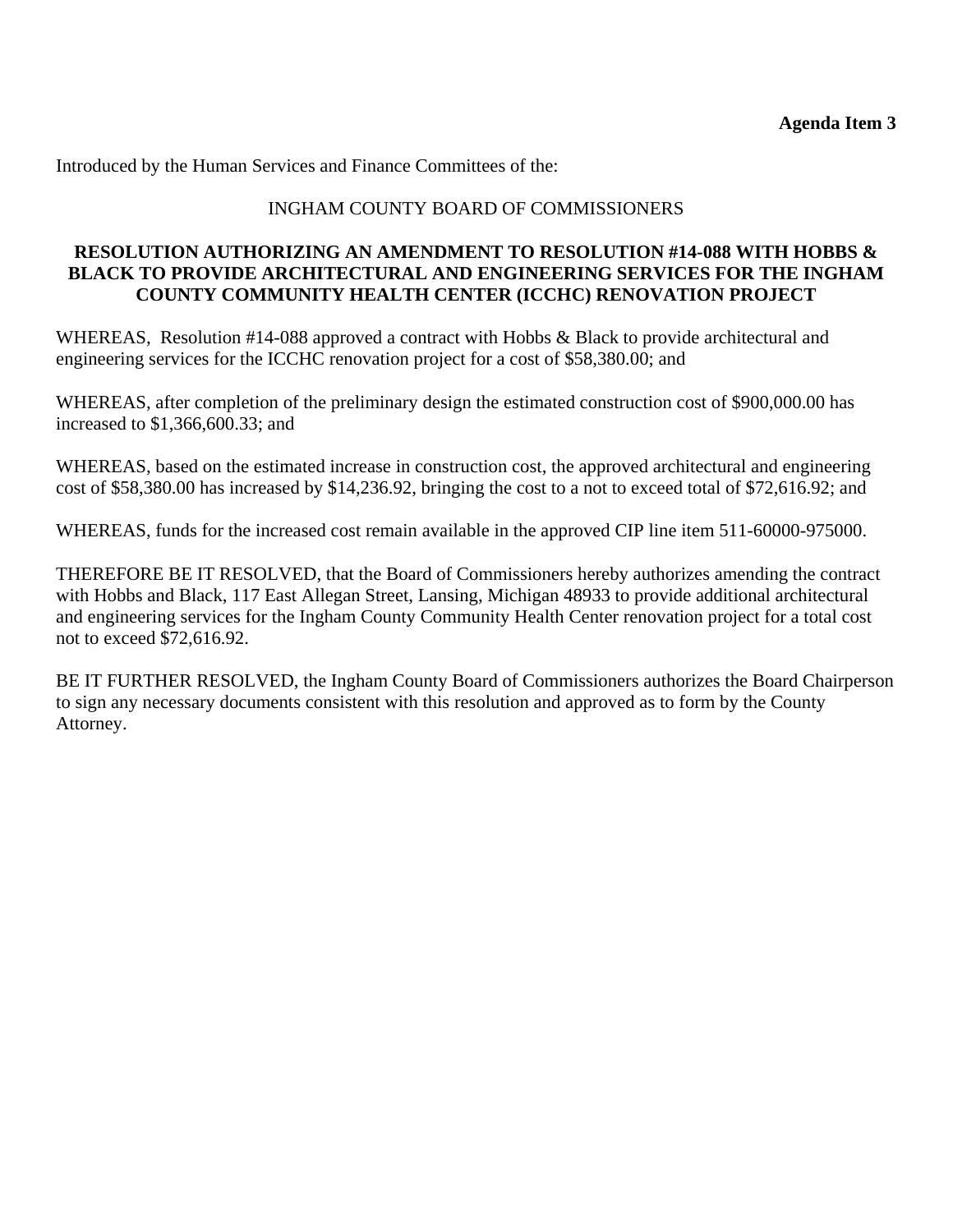**Agenda Item 3**

Introduced by the Human Services and Finance Committees of the:

INGHAM COUNTY BOARD OF COMMISSIONERS

**RESOLUTION AUTHORIZING AN AMENDMENT TO RESOLUTION #14-088 WITH HOBBS & BLACK TO PROVIDE ARCHITECTURAL AND ENGINEERING SERVICES FOR THE INGHAM COUNTY COMMUNITY HEALTH CENTER (ICCHC) RENOVATION PROJECT**

WHEREAS, Resolution #14-088 approved a contract with Hobbs & Black to provide architectural and engineering services for the ICCHC renovation project for a cost of $58,380.00; and

WHEREAS, after completion of the preliminary design the estimated construction cost of $900,000.00 has increased to $1,366,600.33; and

WHEREAS, based on the estimated increase in construction cost, the approved architectural and engineering cost of $58,380.00 has increased by $14,236.92, bringing the cost to a not to exceed total of $72,616.92; and

WHEREAS, funds for the increased cost remain available in the approved CIP line item 511-60000-975000.

THEREFORE BE IT RESOLVED, that the Board of Commissioners hereby authorizes amending the contract with Hobbs and Black, 117 East Allegan Street, Lansing, Michigan 48933 to provide additional architectural and engineering services for the Ingham County Community Health Center renovation project for a total cost not to exceed $72,616.92.

BE IT FURTHER RESOLVED, the Ingham County Board of Commissioners authorizes the Board Chairperson to sign any necessary documents consistent with this resolution and approved as to form by the County Attorney.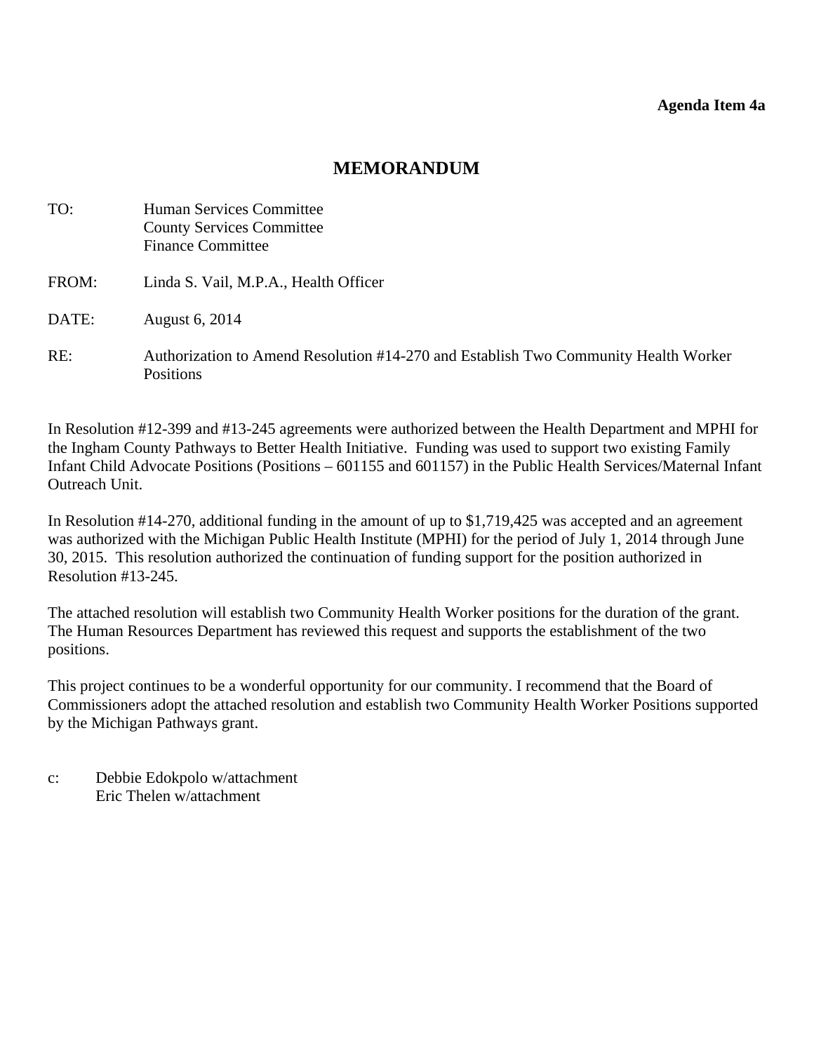**Agenda Item 4a**

# MEMORANDUM

TO: Human Services Committee
County Services Committee
Finance Committee

FROM: Linda S. Vail, M.P.A., Health Officer

DATE: August 6, 2014

RE: Authorization to Amend Resolution #14-270 and Establish Two Community Health Worker Positions

In Resolution #12-399 and #13-245 agreements were authorized between the Health Department and MPHI for the Ingham County Pathways to Better Health Initiative. Funding was used to support two existing Family Infant Child Advocate Positions (Positions – 601155 and 601157) in the Public Health Services/Maternal Infant Outreach Unit.

In Resolution #14-270, additional funding in the amount of up to $1,719,425 was accepted and an agreement was authorized with the Michigan Public Health Institute (MPHI) for the period of July 1, 2014 through June 30, 2015. This resolution authorized the continuation of funding support for the position authorized in Resolution #13-245.

The attached resolution will establish two Community Health Worker positions for the duration of the grant. The Human Resources Department has reviewed this request and supports the establishment of the two positions.

This project continues to be a wonderful opportunity for our community. I recommend that the Board of Commissioners adopt the attached resolution and establish two Community Health Worker Positions supported by the Michigan Pathways grant.

c: Debbie Edokpolo w/attachment
Eric Thelen w/attachment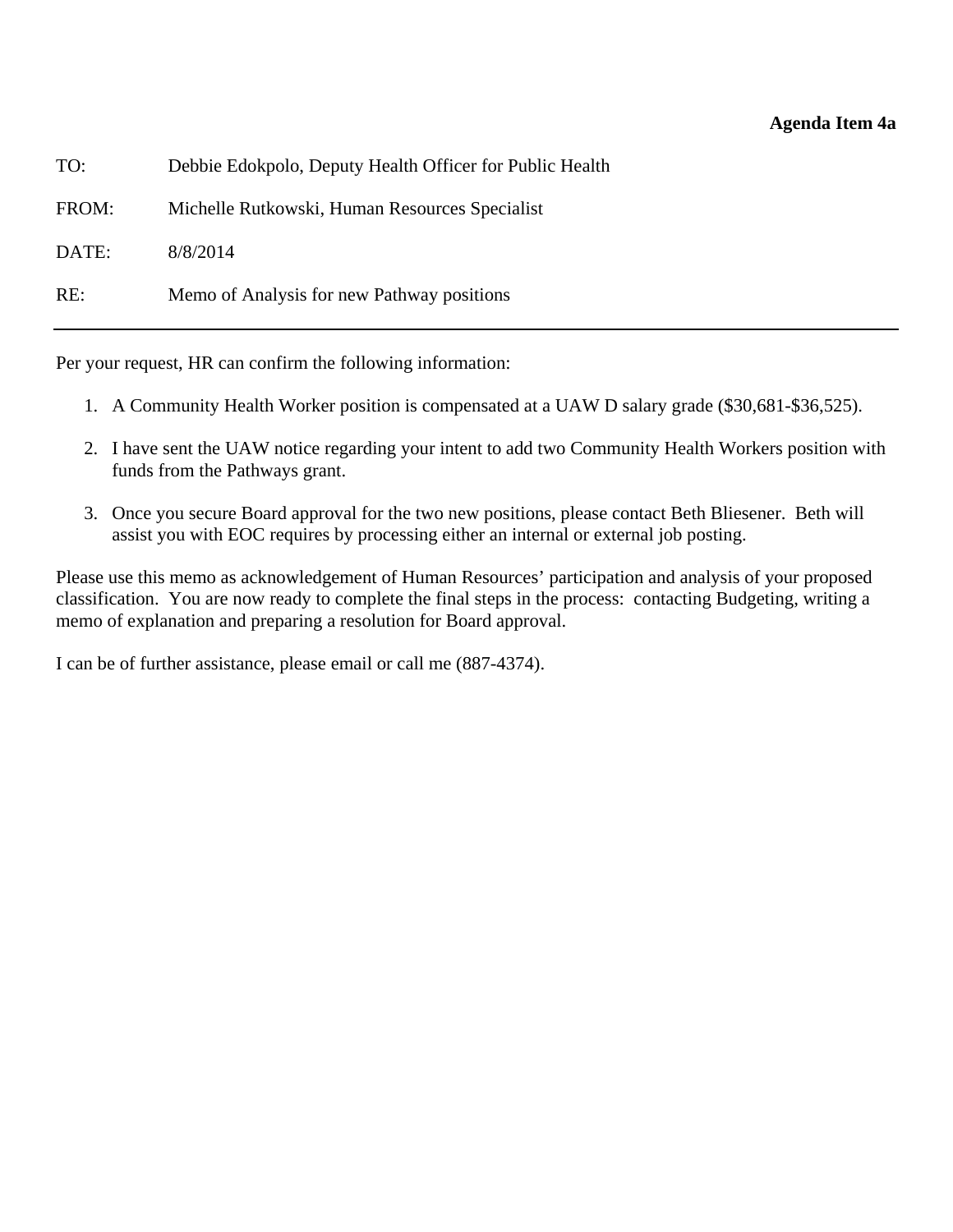**Agenda Item 4a**

TO: Debbie Edokpolo, Deputy Health Officer for Public Health

FROM: Michelle Rutkowski, Human Resources Specialist

DATE: 8/8/2014

RE: Memo of Analysis for new Pathway positions

---

Per your request, HR can confirm the following information:

1. A Community Health Worker position is compensated at a UAW D salary grade ($30,681-$36,525).
2. I have sent the UAW notice regarding your intent to add two Community Health Workers position with funds from the Pathways grant.
3. Once you secure Board approval for the two new positions, please contact Beth Bliesener. Beth will assist you with EOC requires by processing either an internal or external job posting.

Please use this memo as acknowledgement of Human Resources' participation and analysis of your proposed classification. You are now ready to complete the final steps in the process: contacting Budgeting, writing a memo of explanation and preparing a resolution for Board approval.

I can be of further assistance, please email or call me (887-4374).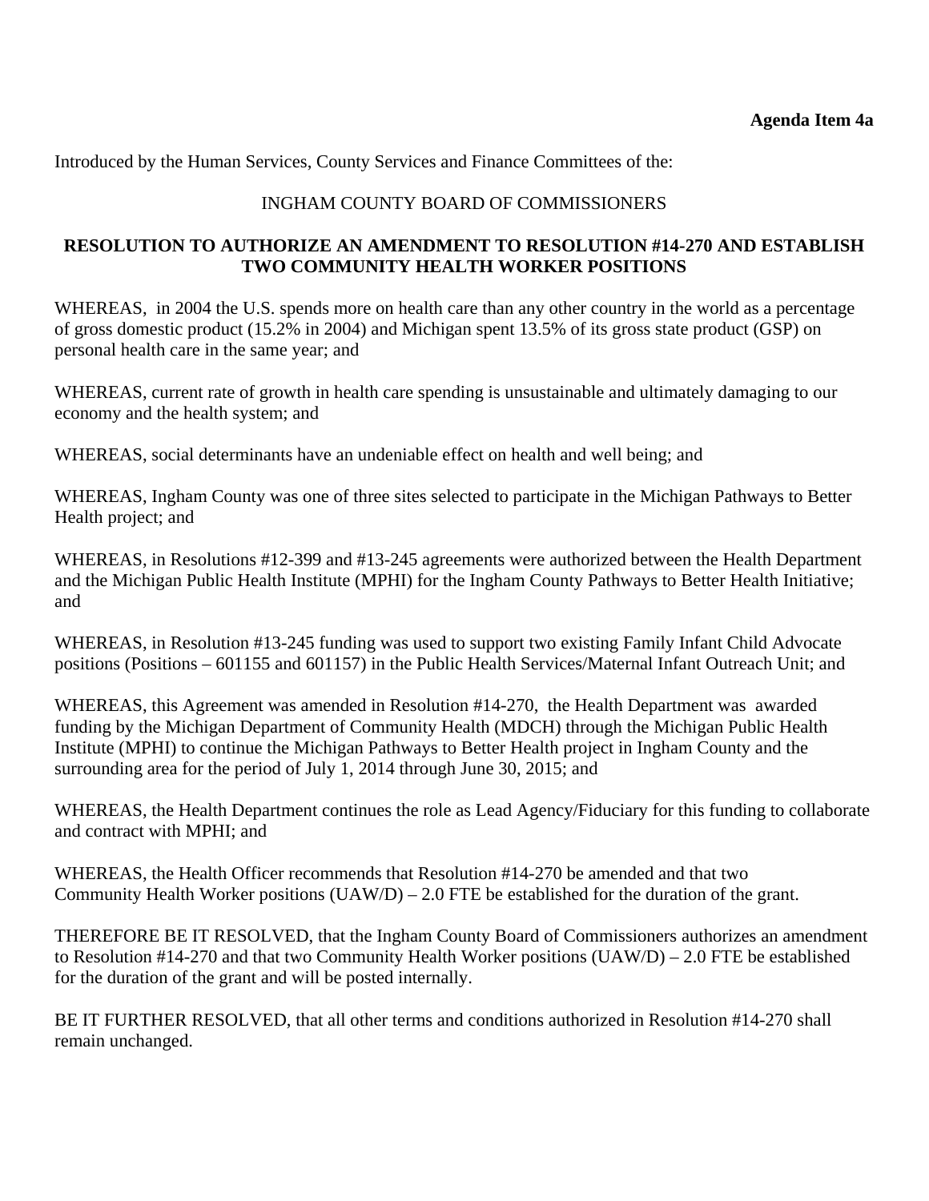**Agenda Item 4a**

Introduced by the Human Services, County Services and Finance Committees of the:

INGHAM COUNTY BOARD OF COMMISSIONERS

**RESOLUTION TO AUTHORIZE AN AMENDMENT TO RESOLUTION #14-270 AND ESTABLISH TWO COMMUNITY HEALTH WORKER POSITIONS**

WHEREAS, in 2004 the U.S. spends more on health care than any other country in the world as a percentage of gross domestic product (15.2% in 2004) and Michigan spent 13.5% of its gross state product (GSP) on personal health care in the same year; and

WHEREAS, current rate of growth in health care spending is unsustainable and ultimately damaging to our economy and the health system; and

WHEREAS, social determinants have an undeniable effect on health and well being; and

WHEREAS, Ingham County was one of three sites selected to participate in the Michigan Pathways to Better Health project; and

WHEREAS, in Resolutions #12-399 and #13-245 agreements were authorized between the Health Department and the Michigan Public Health Institute (MPHI) for the Ingham County Pathways to Better Health Initiative; and

WHEREAS, in Resolution #13-245 funding was used to support two existing Family Infant Child Advocate positions (Positions – 601155 and 601157) in the Public Health Services/Maternal Infant Outreach Unit; and

WHEREAS, this Agreement was amended in Resolution #14-270, the Health Department was awarded funding by the Michigan Department of Community Health (MDCH) through the Michigan Public Health Institute (MPHI) to continue the Michigan Pathways to Better Health project in Ingham County and the surrounding area for the period of July 1, 2014 through June 30, 2015; and

WHEREAS, the Health Department continues the role as Lead Agency/Fiduciary for this funding to collaborate and contract with MPHI; and

WHEREAS, the Health Officer recommends that Resolution #14-270 be amended and that two Community Health Worker positions (UAW/D) – 2.0 FTE be established for the duration of the grant.

THEREFORE BE IT RESOLVED, that the Ingham County Board of Commissioners authorizes an amendment to Resolution #14-270 and that two Community Health Worker positions (UAW/D) – 2.0 FTE be established for the duration of the grant and will be posted internally.

BE IT FURTHER RESOLVED, that all other terms and conditions authorized in Resolution #14-270 shall remain unchanged.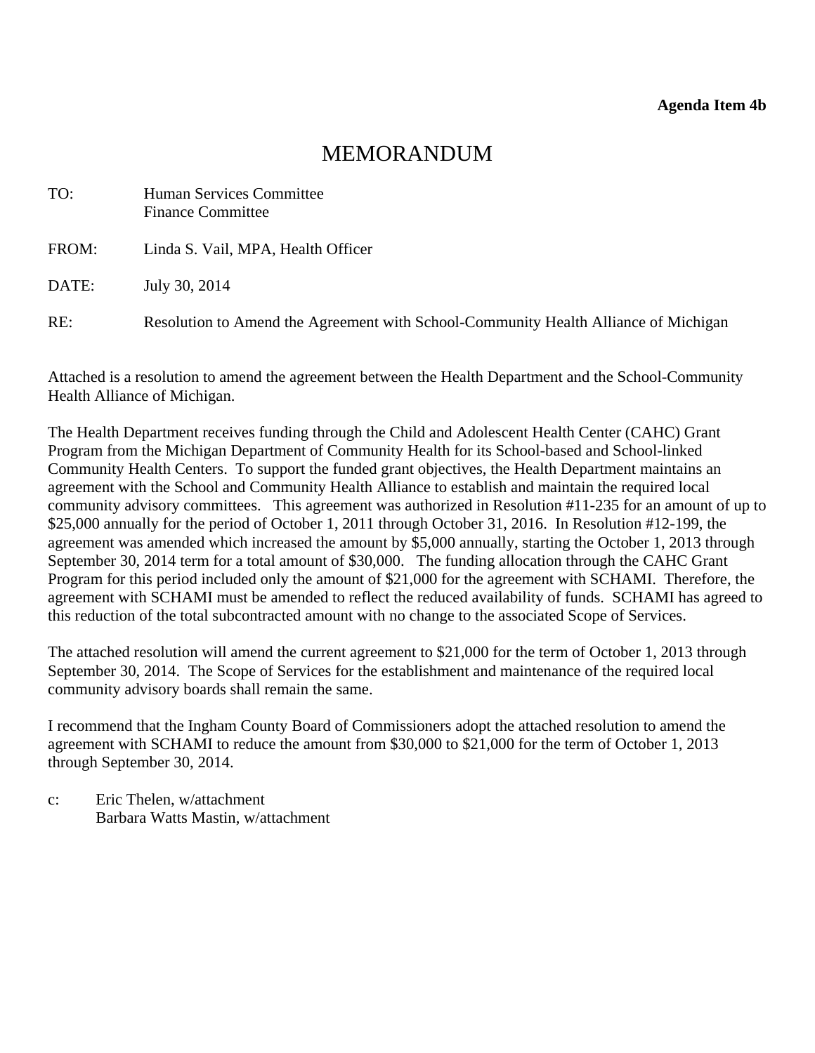**Agenda Item 4b**

# MEMORANDUM

TO: Human Services Committee
Finance Committee

FROM: Linda S. Vail, MPA, Health Officer

DATE: July 30, 2014

RE: Resolution to Amend the Agreement with School-Community Health Alliance of Michigan

Attached is a resolution to amend the agreement between the Health Department and the School-Community Health Alliance of Michigan.

The Health Department receives funding through the Child and Adolescent Health Center (CAHC) Grant Program from the Michigan Department of Community Health for its School-based and School-linked Community Health Centers. To support the funded grant objectives, the Health Department maintains an agreement with the School and Community Health Alliance to establish and maintain the required local community advisory committees. This agreement was authorized in Resolution #11-235 for an amount of up to $25,000 annually for the period of October 1, 2011 through October 31, 2016. In Resolution #12-199, the agreement was amended which increased the amount by $5,000 annually, starting the October 1, 2013 through September 30, 2014 term for a total amount of $30,000. The funding allocation through the CAHC Grant Program for this period included only the amount of $21,000 for the agreement with SCHAMI. Therefore, the agreement with SCHAMI must be amended to reflect the reduced availability of funds. SCHAMI has agreed to this reduction of the total subcontracted amount with no change to the associated Scope of Services.

The attached resolution will amend the current agreement to $21,000 for the term of October 1, 2013 through September 30, 2014. The Scope of Services for the establishment and maintenance of the required local community advisory boards shall remain the same.

I recommend that the Ingham County Board of Commissioners adopt the attached resolution to amend the agreement with SCHAMI to reduce the amount from $30,000 to $21,000 for the term of October 1, 2013 through September 30, 2014.

c: Eric Thelen, w/attachment
Barbara Watts Mastin, w/attachment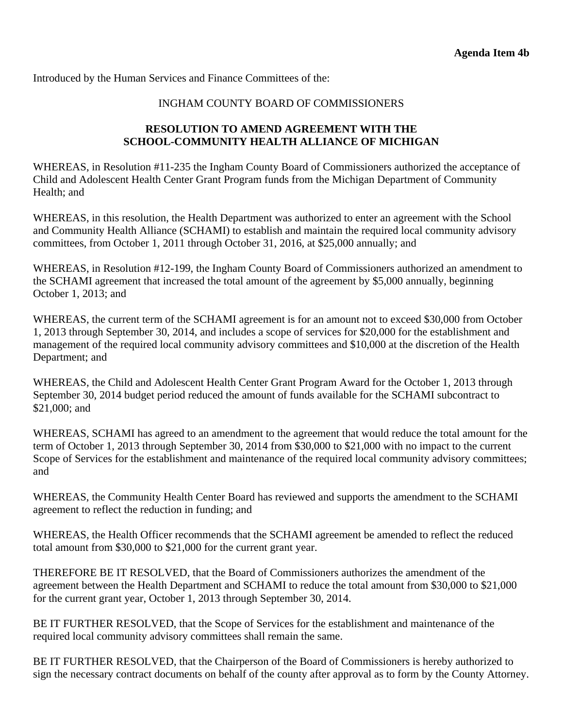**Agenda Item 4b**

Introduced by the Human Services and Finance Committees of the:

INGHAM COUNTY BOARD OF COMMISSIONERS

**RESOLUTION TO AMEND AGREEMENT WITH THE SCHOOL-COMMUNITY HEALTH ALLIANCE OF MICHIGAN**

WHEREAS, in Resolution #11-235 the Ingham County Board of Commissioners authorized the acceptance of Child and Adolescent Health Center Grant Program funds from the Michigan Department of Community Health; and

WHEREAS, in this resolution, the Health Department was authorized to enter an agreement with the School and Community Health Alliance (SCHAMI) to establish and maintain the required local community advisory committees, from October 1, 2011 through October 31, 2016, at $25,000 annually; and

WHEREAS, in Resolution #12-199, the Ingham County Board of Commissioners authorized an amendment to the SCHAMI agreement that increased the total amount of the agreement by $5,000 annually, beginning October 1, 2013; and

WHEREAS, the current term of the SCHAMI agreement is for an amount not to exceed $30,000 from October 1, 2013 through September 30, 2014, and includes a scope of services for $20,000 for the establishment and management of the required local community advisory committees and $10,000 at the discretion of the Health Department; and

WHEREAS, the Child and Adolescent Health Center Grant Program Award for the October 1, 2013 through September 30, 2014 budget period reduced the amount of funds available for the SCHAMI subcontract to $21,000; and

WHEREAS, SCHAMI has agreed to an amendment to the agreement that would reduce the total amount for the term of October 1, 2013 through September 30, 2014 from $30,000 to $21,000 with no impact to the current Scope of Services for the establishment and maintenance of the required local community advisory committees; and

WHEREAS, the Community Health Center Board has reviewed and supports the amendment to the SCHAMI agreement to reflect the reduction in funding; and

WHEREAS, the Health Officer recommends that the SCHAMI agreement be amended to reflect the reduced total amount from $30,000 to $21,000 for the current grant year.

THEREFORE BE IT RESOLVED, that the Board of Commissioners authorizes the amendment of the agreement between the Health Department and SCHAMI to reduce the total amount from $30,000 to $21,000 for the current grant year, October 1, 2013 through September 30, 2014.

BE IT FURTHER RESOLVED, that the Scope of Services for the establishment and maintenance of the required local community advisory committees shall remain the same.

BE IT FURTHER RESOLVED, that the Chairperson of the Board of Commissioners is hereby authorized to sign the necessary contract documents on behalf of the county after approval as to form by the County Attorney.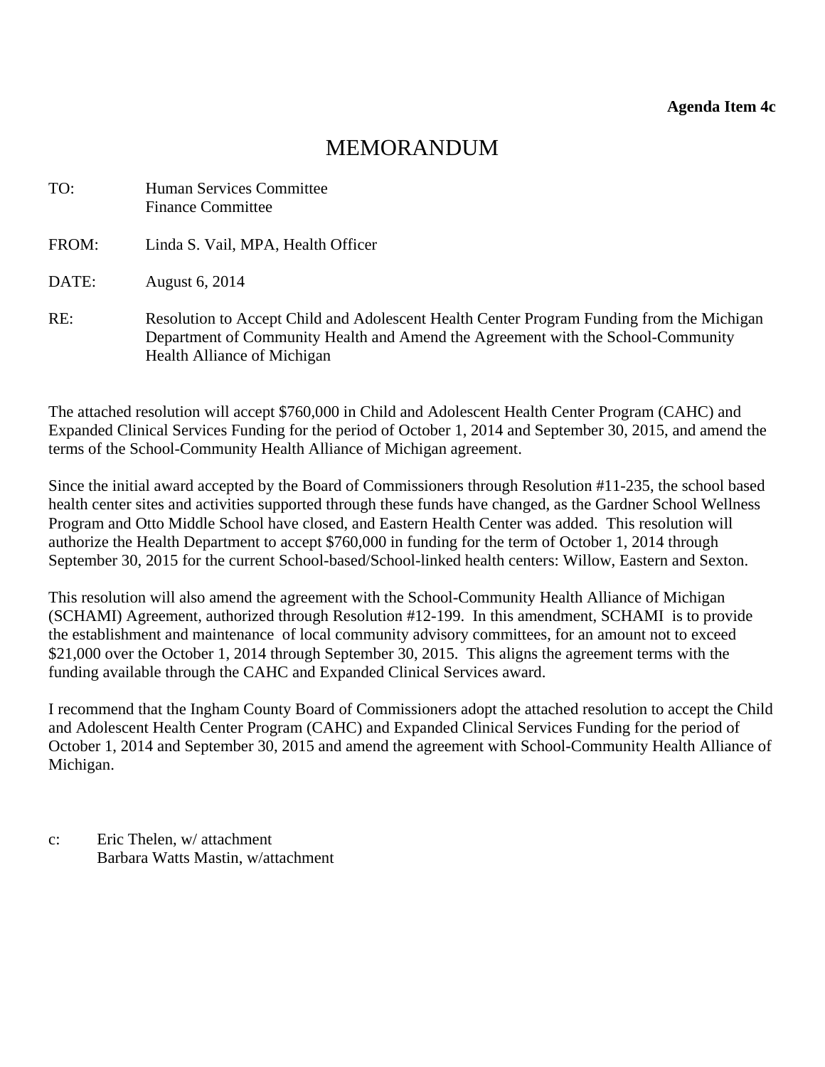**Agenda Item 4c**

# MEMORANDUM

TO: Human Services Committee
Finance Committee

FROM: Linda S. Vail, MPA, Health Officer

DATE: August 6, 2014

RE: Resolution to Accept Child and Adolescent Health Center Program Funding from the Michigan Department of Community Health and Amend the Agreement with the School-Community Health Alliance of Michigan

The attached resolution will accept $760,000 in Child and Adolescent Health Center Program (CAHC) and Expanded Clinical Services Funding for the period of October 1, 2014 and September 30, 2015, and amend the terms of the School-Community Health Alliance of Michigan agreement.

Since the initial award accepted by the Board of Commissioners through Resolution #11-235, the school based health center sites and activities supported through these funds have changed, as the Gardner School Wellness Program and Otto Middle School have closed, and Eastern Health Center was added. This resolution will authorize the Health Department to accept $760,000 in funding for the term of October 1, 2014 through September 30, 2015 for the current School-based/School-linked health centers: Willow, Eastern and Sexton.

This resolution will also amend the agreement with the School-Community Health Alliance of Michigan (SCHAMI) Agreement, authorized through Resolution #12-199. In this amendment, SCHAMI is to provide the establishment and maintenance of local community advisory committees, for an amount not to exceed $21,000 over the October 1, 2014 through September 30, 2015. This aligns the agreement terms with the funding available through the CAHC and Expanded Clinical Services award.

I recommend that the Ingham County Board of Commissioners adopt the attached resolution to accept the Child and Adolescent Health Center Program (CAHC) and Expanded Clinical Services Funding for the period of October 1, 2014 and September 30, 2015 and amend the agreement with School-Community Health Alliance of Michigan.

c: Eric Thelen, w/ attachment
Barbara Watts Mastin, w/attachment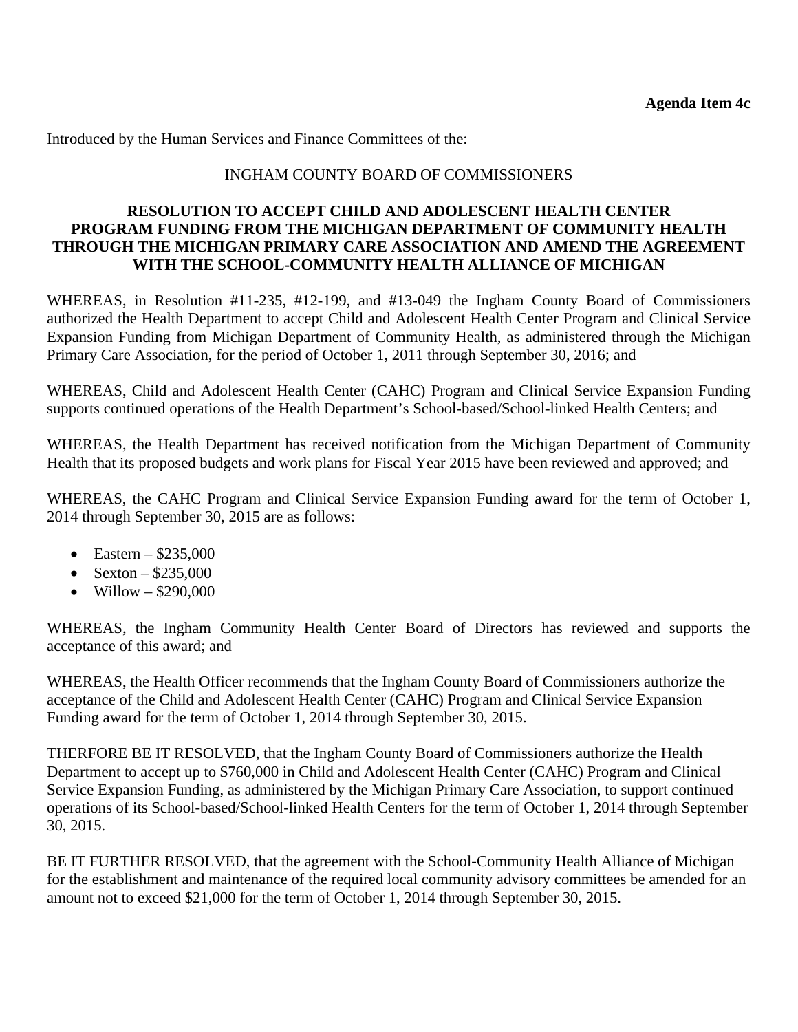**Agenda Item 4c**

Introduced by the Human Services and Finance Committees of the:

INGHAM COUNTY BOARD OF COMMISSIONERS

**RESOLUTION TO ACCEPT CHILD AND ADOLESCENT HEALTH CENTER PROGRAM FUNDING FROM THE MICHIGAN DEPARTMENT OF COMMUNITY HEALTH THROUGH THE MICHIGAN PRIMARY CARE ASSOCIATION AND AMEND THE AGREEMENT WITH THE SCHOOL-COMMUNITY HEALTH ALLIANCE OF MICHIGAN**

WHEREAS, in Resolution #11-235, #12-199, and #13-049 the Ingham County Board of Commissioners authorized the Health Department to accept Child and Adolescent Health Center Program and Clinical Service Expansion Funding from Michigan Department of Community Health, as administered through the Michigan Primary Care Association, for the period of October 1, 2011 through September 30, 2016; and

WHEREAS, Child and Adolescent Health Center (CAHC) Program and Clinical Service Expansion Funding supports continued operations of the Health Department's School-based/School-linked Health Centers; and

WHEREAS, the Health Department has received notification from the Michigan Department of Community Health that its proposed budgets and work plans for Fiscal Year 2015 have been reviewed and approved; and

WHEREAS, the CAHC Program and Clinical Service Expansion Funding award for the term of October 1, 2014 through September 30, 2015 are as follows:

- Eastern – $235,000
- Sexton – $235,000
- Willow – $290,000

WHEREAS, the Ingham Community Health Center Board of Directors has reviewed and supports the acceptance of this award; and

WHEREAS, the Health Officer recommends that the Ingham County Board of Commissioners authorize the acceptance of the Child and Adolescent Health Center (CAHC) Program and Clinical Service Expansion Funding award for the term of October 1, 2014 through September 30, 2015.

THERFORE BE IT RESOLVED, that the Ingham County Board of Commissioners authorize the Health Department to accept up to $760,000 in Child and Adolescent Health Center (CAHC) Program and Clinical Service Expansion Funding, as administered by the Michigan Primary Care Association, to support continued operations of its School-based/School-linked Health Centers for the term of October 1, 2014 through September 30, 2015.

BE IT FURTHER RESOLVED, that the agreement with the School-Community Health Alliance of Michigan for the establishment and maintenance of the required local community advisory committees be amended for an amount not to exceed $21,000 for the term of October 1, 2014 through September 30, 2015.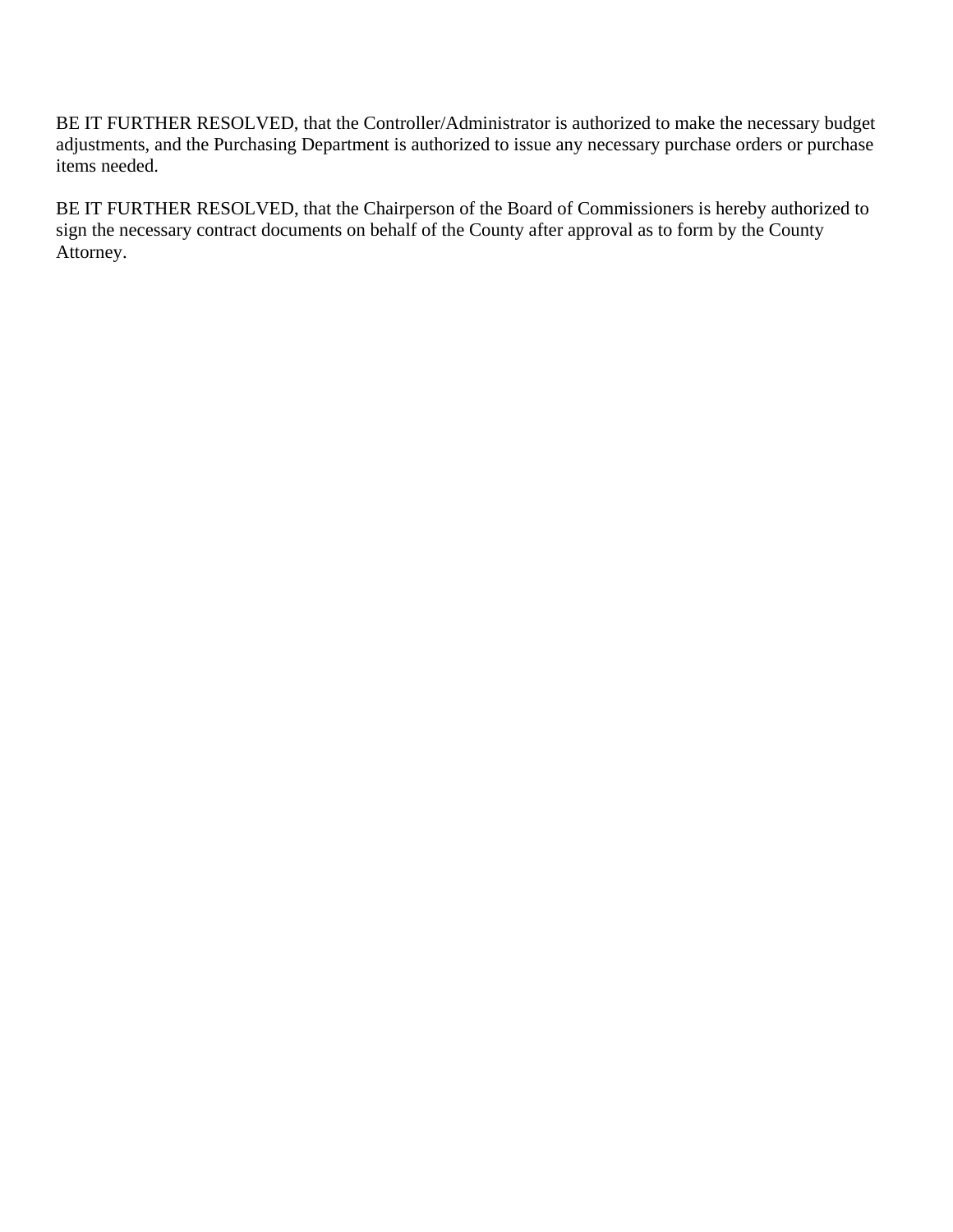BE IT FURTHER RESOLVED, that the Controller/Administrator is authorized to make the necessary budget adjustments, and the Purchasing Department is authorized to issue any necessary purchase orders or purchase items needed.

BE IT FURTHER RESOLVED, that the Chairperson of the Board of Commissioners is hereby authorized to sign the necessary contract documents on behalf of the County after approval as to form by the County Attorney.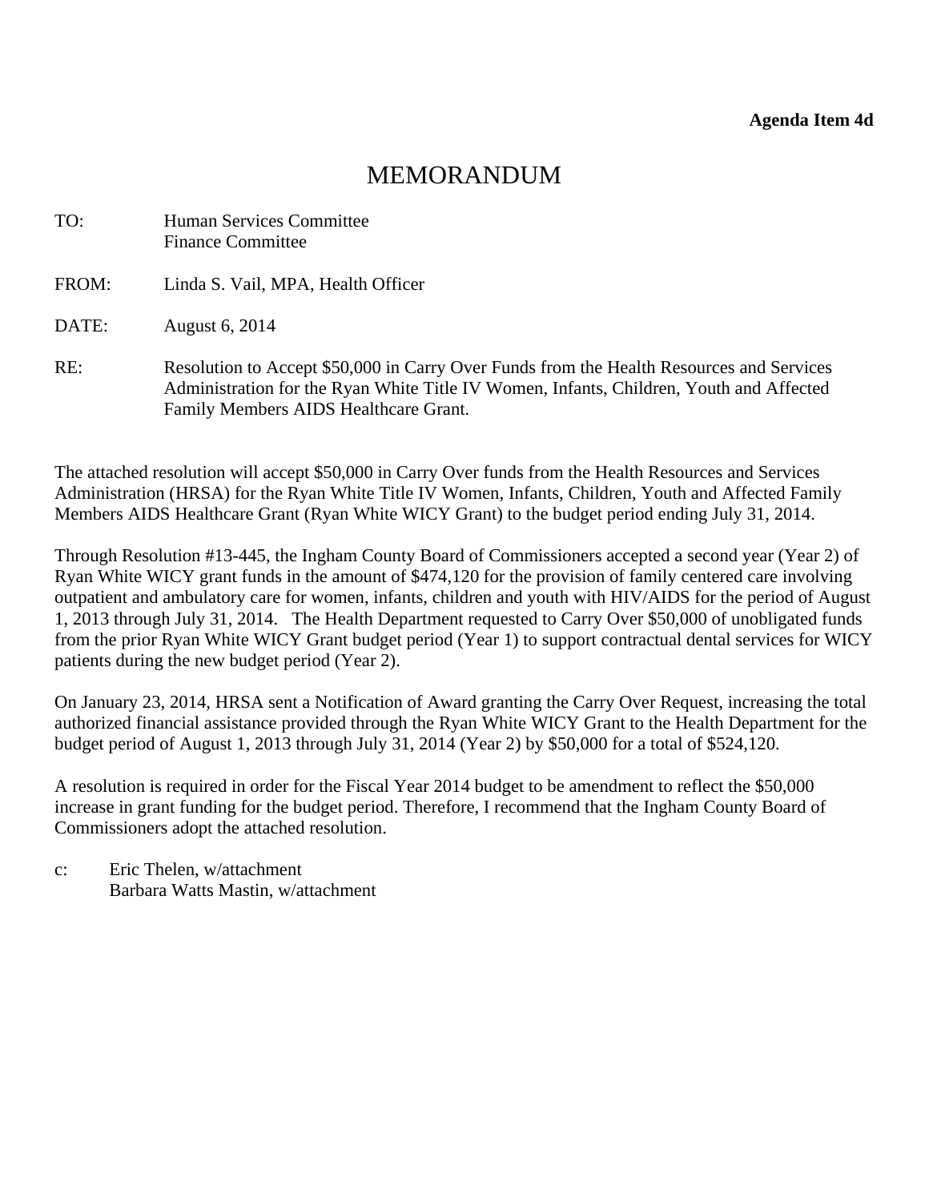**Agenda Item 4d**

# MEMORANDUM

TO: Human Services Committee
Finance Committee

FROM: Linda S. Vail, MPA, Health Officer

DATE: August 6, 2014

RE: Resolution to Accept $50,000 in Carry Over Funds from the Health Resources and Services Administration for the Ryan White Title IV Women, Infants, Children, Youth and Affected Family Members AIDS Healthcare Grant.

The attached resolution will accept $50,000 in Carry Over funds from the Health Resources and Services Administration (HRSA) for the Ryan White Title IV Women, Infants, Children, Youth and Affected Family Members AIDS Healthcare Grant (Ryan White WICY Grant) to the budget period ending July 31, 2014.

Through Resolution #13-445, the Ingham County Board of Commissioners accepted a second year (Year 2) of Ryan White WICY grant funds in the amount of $474,120 for the provision of family centered care involving outpatient and ambulatory care for women, infants, children and youth with HIV/AIDS for the period of August 1, 2013 through July 31, 2014. The Health Department requested to Carry Over $50,000 of unobligated funds from the prior Ryan White WICY Grant budget period (Year 1) to support contractual dental services for WICY patients during the new budget period (Year 2).

On January 23, 2014, HRSA sent a Notification of Award granting the Carry Over Request, increasing the total authorized financial assistance provided through the Ryan White WICY Grant to the Health Department for the budget period of August 1, 2013 through July 31, 2014 (Year 2) by $50,000 for a total of $524,120.

A resolution is required in order for the Fiscal Year 2014 budget to be amendment to reflect the $50,000 increase in grant funding for the budget period. Therefore, I recommend that the Ingham County Board of Commissioners adopt the attached resolution.

c: Eric Thelen, w/attachment
Barbara Watts Mastin, w/attachment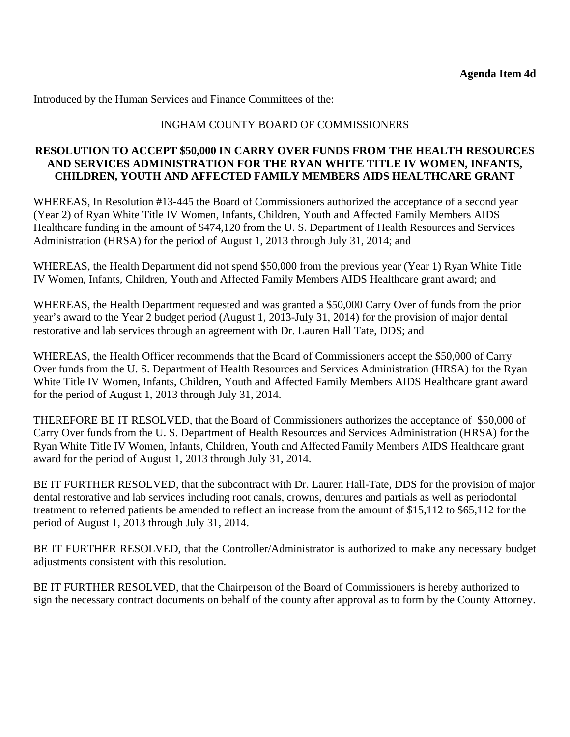**Agenda Item 4d**

Introduced by the Human Services and Finance Committees of the:

INGHAM COUNTY BOARD OF COMMISSIONERS

**RESOLUTION TO ACCEPT $50,000 IN CARRY OVER FUNDS FROM THE HEALTH RESOURCES AND SERVICES ADMINISTRATION FOR THE RYAN WHITE TITLE IV WOMEN, INFANTS, CHILDREN, YOUTH AND AFFECTED FAMILY MEMBERS AIDS HEALTHCARE GRANT**

WHEREAS, In Resolution #13-445 the Board of Commissioners authorized the acceptance of a second year (Year 2) of Ryan White Title IV Women, Infants, Children, Youth and Affected Family Members AIDS Healthcare funding in the amount of $474,120 from the U. S. Department of Health Resources and Services Administration (HRSA) for the period of August 1, 2013 through July 31, 2014; and

WHEREAS, the Health Department did not spend $50,000 from the previous year (Year 1) Ryan White Title IV Women, Infants, Children, Youth and Affected Family Members AIDS Healthcare grant award; and

WHEREAS, the Health Department requested and was granted a $50,000 Carry Over of funds from the prior year's award to the Year 2 budget period (August 1, 2013-July 31, 2014) for the provision of major dental restorative and lab services through an agreement with Dr. Lauren Hall Tate, DDS; and

WHEREAS, the Health Officer recommends that the Board of Commissioners accept the $50,000 of Carry Over funds from the U. S. Department of Health Resources and Services Administration (HRSA) for the Ryan White Title IV Women, Infants, Children, Youth and Affected Family Members AIDS Healthcare grant award for the period of August 1, 2013 through July 31, 2014.

THEREFORE BE IT RESOLVED, that the Board of Commissioners authorizes the acceptance of $50,000 of Carry Over funds from the U. S. Department of Health Resources and Services Administration (HRSA) for the Ryan White Title IV Women, Infants, Children, Youth and Affected Family Members AIDS Healthcare grant award for the period of August 1, 2013 through July 31, 2014.

BE IT FURTHER RESOLVED, that the subcontract with Dr. Lauren Hall-Tate, DDS for the provision of major dental restorative and lab services including root canals, crowns, dentures and partials as well as periodontal treatment to referred patients be amended to reflect an increase from the amount of $15,112 to $65,112 for the period of August 1, 2013 through July 31, 2014.

BE IT FURTHER RESOLVED, that the Controller/Administrator is authorized to make any necessary budget adjustments consistent with this resolution.

BE IT FURTHER RESOLVED, that the Chairperson of the Board of Commissioners is hereby authorized to sign the necessary contract documents on behalf of the county after approval as to form by the County Attorney.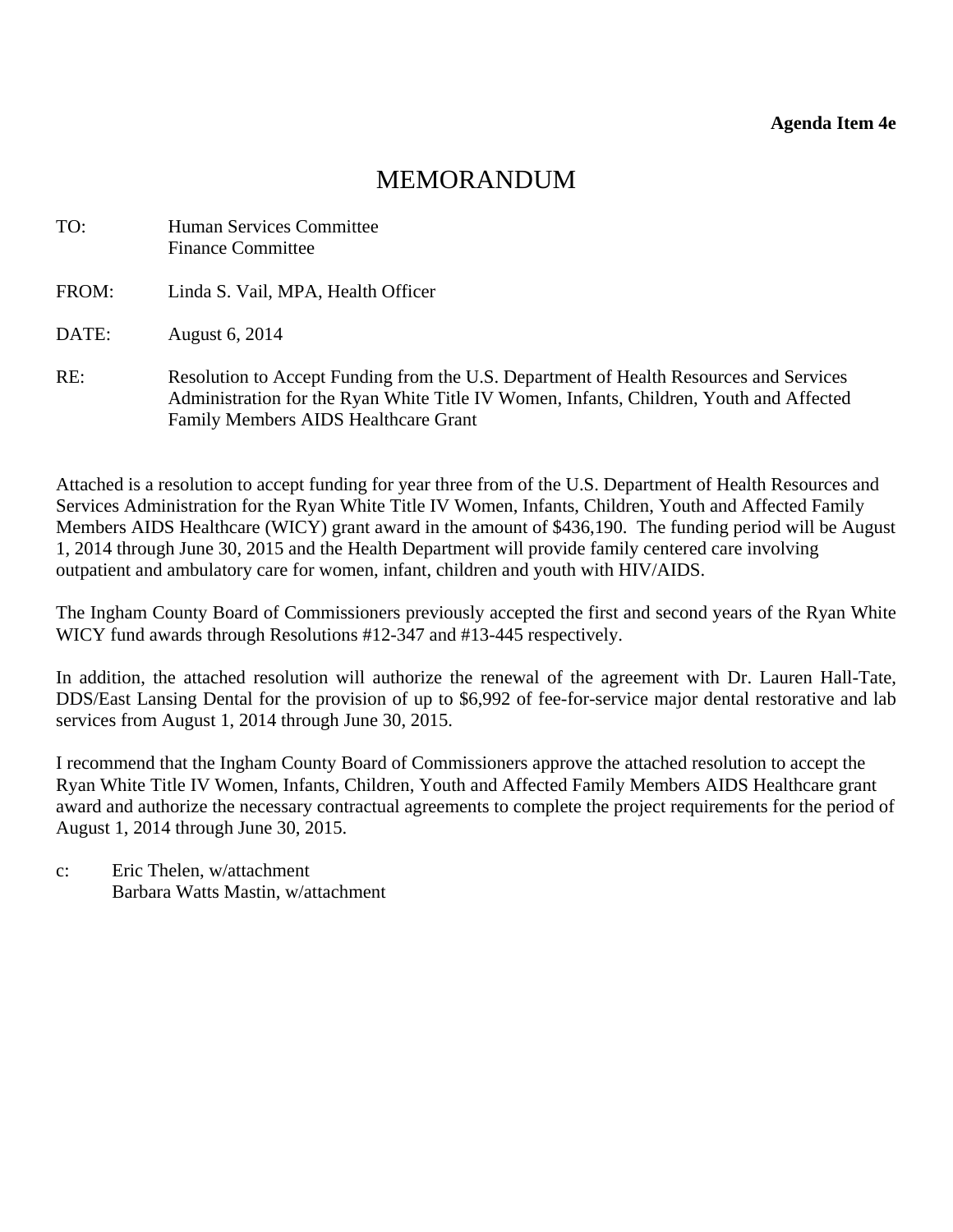**Agenda Item 4e**

# MEMORANDUM

TO: Human Services Committee
Finance Committee

FROM: Linda S. Vail, MPA, Health Officer

DATE: August 6, 2014

RE: Resolution to Accept Funding from the U.S. Department of Health Resources and Services Administration for the Ryan White Title IV Women, Infants, Children, Youth and Affected Family Members AIDS Healthcare Grant

Attached is a resolution to accept funding for year three from of the U.S. Department of Health Resources and Services Administration for the Ryan White Title IV Women, Infants, Children, Youth and Affected Family Members AIDS Healthcare (WICY) grant award in the amount of $436,190. The funding period will be August 1, 2014 through June 30, 2015 and the Health Department will provide family centered care involving outpatient and ambulatory care for women, infant, children and youth with HIV/AIDS.

The Ingham County Board of Commissioners previously accepted the first and second years of the Ryan White WICY fund awards through Resolutions #12-347 and #13-445 respectively.

In addition, the attached resolution will authorize the renewal of the agreement with Dr. Lauren Hall-Tate, DDS/East Lansing Dental for the provision of up to $6,992 of fee-for-service major dental restorative and lab services from August 1, 2014 through June 30, 2015.

I recommend that the Ingham County Board of Commissioners approve the attached resolution to accept the Ryan White Title IV Women, Infants, Children, Youth and Affected Family Members AIDS Healthcare grant award and authorize the necessary contractual agreements to complete the project requirements for the period of August 1, 2014 through June 30, 2015.

c: Eric Thelen, w/attachment
Barbara Watts Mastin, w/attachment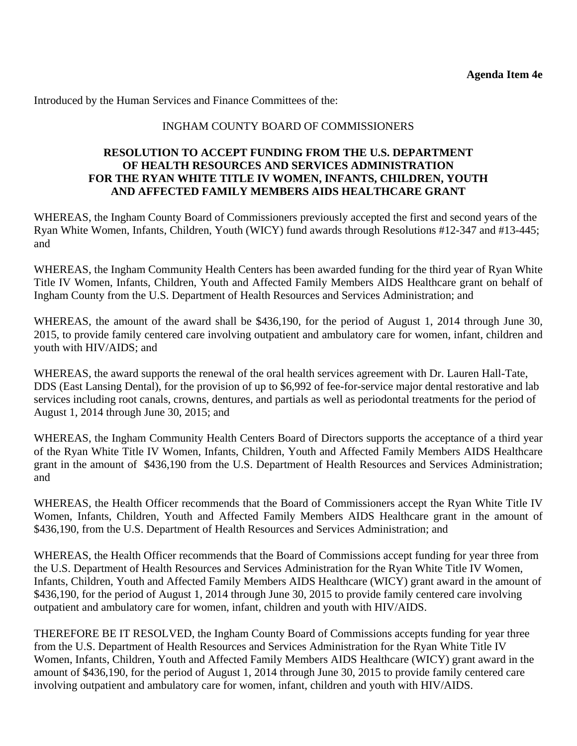**Agenda Item 4e**

Introduced by the Human Services and Finance Committees of the:

INGHAM COUNTY BOARD OF COMMISSIONERS

**RESOLUTION TO ACCEPT FUNDING FROM THE U.S. DEPARTMENT OF HEALTH RESOURCES AND SERVICES ADMINISTRATION FOR THE RYAN WHITE TITLE IV WOMEN, INFANTS, CHILDREN, YOUTH AND AFFECTED FAMILY MEMBERS AIDS HEALTHCARE GRANT**

WHEREAS, the Ingham County Board of Commissioners previously accepted the first and second years of the Ryan White Women, Infants, Children, Youth (WICY) fund awards through Resolutions #12-347 and #13-445; and

WHEREAS, the Ingham Community Health Centers has been awarded funding for the third year of Ryan White Title IV Women, Infants, Children, Youth and Affected Family Members AIDS Healthcare grant on behalf of Ingham County from the U.S. Department of Health Resources and Services Administration; and

WHEREAS, the amount of the award shall be $436,190, for the period of August 1, 2014 through June 30, 2015, to provide family centered care involving outpatient and ambulatory care for women, infant, children and youth with HIV/AIDS; and

WHEREAS, the award supports the renewal of the oral health services agreement with Dr. Lauren Hall-Tate, DDS (East Lansing Dental), for the provision of up to $6,992 of fee-for-service major dental restorative and lab services including root canals, crowns, dentures, and partials as well as periodontal treatments for the period of August 1, 2014 through June 30, 2015; and

WHEREAS, the Ingham Community Health Centers Board of Directors supports the acceptance of a third year of the Ryan White Title IV Women, Infants, Children, Youth and Affected Family Members AIDS Healthcare grant in the amount of $436,190 from the U.S. Department of Health Resources and Services Administration; and

WHEREAS, the Health Officer recommends that the Board of Commissioners accept the Ryan White Title IV Women, Infants, Children, Youth and Affected Family Members AIDS Healthcare grant in the amount of $436,190, from the U.S. Department of Health Resources and Services Administration; and

WHEREAS, the Health Officer recommends that the Board of Commissions accept funding for year three from the U.S. Department of Health Resources and Services Administration for the Ryan White Title IV Women, Infants, Children, Youth and Affected Family Members AIDS Healthcare (WICY) grant award in the amount of $436,190, for the period of August 1, 2014 through June 30, 2015 to provide family centered care involving outpatient and ambulatory care for women, infant, children and youth with HIV/AIDS.

THEREFORE BE IT RESOLVED, the Ingham County Board of Commissions accepts funding for year three from the U.S. Department of Health Resources and Services Administration for the Ryan White Title IV Women, Infants, Children, Youth and Affected Family Members AIDS Healthcare (WICY) grant award in the amount of $436,190, for the period of August 1, 2014 through June 30, 2015 to provide family centered care involving outpatient and ambulatory care for women, infant, children and youth with HIV/AIDS.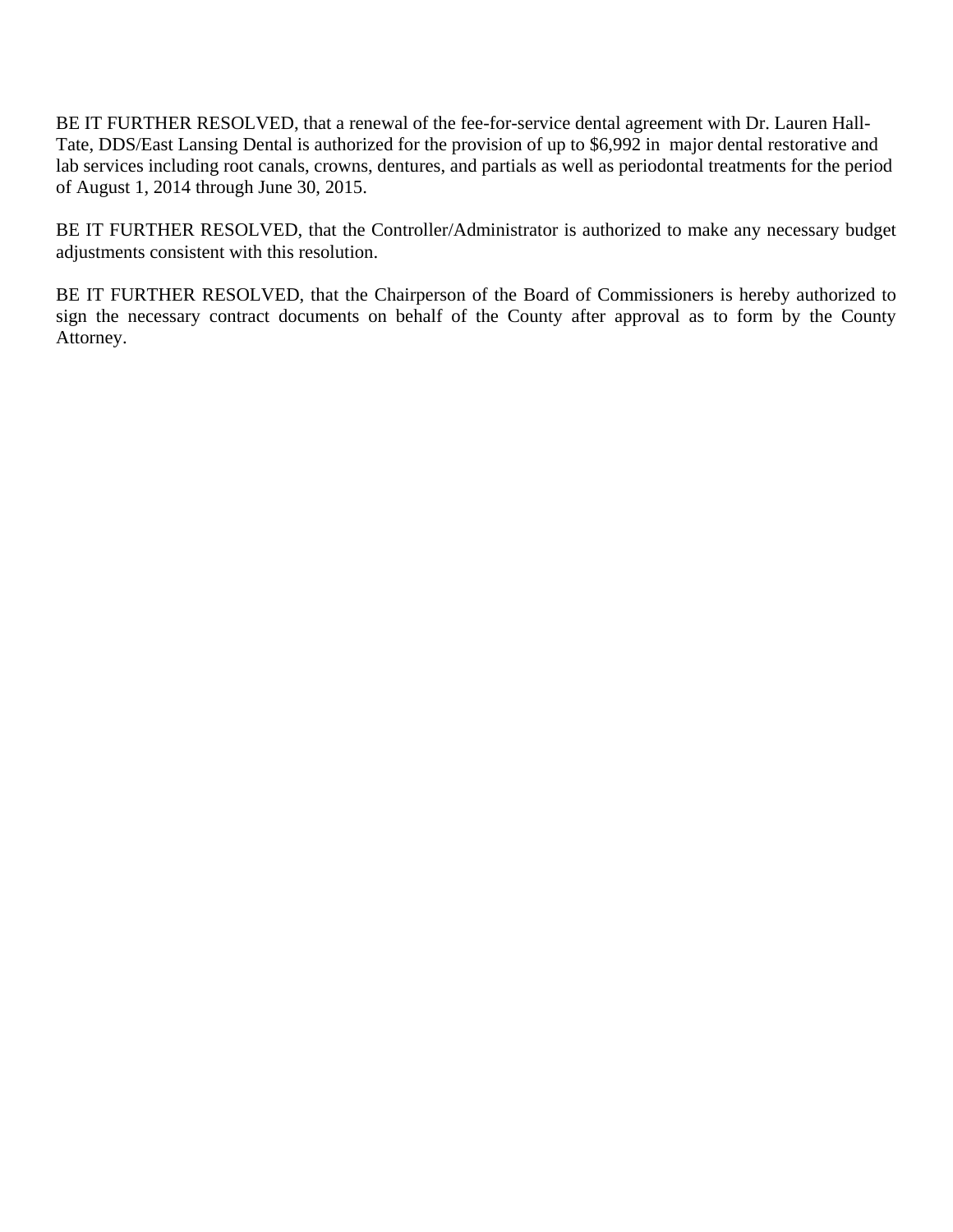BE IT FURTHER RESOLVED, that a renewal of the fee-for-service dental agreement with Dr. Lauren Hall-Tate, DDS/East Lansing Dental is authorized for the provision of up to $6,992 in major dental restorative and lab services including root canals, crowns, dentures, and partials as well as periodontal treatments for the period of August 1, 2014 through June 30, 2015.

BE IT FURTHER RESOLVED, that the Controller/Administrator is authorized to make any necessary budget adjustments consistent with this resolution.

BE IT FURTHER RESOLVED, that the Chairperson of the Board of Commissioners is hereby authorized to sign the necessary contract documents on behalf of the County after approval as to form by the County Attorney.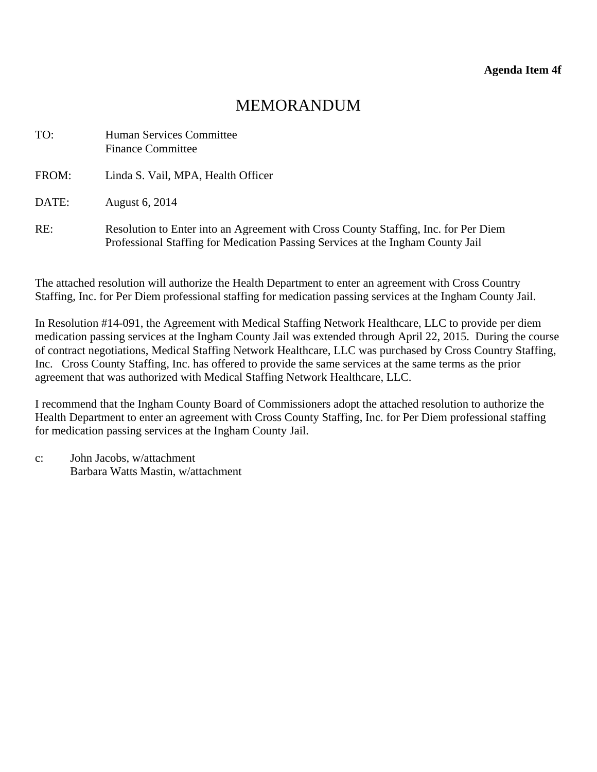**Agenda Item 4f**

# MEMORANDUM

TO: Human Services Committee
Finance Committee

FROM: Linda S. Vail, MPA, Health Officer

DATE: August 6, 2014

RE: Resolution to Enter into an Agreement with Cross County Staffing, Inc. for Per Diem Professional Staffing for Medication Passing Services at the Ingham County Jail

The attached resolution will authorize the Health Department to enter an agreement with Cross Country Staffing, Inc. for Per Diem professional staffing for medication passing services at the Ingham County Jail.

In Resolution #14-091, the Agreement with Medical Staffing Network Healthcare, LLC to provide per diem medication passing services at the Ingham County Jail was extended through April 22, 2015. During the course of contract negotiations, Medical Staffing Network Healthcare, LLC was purchased by Cross Country Staffing, Inc. Cross County Staffing, Inc. has offered to provide the same services at the same terms as the prior agreement that was authorized with Medical Staffing Network Healthcare, LLC.

I recommend that the Ingham County Board of Commissioners adopt the attached resolution to authorize the Health Department to enter an agreement with Cross County Staffing, Inc. for Per Diem professional staffing for medication passing services at the Ingham County Jail.

c: John Jacobs, w/attachment
Barbara Watts Mastin, w/attachment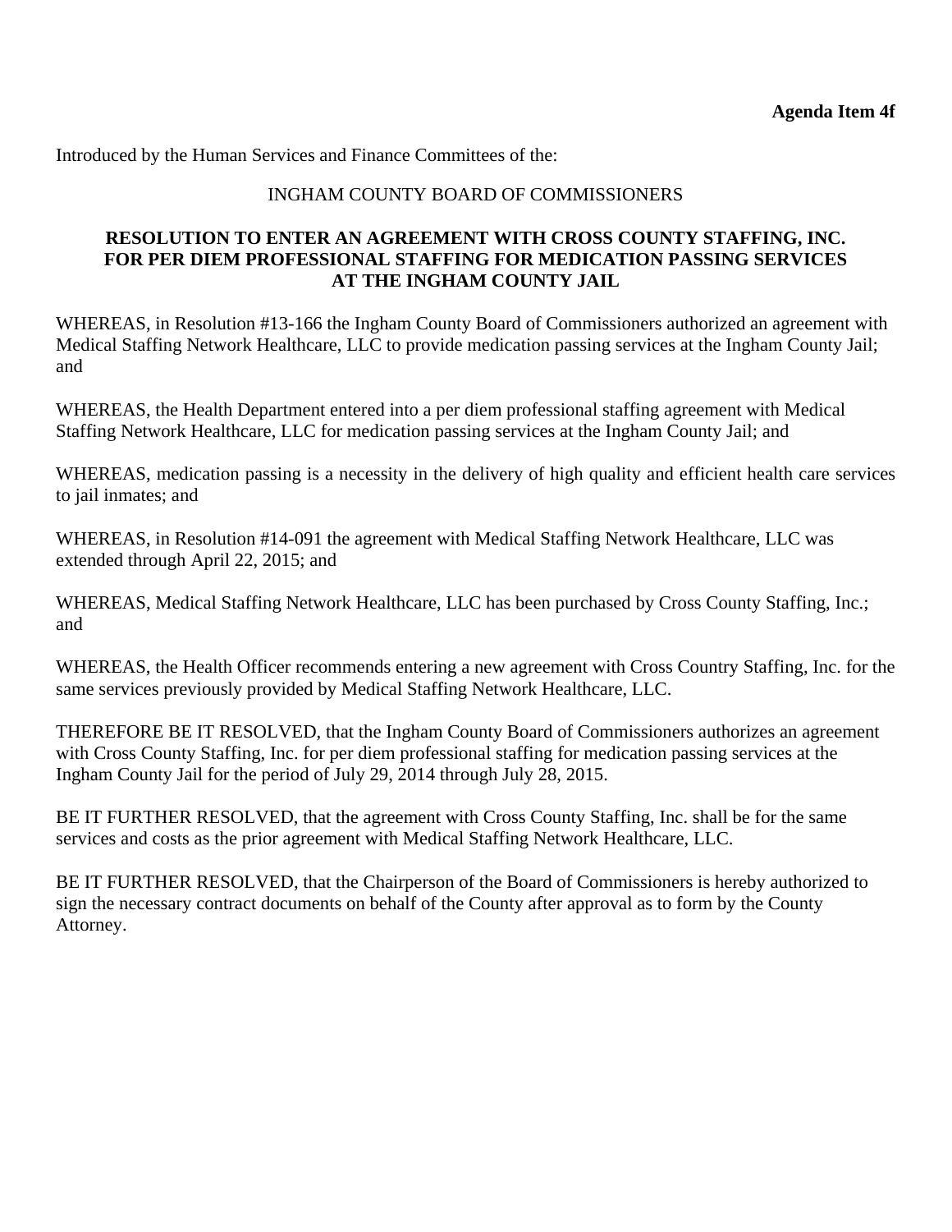**Agenda Item 4f**

Introduced by the Human Services and Finance Committees of the:

INGHAM COUNTY BOARD OF COMMISSIONERS

**RESOLUTION TO ENTER AN AGREEMENT WITH CROSS COUNTY STAFFING, INC. FOR PER DIEM PROFESSIONAL STAFFING FOR MEDICATION PASSING SERVICES AT THE INGHAM COUNTY JAIL**

WHEREAS, in Resolution #13-166 the Ingham County Board of Commissioners authorized an agreement with Medical Staffing Network Healthcare, LLC to provide medication passing services at the Ingham County Jail; and

WHEREAS, the Health Department entered into a per diem professional staffing agreement with Medical Staffing Network Healthcare, LLC for medication passing services at the Ingham County Jail; and

WHEREAS, medication passing is a necessity in the delivery of high quality and efficient health care services to jail inmates; and

WHEREAS, in Resolution #14-091 the agreement with Medical Staffing Network Healthcare, LLC was extended through April 22, 2015; and

WHEREAS, Medical Staffing Network Healthcare, LLC has been purchased by Cross County Staffing, Inc.; and

WHEREAS, the Health Officer recommends entering a new agreement with Cross Country Staffing, Inc. for the same services previously provided by Medical Staffing Network Healthcare, LLC.

THEREFORE BE IT RESOLVED, that the Ingham County Board of Commissioners authorizes an agreement with Cross County Staffing, Inc. for per diem professional staffing for medication passing services at the Ingham County Jail for the period of July 29, 2014 through July 28, 2015.

BE IT FURTHER RESOLVED, that the agreement with Cross County Staffing, Inc. shall be for the same services and costs as the prior agreement with Medical Staffing Network Healthcare, LLC.

BE IT FURTHER RESOLVED, that the Chairperson of the Board of Commissioners is hereby authorized to sign the necessary contract documents on behalf of the County after approval as to form by the County Attorney.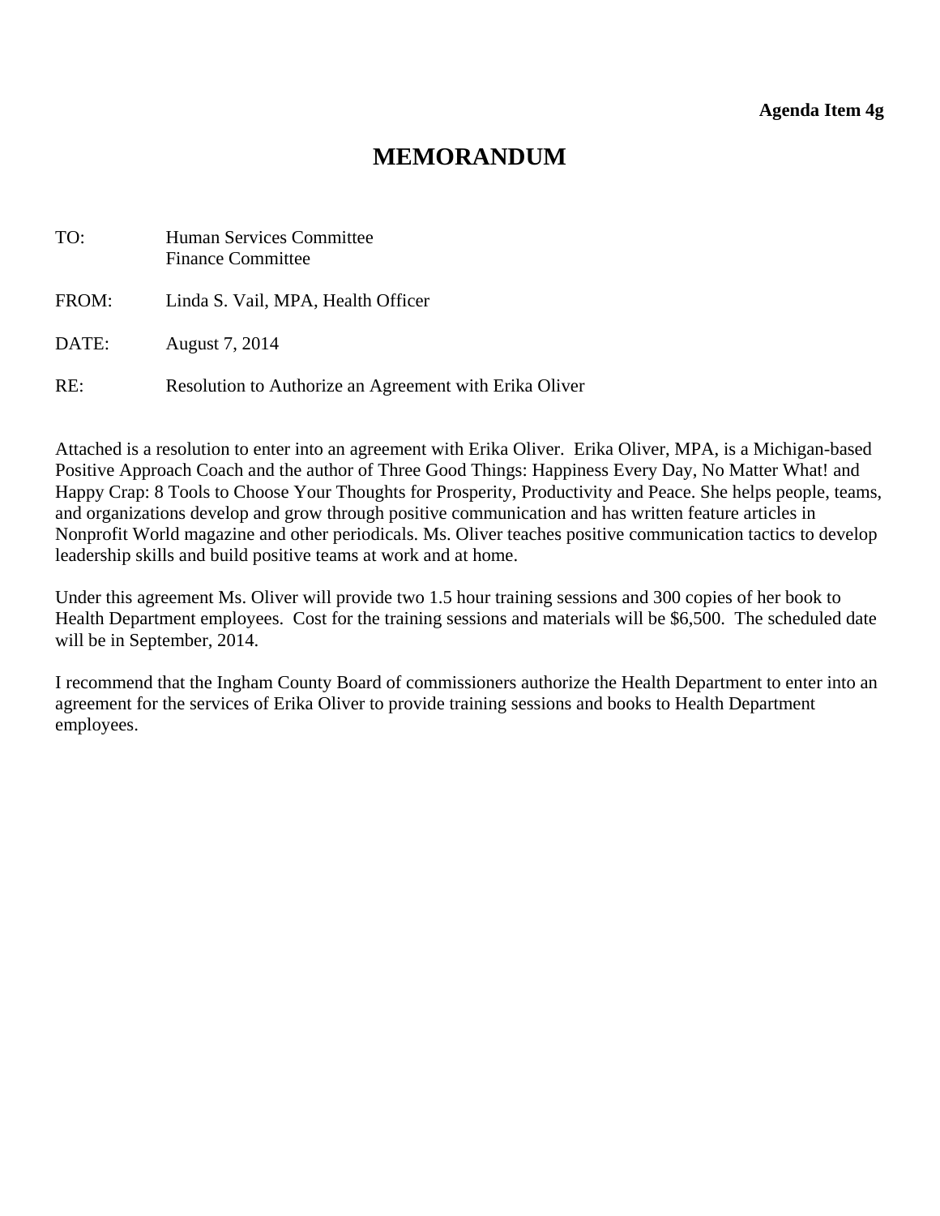**Agenda Item 4g**

# MEMORANDUM

TO: Human Services Committee
Finance Committee

FROM: Linda S. Vail, MPA, Health Officer

DATE: August 7, 2014

RE: Resolution to Authorize an Agreement with Erika Oliver

Attached is a resolution to enter into an agreement with Erika Oliver. Erika Oliver, MPA, is a Michigan-based Positive Approach Coach and the author of Three Good Things: Happiness Every Day, No Matter What! and Happy Crap: 8 Tools to Choose Your Thoughts for Prosperity, Productivity and Peace. She helps people, teams, and organizations develop and grow through positive communication and has written feature articles in Nonprofit World magazine and other periodicals. Ms. Oliver teaches positive communication tactics to develop leadership skills and build positive teams at work and at home.

Under this agreement Ms. Oliver will provide two 1.5 hour training sessions and 300 copies of her book to Health Department employees. Cost for the training sessions and materials will be $6,500. The scheduled date will be in September, 2014.

I recommend that the Ingham County Board of commissioners authorize the Health Department to enter into an agreement for the services of Erika Oliver to provide training sessions and books to Health Department employees.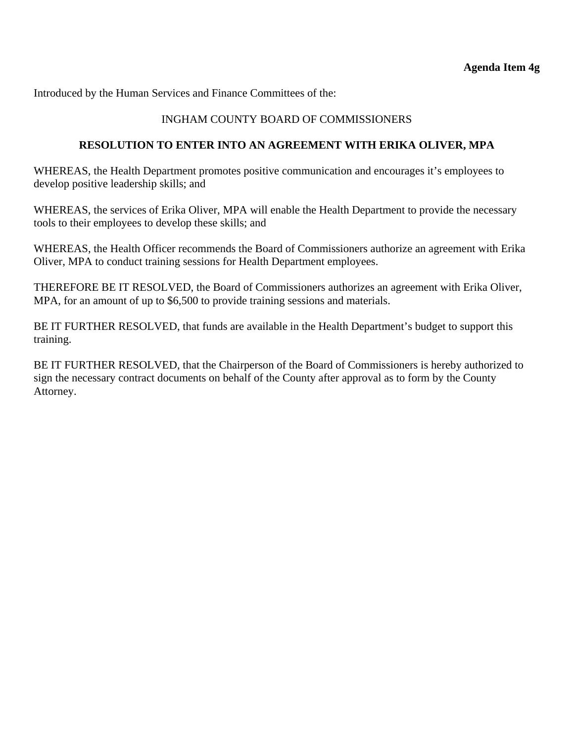**Agenda Item 4g**

Introduced by the Human Services and Finance Committees of the:

INGHAM COUNTY BOARD OF COMMISSIONERS

**RESOLUTION TO ENTER INTO AN AGREEMENT WITH ERIKA OLIVER, MPA**

WHEREAS, the Health Department promotes positive communication and encourages it's employees to develop positive leadership skills; and

WHEREAS, the services of Erika Oliver, MPA will enable the Health Department to provide the necessary tools to their employees to develop these skills; and

WHEREAS, the Health Officer recommends the Board of Commissioners authorize an agreement with Erika Oliver, MPA to conduct training sessions for Health Department employees.

THEREFORE BE IT RESOLVED, the Board of Commissioners authorizes an agreement with Erika Oliver, MPA, for an amount of up to $6,500 to provide training sessions and materials.

BE IT FURTHER RESOLVED, that funds are available in the Health Department's budget to support this training.

BE IT FURTHER RESOLVED, that the Chairperson of the Board of Commissioners is hereby authorized to sign the necessary contract documents on behalf of the County after approval as to form by the County Attorney.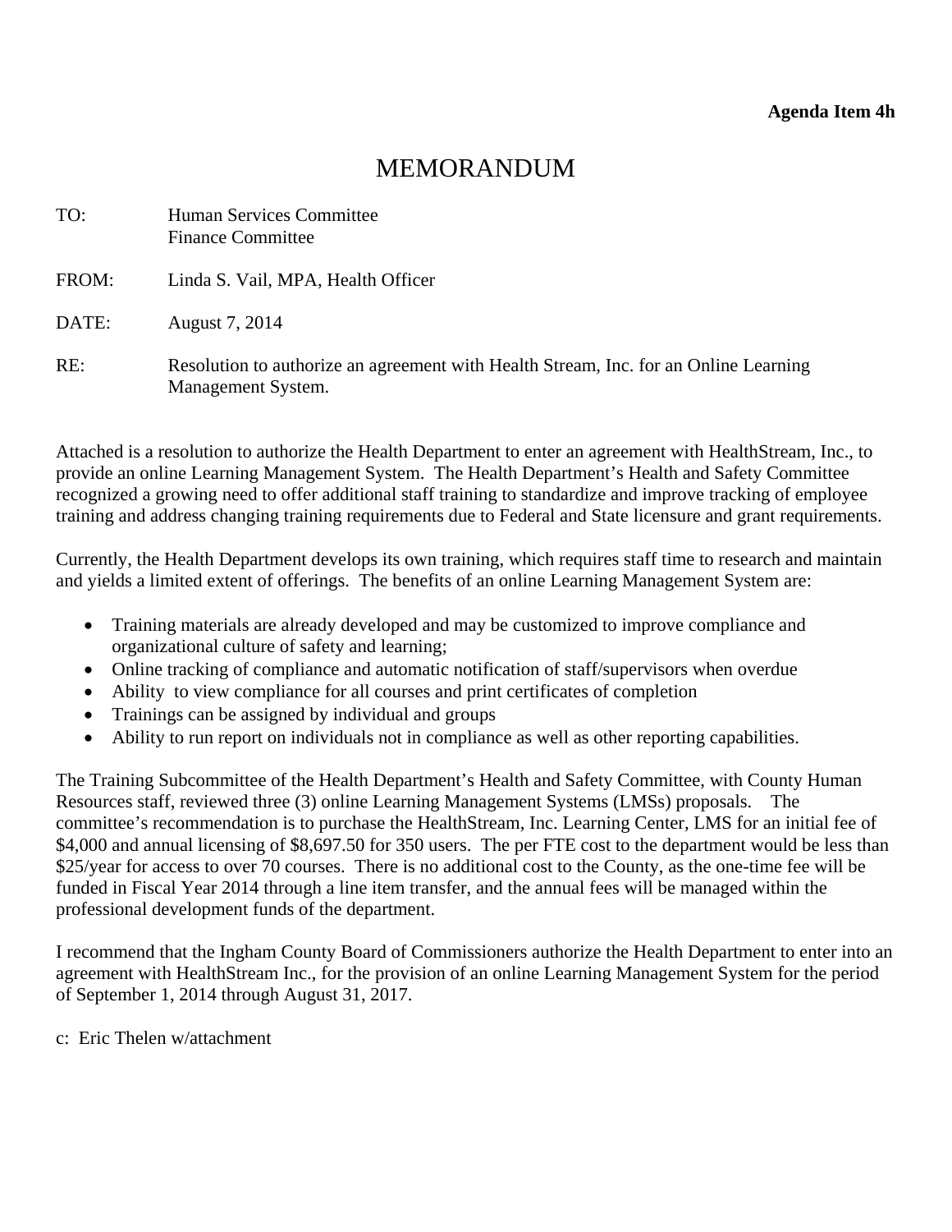**Agenda Item 4h**

# MEMORANDUM

TO: Human Services Committee
Finance Committee

FROM: Linda S. Vail, MPA, Health Officer

DATE: August 7, 2014

RE: Resolution to authorize an agreement with Health Stream, Inc. for an Online Learning Management System.

Attached is a resolution to authorize the Health Department to enter an agreement with HealthStream, Inc., to provide an online Learning Management System. The Health Department's Health and Safety Committee recognized a growing need to offer additional staff training to standardize and improve tracking of employee training and address changing training requirements due to Federal and State licensure and grant requirements.

Currently, the Health Department develops its own training, which requires staff time to research and maintain and yields a limited extent of offerings. The benefits of an online Learning Management System are:

- Training materials are already developed and may be customized to improve compliance and organizational culture of safety and learning;
- Online tracking of compliance and automatic notification of staff/supervisors when overdue
- Ability to view compliance for all courses and print certificates of completion
- Trainings can be assigned by individual and groups
- Ability to run report on individuals not in compliance as well as other reporting capabilities.

The Training Subcommittee of the Health Department's Health and Safety Committee, with County Human Resources staff, reviewed three (3) online Learning Management Systems (LMSs) proposals. The committee's recommendation is to purchase the HealthStream, Inc. Learning Center, LMS for an initial fee of $4,000 and annual licensing of $8,697.50 for 350 users. The per FTE cost to the department would be less than $25/year for access to over 70 courses. There is no additional cost to the County, as the one-time fee will be funded in Fiscal Year 2014 through a line item transfer, and the annual fees will be managed within the professional development funds of the department.

I recommend that the Ingham County Board of Commissioners authorize the Health Department to enter into an agreement with HealthStream Inc., for the provision of an online Learning Management System for the period of September 1, 2014 through August 31, 2017.

c: Eric Thelen w/attachment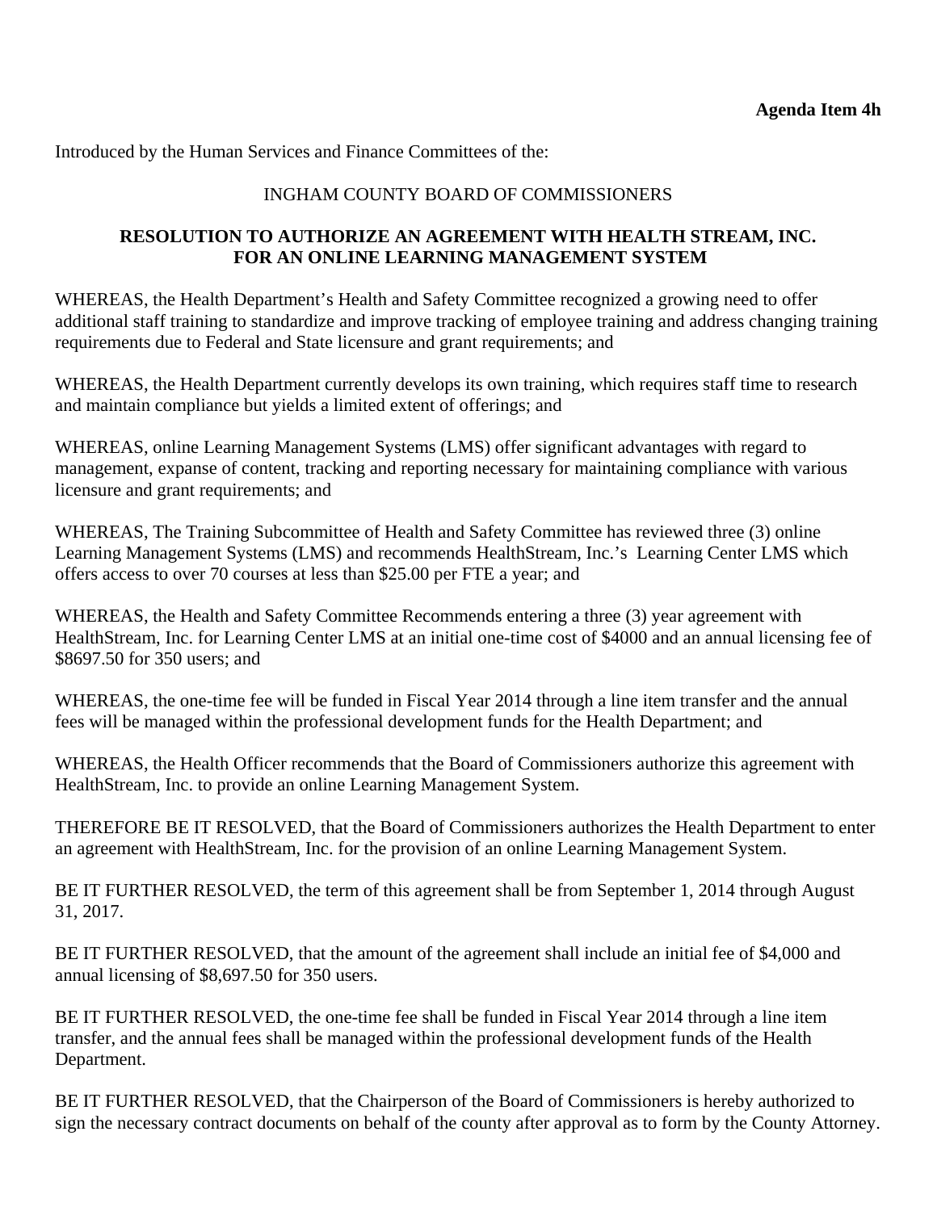**Agenda Item 4h**

Introduced by the Human Services and Finance Committees of the:

INGHAM COUNTY BOARD OF COMMISSIONERS

**RESOLUTION TO AUTHORIZE AN AGREEMENT WITH HEALTH STREAM, INC. FOR AN ONLINE LEARNING MANAGEMENT SYSTEM**

WHEREAS, the Health Department's Health and Safety Committee recognized a growing need to offer additional staff training to standardize and improve tracking of employee training and address changing training requirements due to Federal and State licensure and grant requirements; and

WHEREAS, the Health Department currently develops its own training, which requires staff time to research and maintain compliance but yields a limited extent of offerings; and

WHEREAS, online Learning Management Systems (LMS) offer significant advantages with regard to management, expanse of content, tracking and reporting necessary for maintaining compliance with various licensure and grant requirements; and

WHEREAS, The Training Subcommittee of Health and Safety Committee has reviewed three (3) online Learning Management Systems (LMS) and recommends HealthStream, Inc.'s Learning Center LMS which offers access to over 70 courses at less than $25.00 per FTE a year; and

WHEREAS, the Health and Safety Committee Recommends entering a three (3) year agreement with HealthStream, Inc. for Learning Center LMS at an initial one-time cost of $4000 and an annual licensing fee of $8697.50 for 350 users; and

WHEREAS, the one-time fee will be funded in Fiscal Year 2014 through a line item transfer and the annual fees will be managed within the professional development funds for the Health Department; and

WHEREAS, the Health Officer recommends that the Board of Commissioners authorize this agreement with HealthStream, Inc. to provide an online Learning Management System.

THEREFORE BE IT RESOLVED, that the Board of Commissioners authorizes the Health Department to enter an agreement with HealthStream, Inc. for the provision of an online Learning Management System.

BE IT FURTHER RESOLVED, the term of this agreement shall be from September 1, 2014 through August 31, 2017.

BE IT FURTHER RESOLVED, that the amount of the agreement shall include an initial fee of $4,000 and annual licensing of $8,697.50 for 350 users.

BE IT FURTHER RESOLVED, the one-time fee shall be funded in Fiscal Year 2014 through a line item transfer, and the annual fees shall be managed within the professional development funds of the Health Department.

BE IT FURTHER RESOLVED, that the Chairperson of the Board of Commissioners is hereby authorized to sign the necessary contract documents on behalf of the county after approval as to form by the County Attorney.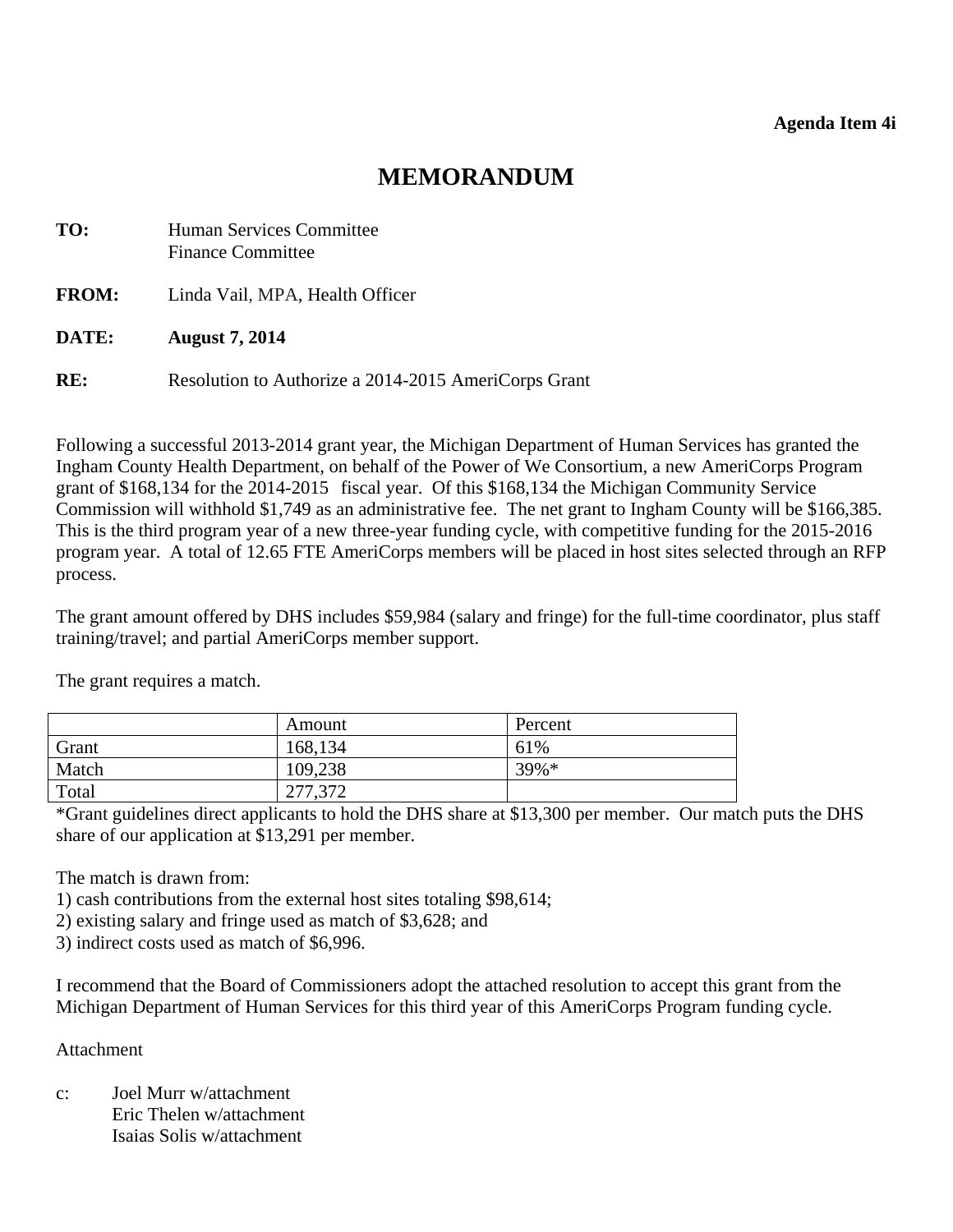**Agenda Item 4i**

# MEMORANDUM

**TO:** Human Services Committee
Finance Committee

**FROM:** Linda Vail, MPA, Health Officer

**DATE:** **August 7, 2014**

**RE:** Resolution to Authorize a 2014-2015 AmeriCorps Grant

Following a successful 2013-2014 grant year, the Michigan Department of Human Services has granted the Ingham County Health Department, on behalf of the Power of We Consortium, a new AmeriCorps Program grant of $168,134 for the 2014-2015 fiscal year. Of this $168,134 the Michigan Community Service Commission will withhold $1,749 as an administrative fee. The net grant to Ingham County will be $166,385. This is the third program year of a new three-year funding cycle, with competitive funding for the 2015-2016 program year. A total of 12.65 FTE AmeriCorps members will be placed in host sites selected through an RFP process.

The grant amount offered by DHS includes $59,984 (salary and fringe) for the full-time coordinator, plus staff training/travel; and partial AmeriCorps member support.

The grant requires a match.

| | Amount | Percent |
|---|---|---|
| Grant | 168,134 | 61% |
| Match | 109,238 | 39%* |
| Total | 277,372 | |

*Grant guidelines direct applicants to hold the DHS share at $13,300 per member. Our match puts the DHS share of our application at $13,291 per member.

The match is drawn from:
1) cash contributions from the external host sites totaling $98,614;
2) existing salary and fringe used as match of $3,628; and
3) indirect costs used as match of $6,996.

I recommend that the Board of Commissioners adopt the attached resolution to accept this grant from the Michigan Department of Human Services for this third year of this AmeriCorps Program funding cycle.

Attachment

c: Joel Murr w/attachment
Eric Thelen w/attachment
Isaias Solis w/attachment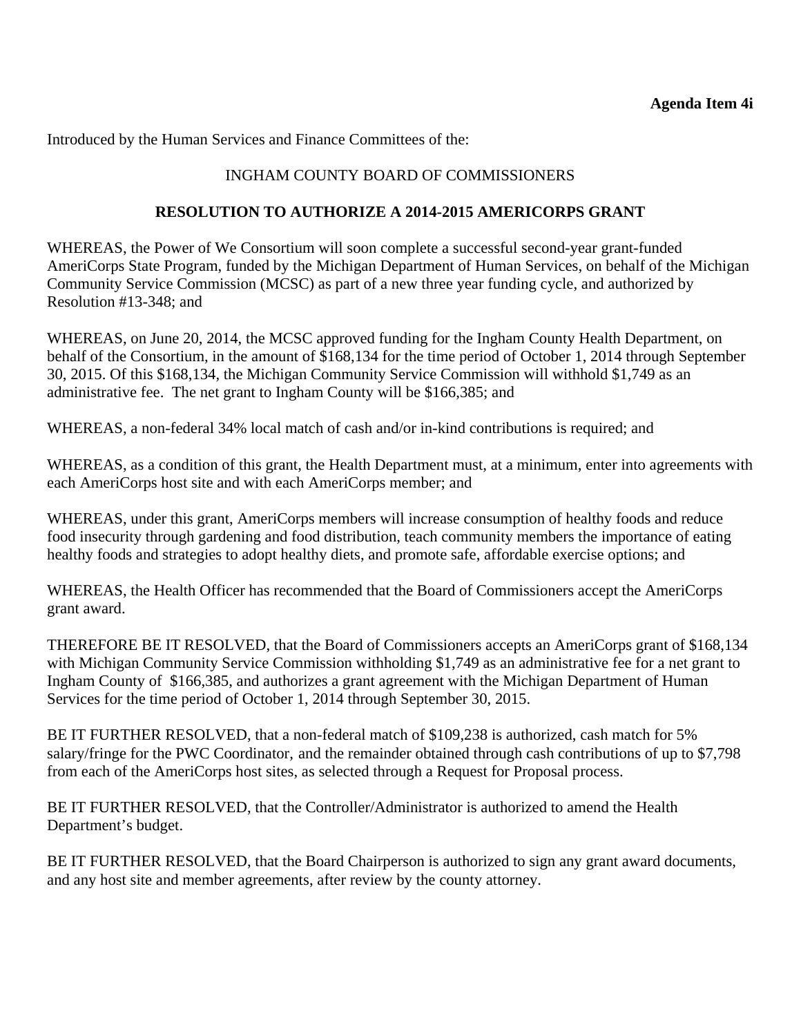**Agenda Item 4i**

Introduced by the Human Services and Finance Committees of the:

INGHAM COUNTY BOARD OF COMMISSIONERS

**RESOLUTION TO AUTHORIZE A 2014-2015 AMERICORPS GRANT**

WHEREAS, the Power of We Consortium will soon complete a successful second-year grant-funded AmeriCorps State Program, funded by the Michigan Department of Human Services, on behalf of the Michigan Community Service Commission (MCSC) as part of a new three year funding cycle, and authorized by Resolution #13-348; and

WHEREAS, on June 20, 2014, the MCSC approved funding for the Ingham County Health Department, on behalf of the Consortium, in the amount of $168,134 for the time period of October 1, 2014 through September 30, 2015. Of this $168,134, the Michigan Community Service Commission will withhold $1,749 as an administrative fee. The net grant to Ingham County will be $166,385; and

WHEREAS, a non-federal 34% local match of cash and/or in-kind contributions is required; and

WHEREAS, as a condition of this grant, the Health Department must, at a minimum, enter into agreements with each AmeriCorps host site and with each AmeriCorps member; and

WHEREAS, under this grant, AmeriCorps members will increase consumption of healthy foods and reduce food insecurity through gardening and food distribution, teach community members the importance of eating healthy foods and strategies to adopt healthy diets, and promote safe, affordable exercise options; and

WHEREAS, the Health Officer has recommended that the Board of Commissioners accept the AmeriCorps grant award.

THEREFORE BE IT RESOLVED, that the Board of Commissioners accepts an AmeriCorps grant of $168,134 with Michigan Community Service Commission withholding $1,749 as an administrative fee for a net grant to Ingham County of $166,385, and authorizes a grant agreement with the Michigan Department of Human Services for the time period of October 1, 2014 through September 30, 2015.

BE IT FURTHER RESOLVED, that a non-federal match of $109,238 is authorized, cash match for 5% salary/fringe for the PWC Coordinator, and the remainder obtained through cash contributions of up to $7,798 from each of the AmeriCorps host sites, as selected through a Request for Proposal process.

BE IT FURTHER RESOLVED, that the Controller/Administrator is authorized to amend the Health Department's budget.

BE IT FURTHER RESOLVED, that the Board Chairperson is authorized to sign any grant award documents, and any host site and member agreements, after review by the county attorney.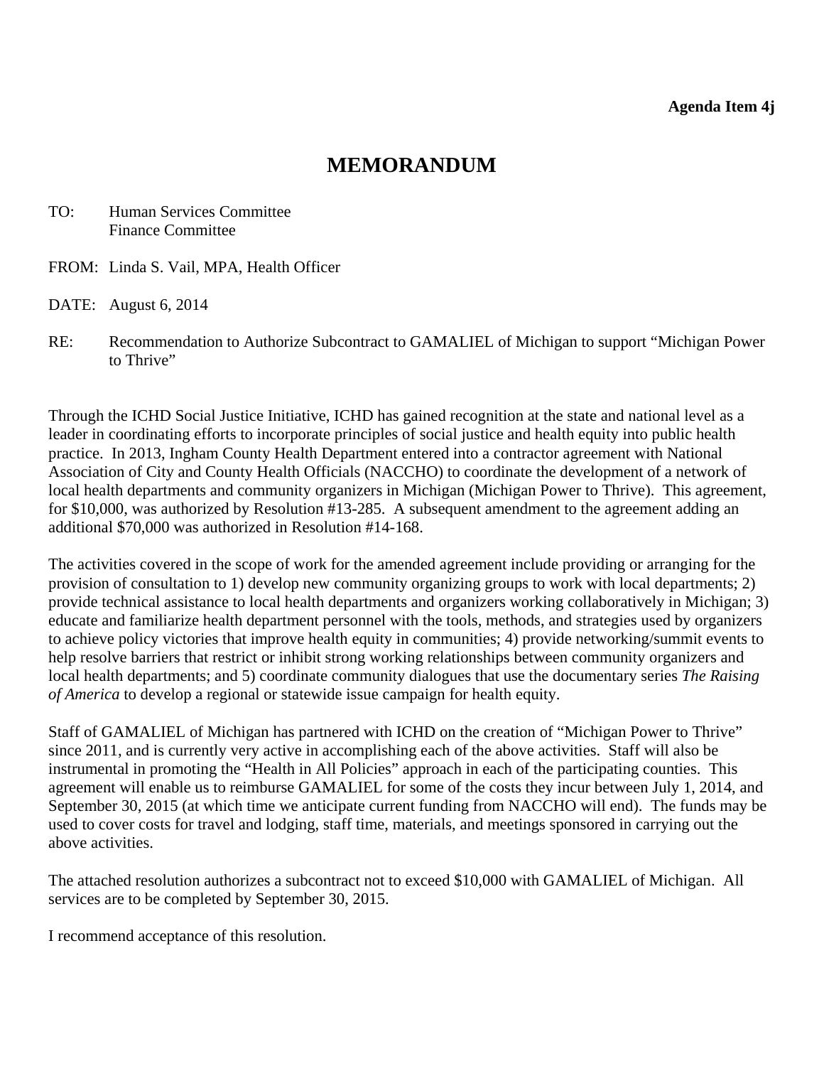**Agenda Item 4j**

# MEMORANDUM

TO: Human Services Committee
Finance Committee

FROM: Linda S. Vail, MPA, Health Officer

DATE: August 6, 2014

RE: Recommendation to Authorize Subcontract to GAMALIEL of Michigan to support "Michigan Power to Thrive"

Through the ICHD Social Justice Initiative, ICHD has gained recognition at the state and national level as a leader in coordinating efforts to incorporate principles of social justice and health equity into public health practice. In 2013, Ingham County Health Department entered into a contractor agreement with National Association of City and County Health Officials (NACCHO) to coordinate the development of a network of local health departments and community organizers in Michigan (Michigan Power to Thrive). This agreement, for $10,000, was authorized by Resolution #13-285. A subsequent amendment to the agreement adding an additional $70,000 was authorized in Resolution #14-168.

The activities covered in the scope of work for the amended agreement include providing or arranging for the provision of consultation to 1) develop new community organizing groups to work with local departments; 2) provide technical assistance to local health departments and organizers working collaboratively in Michigan; 3) educate and familiarize health department personnel with the tools, methods, and strategies used by organizers to achieve policy victories that improve health equity in communities; 4) provide networking/summit events to help resolve barriers that restrict or inhibit strong working relationships between community organizers and local health departments; and 5) coordinate community dialogues that use the documentary series *The Raising of America* to develop a regional or statewide issue campaign for health equity.

Staff of GAMALIEL of Michigan has partnered with ICHD on the creation of "Michigan Power to Thrive" since 2011, and is currently very active in accomplishing each of the above activities. Staff will also be instrumental in promoting the "Health in All Policies" approach in each of the participating counties. This agreement will enable us to reimburse GAMALIEL for some of the costs they incur between July 1, 2014, and September 30, 2015 (at which time we anticipate current funding from NACCHO will end). The funds may be used to cover costs for travel and lodging, staff time, materials, and meetings sponsored in carrying out the above activities.

The attached resolution authorizes a subcontract not to exceed $10,000 with GAMALIEL of Michigan. All services are to be completed by September 30, 2015.

I recommend acceptance of this resolution.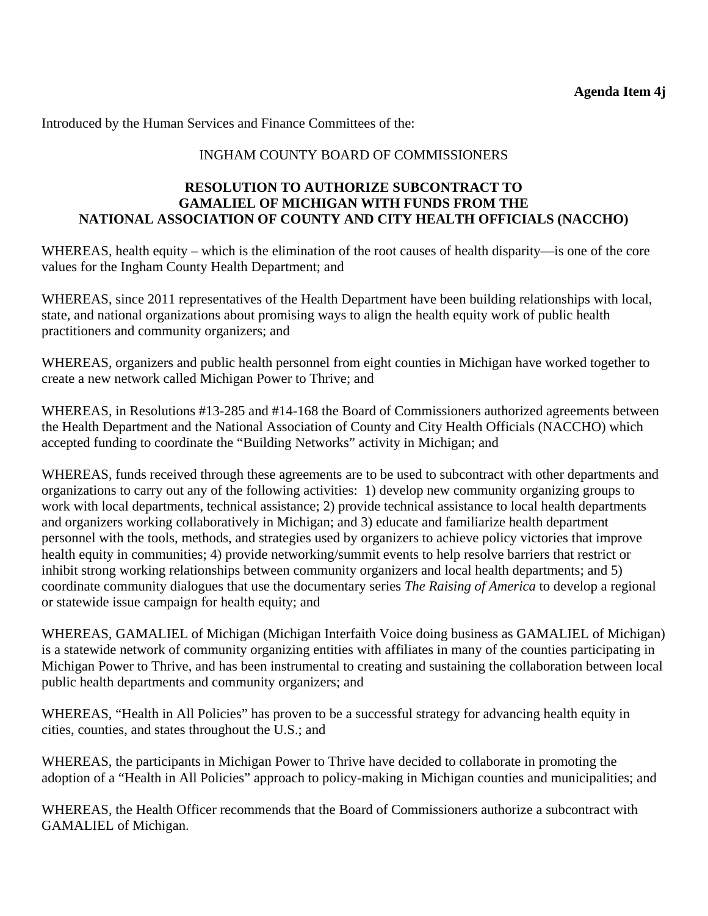**Agenda Item 4j**

Introduced by the Human Services and Finance Committees of the:

INGHAM COUNTY BOARD OF COMMISSIONERS

**RESOLUTION TO AUTHORIZE SUBCONTRACT TO GAMALIEL OF MICHIGAN WITH FUNDS FROM THE NATIONAL ASSOCIATION OF COUNTY AND CITY HEALTH OFFICIALS (NACCHO)**

WHEREAS, health equity – which is the elimination of the root causes of health disparity—is one of the core values for the Ingham County Health Department; and

WHEREAS, since 2011 representatives of the Health Department have been building relationships with local, state, and national organizations about promising ways to align the health equity work of public health practitioners and community organizers; and

WHEREAS, organizers and public health personnel from eight counties in Michigan have worked together to create a new network called Michigan Power to Thrive; and

WHEREAS, in Resolutions #13-285 and #14-168 the Board of Commissioners authorized agreements between the Health Department and the National Association of County and City Health Officials (NACCHO) which accepted funding to coordinate the "Building Networks" activity in Michigan; and

WHEREAS, funds received through these agreements are to be used to subcontract with other departments and organizations to carry out any of the following activities: 1) develop new community organizing groups to work with local departments, technical assistance; 2) provide technical assistance to local health departments and organizers working collaboratively in Michigan; and 3) educate and familiarize health department personnel with the tools, methods, and strategies used by organizers to achieve policy victories that improve health equity in communities; 4) provide networking/summit events to help resolve barriers that restrict or inhibit strong working relationships between community organizers and local health departments; and 5) coordinate community dialogues that use the documentary series *The Raising of America* to develop a regional or statewide issue campaign for health equity; and

WHEREAS, GAMALIEL of Michigan (Michigan Interfaith Voice doing business as GAMALIEL of Michigan) is a statewide network of community organizing entities with affiliates in many of the counties participating in Michigan Power to Thrive, and has been instrumental to creating and sustaining the collaboration between local public health departments and community organizers; and

WHEREAS, "Health in All Policies" has proven to be a successful strategy for advancing health equity in cities, counties, and states throughout the U.S.; and

WHEREAS, the participants in Michigan Power to Thrive have decided to collaborate in promoting the adoption of a "Health in All Policies" approach to policy-making in Michigan counties and municipalities; and

WHEREAS, the Health Officer recommends that the Board of Commissioners authorize a subcontract with GAMALIEL of Michigan.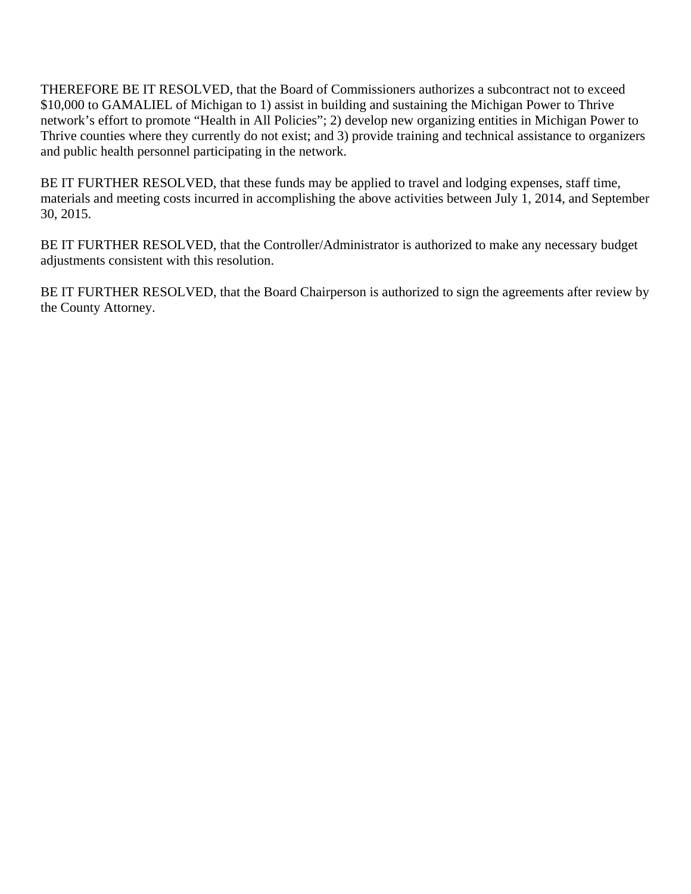THEREFORE BE IT RESOLVED, that the Board of Commissioners authorizes a subcontract not to exceed $10,000 to GAMALIEL of Michigan to 1) assist in building and sustaining the Michigan Power to Thrive network's effort to promote "Health in All Policies"; 2) develop new organizing entities in Michigan Power to Thrive counties where they currently do not exist; and 3) provide training and technical assistance to organizers and public health personnel participating in the network.

BE IT FURTHER RESOLVED, that these funds may be applied to travel and lodging expenses, staff time, materials and meeting costs incurred in accomplishing the above activities between July 1, 2014, and September 30, 2015.

BE IT FURTHER RESOLVED, that the Controller/Administrator is authorized to make any necessary budget adjustments consistent with this resolution.

BE IT FURTHER RESOLVED, that the Board Chairperson is authorized to sign the agreements after review by the County Attorney.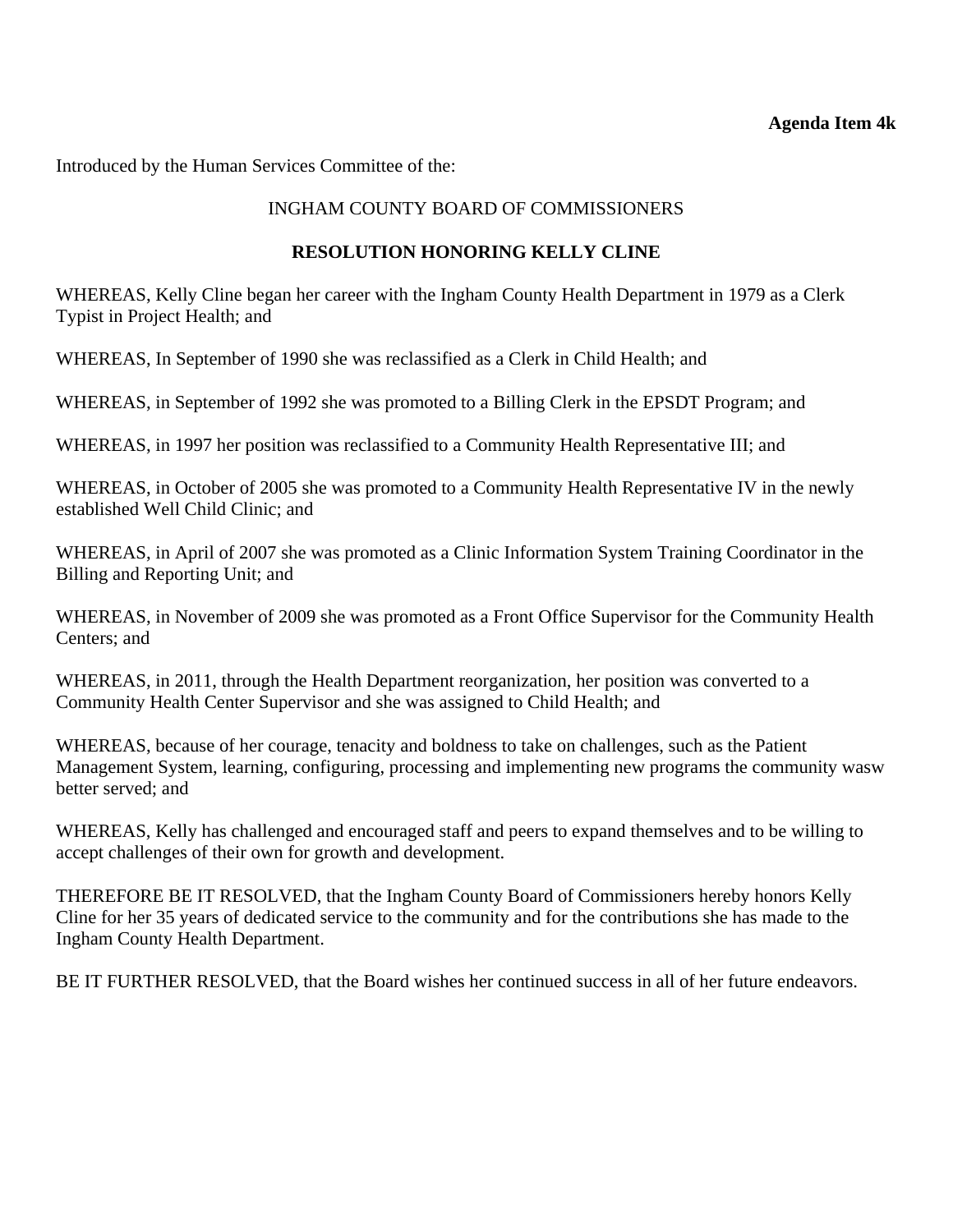**Agenda Item 4k**

Introduced by the Human Services Committee of the:

INGHAM COUNTY BOARD OF COMMISSIONERS

**RESOLUTION HONORING KELLY CLINE**

WHEREAS, Kelly Cline began her career with the Ingham County Health Department in 1979 as a Clerk Typist in Project Health; and

WHEREAS, In September of 1990 she was reclassified as a Clerk in Child Health; and

WHEREAS, in September of 1992 she was promoted to a Billing Clerk in the EPSDT Program; and

WHEREAS, in 1997 her position was reclassified to a Community Health Representative III; and

WHEREAS, in October of 2005 she was promoted to a Community Health Representative IV in the newly established Well Child Clinic; and

WHEREAS, in April of 2007 she was promoted as a Clinic Information System Training Coordinator in the Billing and Reporting Unit; and

WHEREAS, in November of 2009 she was promoted as a Front Office Supervisor for the Community Health Centers; and

WHEREAS, in 2011, through the Health Department reorganization, her position was converted to a Community Health Center Supervisor and she was assigned to Child Health; and

WHEREAS, because of her courage, tenacity and boldness to take on challenges, such as the Patient Management System, learning, configuring, processing and implementing new programs the community wasw better served; and

WHEREAS, Kelly has challenged and encouraged staff and peers to expand themselves and to be willing to accept challenges of their own for growth and development.

THEREFORE BE IT RESOLVED, that the Ingham County Board of Commissioners hereby honors Kelly Cline for her 35 years of dedicated service to the community and for the contributions she has made to the Ingham County Health Department.

BE IT FURTHER RESOLVED, that the Board wishes her continued success in all of her future endeavors.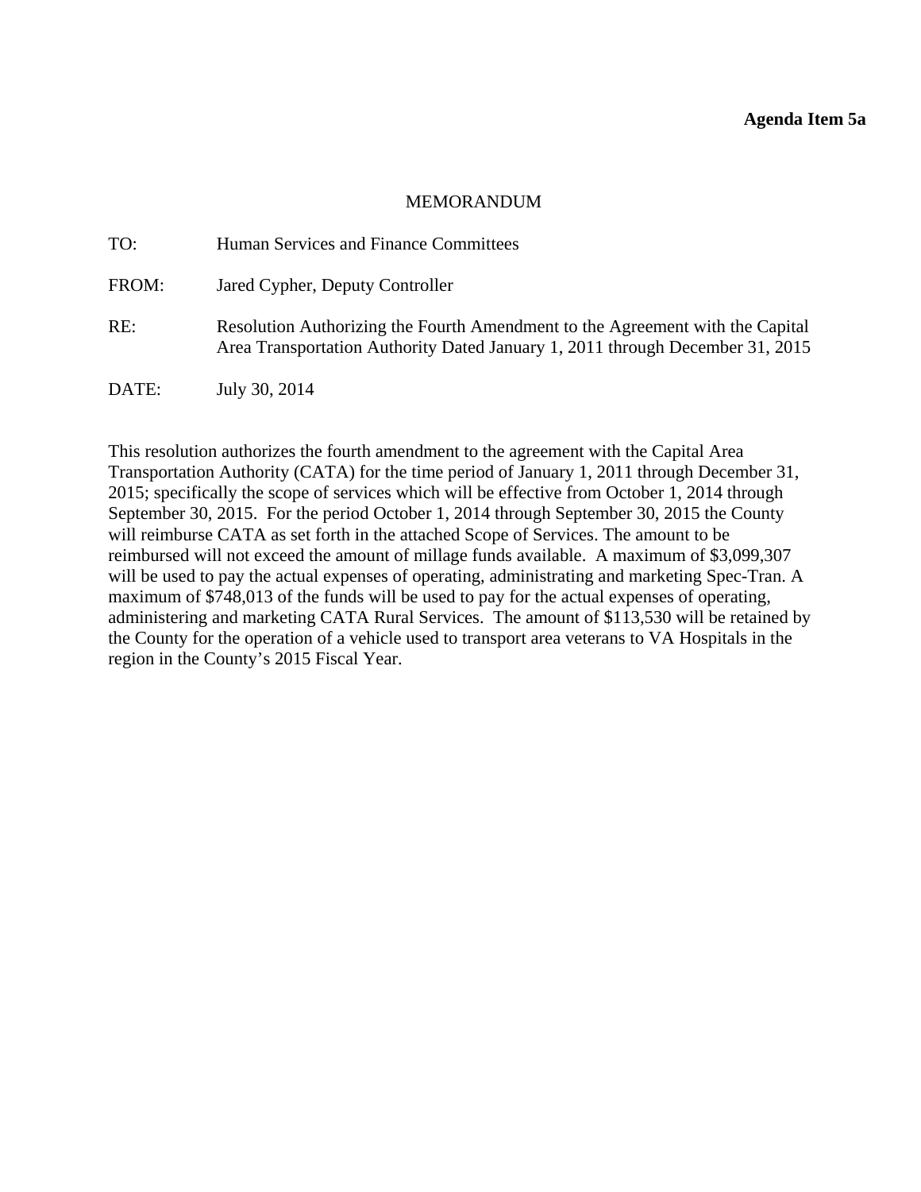**Agenda Item 5a**

MEMORANDUM

TO: Human Services and Finance Committees

FROM: Jared Cypher, Deputy Controller

RE: Resolution Authorizing the Fourth Amendment to the Agreement with the Capital Area Transportation Authority Dated January 1, 2011 through December 31, 2015

DATE: July 30, 2014

This resolution authorizes the fourth amendment to the agreement with the Capital Area Transportation Authority (CATA) for the time period of January 1, 2011 through December 31, 2015; specifically the scope of services which will be effective from October 1, 2014 through September 30, 2015. For the period October 1, 2014 through September 30, 2015 the County will reimburse CATA as set forth in the attached Scope of Services. The amount to be reimbursed will not exceed the amount of millage funds available. A maximum of $3,099,307 will be used to pay the actual expenses of operating, administrating and marketing Spec-Tran. A maximum of $748,013 of the funds will be used to pay for the actual expenses of operating, administering and marketing CATA Rural Services. The amount of $113,530 will be retained by the County for the operation of a vehicle used to transport area veterans to VA Hospitals in the region in the County's 2015 Fiscal Year.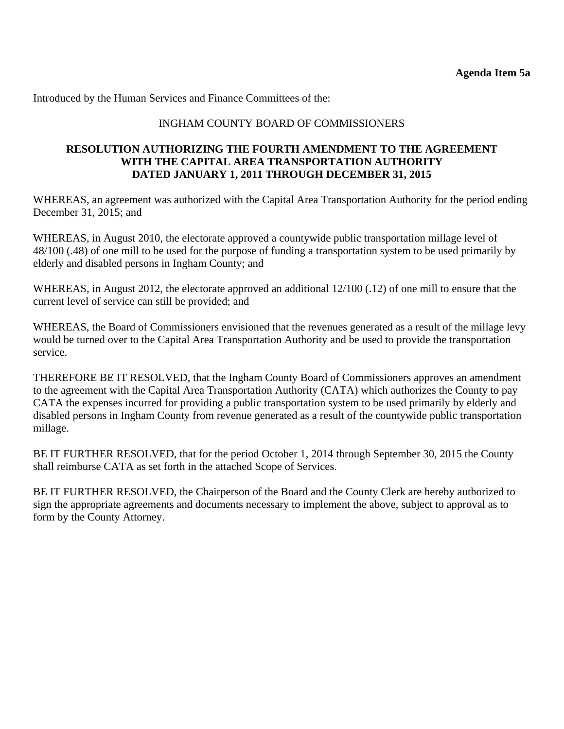**Agenda Item 5a**

Introduced by the Human Services and Finance Committees of the:

INGHAM COUNTY BOARD OF COMMISSIONERS

**RESOLUTION AUTHORIZING THE FOURTH AMENDMENT TO THE AGREEMENT WITH THE CAPITAL AREA TRANSPORTATION AUTHORITY DATED JANUARY 1, 2011 THROUGH DECEMBER 31, 2015**

WHEREAS, an agreement was authorized with the Capital Area Transportation Authority for the period ending December 31, 2015; and

WHEREAS, in August 2010, the electorate approved a countywide public transportation millage level of 48/100 (.48) of one mill to be used for the purpose of funding a transportation system to be used primarily by elderly and disabled persons in Ingham County; and

WHEREAS, in August 2012, the electorate approved an additional 12/100 (.12) of one mill to ensure that the current level of service can still be provided; and

WHEREAS, the Board of Commissioners envisioned that the revenues generated as a result of the millage levy would be turned over to the Capital Area Transportation Authority and be used to provide the transportation service.

THEREFORE BE IT RESOLVED, that the Ingham County Board of Commissioners approves an amendment to the agreement with the Capital Area Transportation Authority (CATA) which authorizes the County to pay CATA the expenses incurred for providing a public transportation system to be used primarily by elderly and disabled persons in Ingham County from revenue generated as a result of the countywide public transportation millage.

BE IT FURTHER RESOLVED, that for the period October 1, 2014 through September 30, 2015 the County shall reimburse CATA as set forth in the attached Scope of Services.

BE IT FURTHER RESOLVED, the Chairperson of the Board and the County Clerk are hereby authorized to sign the appropriate agreements and documents necessary to implement the above, subject to approval as to form by the County Attorney.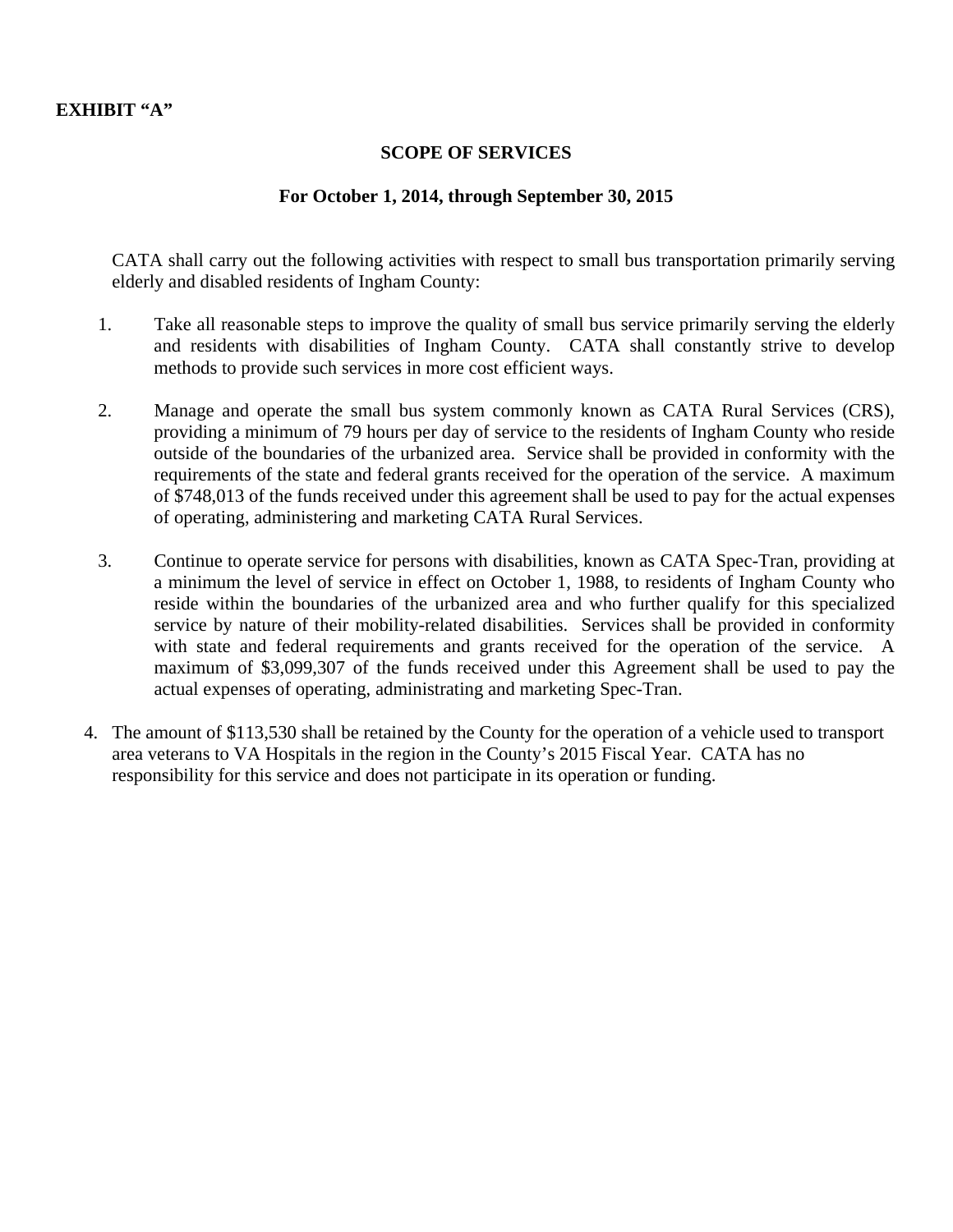**EXHIBIT "A"**

## SCOPE OF SERVICES

### For October 1, 2014, through September 30, 2015

CATA shall carry out the following activities with respect to small bus transportation primarily serving elderly and disabled residents of Ingham County:

1. Take all reasonable steps to improve the quality of small bus service primarily serving the elderly and residents with disabilities of Ingham County. CATA shall constantly strive to develop methods to provide such services in more cost efficient ways.

2. Manage and operate the small bus system commonly known as CATA Rural Services (CRS), providing a minimum of 79 hours per day of service to the residents of Ingham County who reside outside of the boundaries of the urbanized area. Service shall be provided in conformity with the requirements of the state and federal grants received for the operation of the service. A maximum of $748,013 of the funds received under this agreement shall be used to pay for the actual expenses of operating, administering and marketing CATA Rural Services.

3. Continue to operate service for persons with disabilities, known as CATA Spec-Tran, providing at a minimum the level of service in effect on October 1, 1988, to residents of Ingham County who reside within the boundaries of the urbanized area and who further qualify for this specialized service by nature of their mobility-related disabilities. Services shall be provided in conformity with state and federal requirements and grants received for the operation of the service. A maximum of $3,099,307 of the funds received under this Agreement shall be used to pay the actual expenses of operating, administrating and marketing Spec-Tran.

4. The amount of $113,530 shall be retained by the County for the operation of a vehicle used to transport area veterans to VA Hospitals in the region in the County's 2015 Fiscal Year. CATA has no responsibility for this service and does not participate in its operation or funding.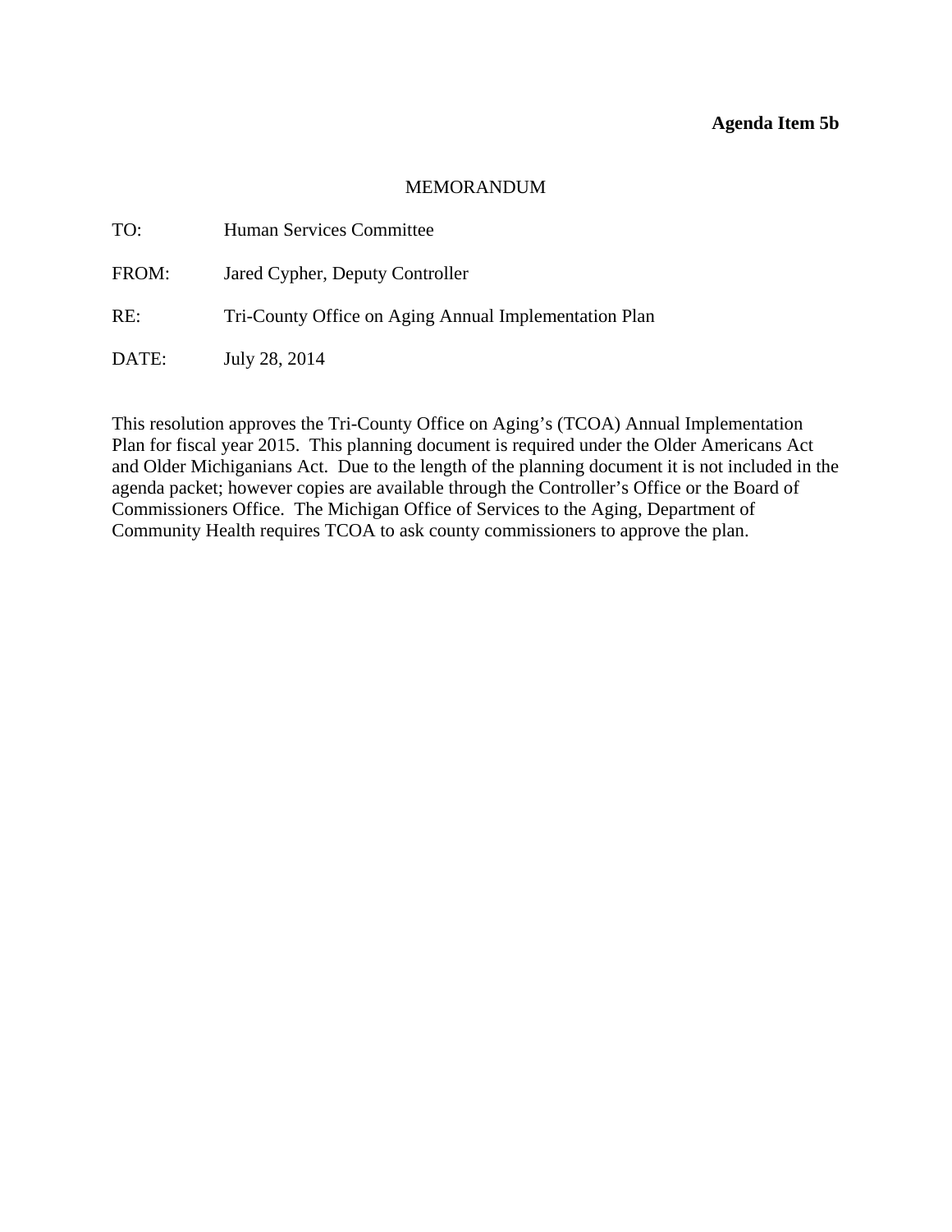**Agenda Item 5b**

MEMORANDUM

TO: Human Services Committee

FROM: Jared Cypher, Deputy Controller

RE: Tri-County Office on Aging Annual Implementation Plan

DATE: July 28, 2014

This resolution approves the Tri-County Office on Aging's (TCOA) Annual Implementation Plan for fiscal year 2015. This planning document is required under the Older Americans Act and Older Michiganians Act. Due to the length of the planning document it is not included in the agenda packet; however copies are available through the Controller's Office or the Board of Commissioners Office. The Michigan Office of Services to the Aging, Department of Community Health requires TCOA to ask county commissioners to approve the plan.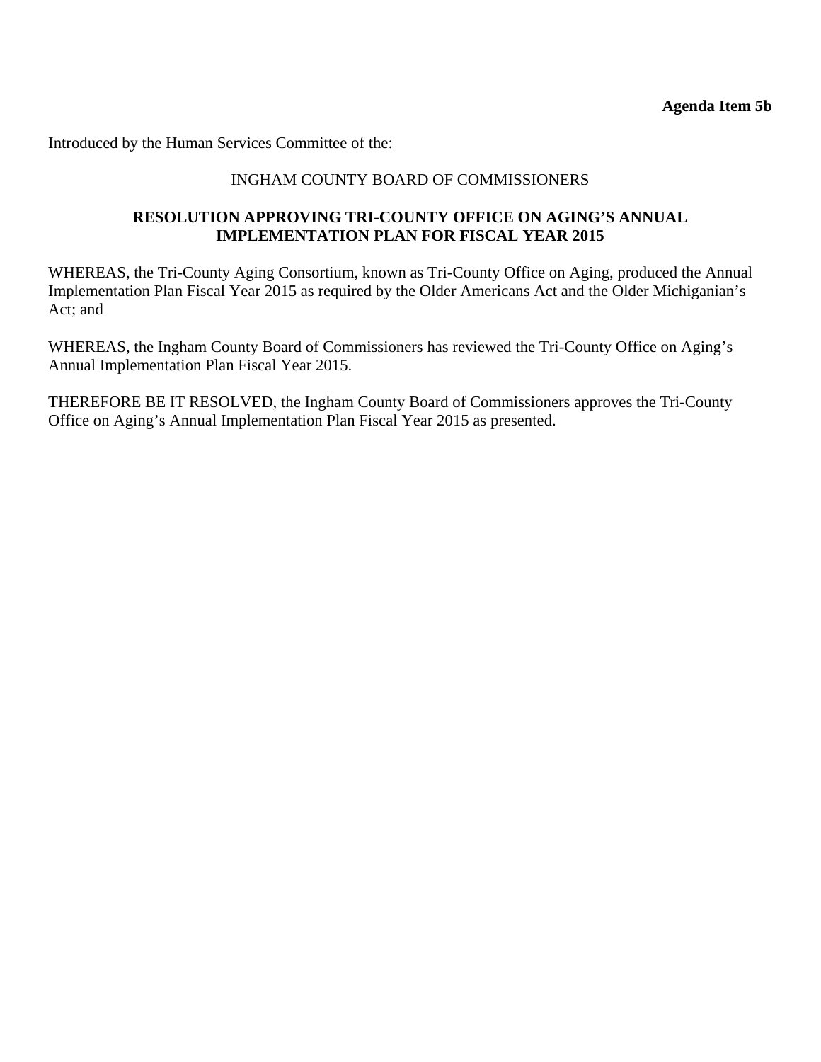**Agenda Item 5b**

Introduced by the Human Services Committee of the:

INGHAM COUNTY BOARD OF COMMISSIONERS

**RESOLUTION APPROVING TRI-COUNTY OFFICE ON AGING'S ANNUAL IMPLEMENTATION PLAN FOR FISCAL YEAR 2015**

WHEREAS, the Tri-County Aging Consortium, known as Tri-County Office on Aging, produced the Annual Implementation Plan Fiscal Year 2015 as required by the Older Americans Act and the Older Michiganian's Act; and

WHEREAS, the Ingham County Board of Commissioners has reviewed the Tri-County Office on Aging's Annual Implementation Plan Fiscal Year 2015.

THEREFORE BE IT RESOLVED, the Ingham County Board of Commissioners approves the Tri-County Office on Aging's Annual Implementation Plan Fiscal Year 2015 as presented.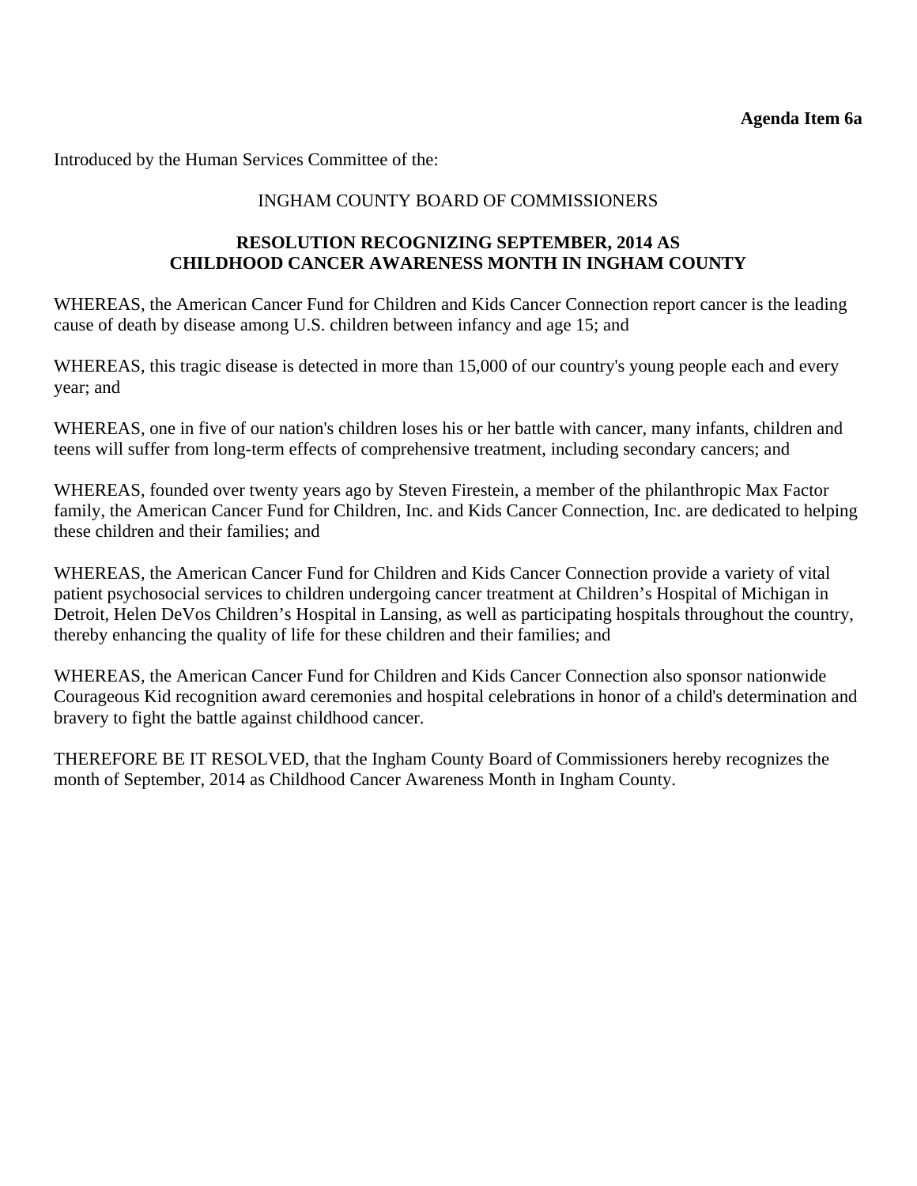**Agenda Item 6a**

Introduced by the Human Services Committee of the:

INGHAM COUNTY BOARD OF COMMISSIONERS

**RESOLUTION RECOGNIZING SEPTEMBER, 2014 AS CHILDHOOD CANCER AWARENESS MONTH IN INGHAM COUNTY**

WHEREAS, the American Cancer Fund for Children and Kids Cancer Connection report cancer is the leading cause of death by disease among U.S. children between infancy and age 15; and

WHEREAS, this tragic disease is detected in more than 15,000 of our country's young people each and every year; and

WHEREAS, one in five of our nation's children loses his or her battle with cancer, many infants, children and teens will suffer from long-term effects of comprehensive treatment, including secondary cancers; and

WHEREAS, founded over twenty years ago by Steven Firestein, a member of the philanthropic Max Factor family, the American Cancer Fund for Children, Inc. and Kids Cancer Connection, Inc. are dedicated to helping these children and their families; and

WHEREAS, the American Cancer Fund for Children and Kids Cancer Connection provide a variety of vital patient psychosocial services to children undergoing cancer treatment at Children's Hospital of Michigan in Detroit, Helen DeVos Children's Hospital in Lansing, as well as participating hospitals throughout the country, thereby enhancing the quality of life for these children and their families; and

WHEREAS, the American Cancer Fund for Children and Kids Cancer Connection also sponsor nationwide Courageous Kid recognition award ceremonies and hospital celebrations in honor of a child's determination and bravery to fight the battle against childhood cancer.

THEREFORE BE IT RESOLVED, that the Ingham County Board of Commissioners hereby recognizes the month of September, 2014 as Childhood Cancer Awareness Month in Ingham County.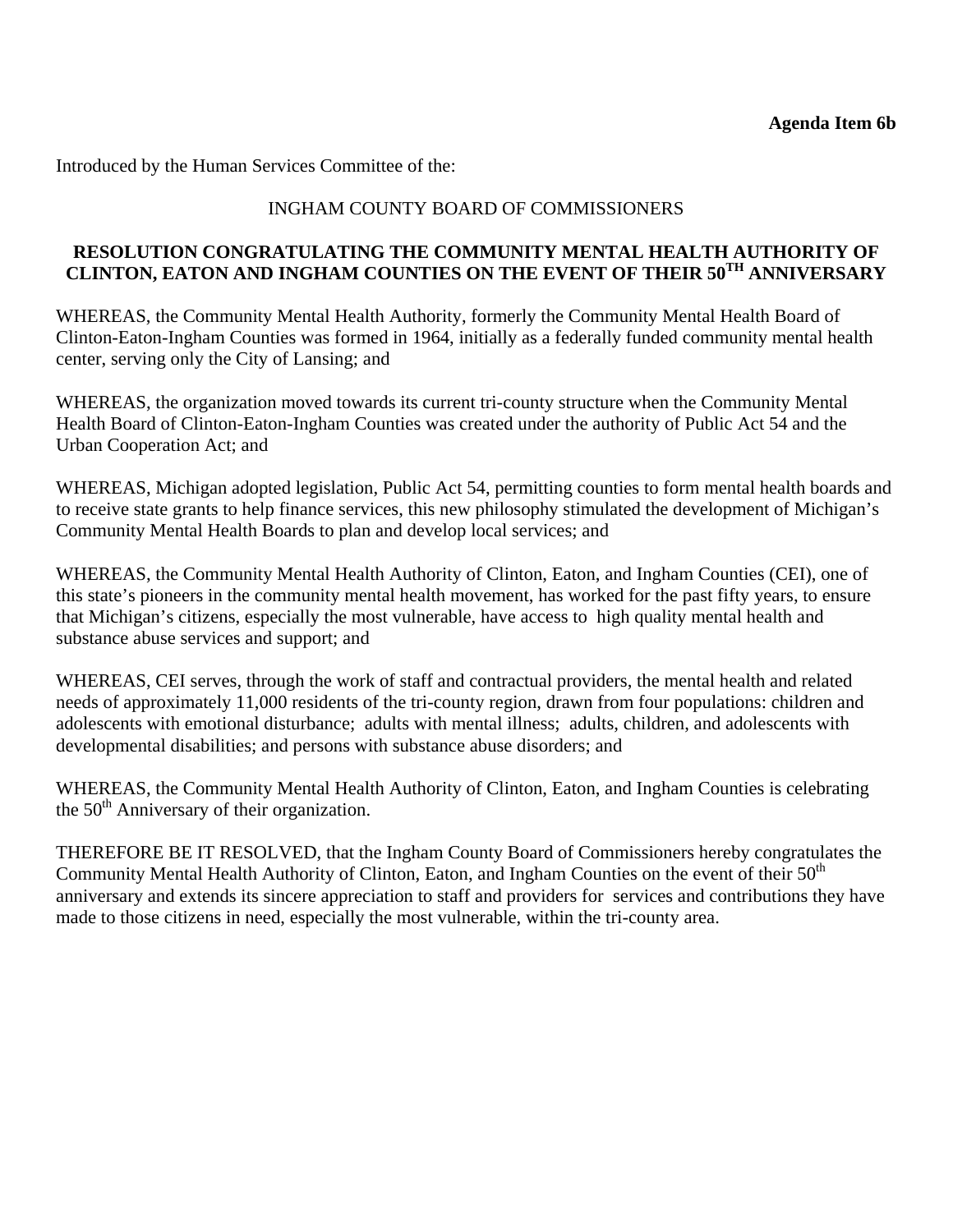**Agenda Item 6b**

Introduced by the Human Services Committee of the:

INGHAM COUNTY BOARD OF COMMISSIONERS

**RESOLUTION CONGRATULATING THE COMMUNITY MENTAL HEALTH AUTHORITY OF CLINTON, EATON AND INGHAM COUNTIES ON THE EVENT OF THEIR 50TH ANNIVERSARY**

WHEREAS, the Community Mental Health Authority, formerly the Community Mental Health Board of Clinton-Eaton-Ingham Counties was formed in 1964, initially as a federally funded community mental health center, serving only the City of Lansing; and

WHEREAS, the organization moved towards its current tri-county structure when the Community Mental Health Board of Clinton-Eaton-Ingham Counties was created under the authority of Public Act 54 and the Urban Cooperation Act; and

WHEREAS, Michigan adopted legislation, Public Act 54, permitting counties to form mental health boards and to receive state grants to help finance services, this new philosophy stimulated the development of Michigan's Community Mental Health Boards to plan and develop local services; and

WHEREAS, the Community Mental Health Authority of Clinton, Eaton, and Ingham Counties (CEI), one of this state's pioneers in the community mental health movement, has worked for the past fifty years, to ensure that Michigan's citizens, especially the most vulnerable, have access to high quality mental health and substance abuse services and support; and

WHEREAS, CEI serves, through the work of staff and contractual providers, the mental health and related needs of approximately 11,000 residents of the tri-county region, drawn from four populations: children and adolescents with emotional disturbance; adults with mental illness; adults, children, and adolescents with developmental disabilities; and persons with substance abuse disorders; and

WHEREAS, the Community Mental Health Authority of Clinton, Eaton, and Ingham Counties is celebrating the 50th Anniversary of their organization.

THEREFORE BE IT RESOLVED, that the Ingham County Board of Commissioners hereby congratulates the Community Mental Health Authority of Clinton, Eaton, and Ingham Counties on the event of their 50th anniversary and extends its sincere appreciation to staff and providers for services and contributions they have made to those citizens in need, especially the most vulnerable, within the tri-county area.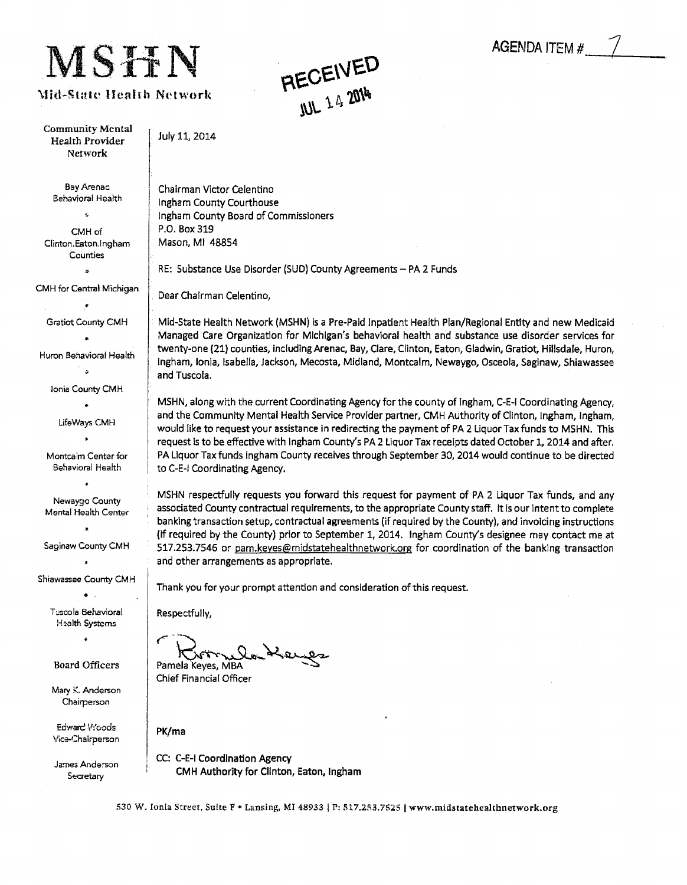AGENDA ITEM # 7

# MSHN

Mid-State Health Network

RECEIVED
JUL 14 2014

**Community Mental Health Provider Network**

Bay Arenac Behavioral Health

CMH of Clinton.Eaton.Ingham Counties

CMH for Central Michigan

Gratiot County CMH

Huron Behavioral Health

Ionia County CMH

LifeWays CMH

Montcalm Center for Behavioral Health

Newaygo County Mental Health Center

Saginaw County CMH

Shiawassee County CMH

Tuscola Behavioral Health Systems

**Board Officers**

Mary K. Anderson
Chairperson

Edward Woods
Vice-Chairperson

James Anderson
Secretary

July 11, 2014

Chairman Victor Celentino
Ingham County Courthouse
Ingham County Board of Commissioners
P.O. Box 319
Mason, MI 48854

RE: Substance Use Disorder (SUD) County Agreements – PA 2 Funds

Dear Chairman Celentino,

Mid-State Health Network (MSHN) is a Pre-Paid Inpatient Health Plan/Regional Entity and new Medicaid Managed Care Organization for Michigan's behavioral health and substance use disorder services for twenty-one (21) counties, including Arenac, Bay, Clare, Clinton, Eaton, Gladwin, Gratiot, Hillsdale, Huron, Ingham, Ionia, Isabella, Jackson, Mecosta, Midland, Montcalm, Newaygo, Osceola, Saginaw, Shiawassee and Tuscola.

MSHN, along with the current Coordinating Agency for the county of Ingham, C-E-I Coordinating Agency, and the Community Mental Health Service Provider partner, CMH Authority of Clinton, Ingham, Ingham, would like to request your assistance in redirecting the payment of PA 2 Liquor Tax funds to MSHN. This request is to be effective with Ingham County's PA 2 Liquor Tax receipts dated October 1, 2014 and after. PA Liquor Tax funds Ingham County receives through September 30, 2014 would continue to be directed to C-E-I Coordinating Agency.

MSHN respectfully requests you forward this request for payment of PA 2 Liquor Tax funds, and any associated County contractual requirements, to the appropriate County staff. It is our intent to complete banking transaction setup, contractual agreements (if required by the County), and invoicing instructions (if required by the County) prior to September 1, 2014. Ingham County's designee may contact me at 517.253.7546 or pam.keyes@midstatehealthnetwork.org for coordination of the banking transaction and other arrangements as appropriate.

Thank you for your prompt attention and consideration of this request.

Respectfully,

Pamela Keyes, MBA
Chief Financial Officer

PK/ma

CC: C-E-I Coordination Agency
CMH Authority for Clinton, Eaton, Ingham

530 W. Ionia Street, Suite F • Lansing, MI 48933 | P: 517.253.7525 | www.midstatehealthnetwork.org